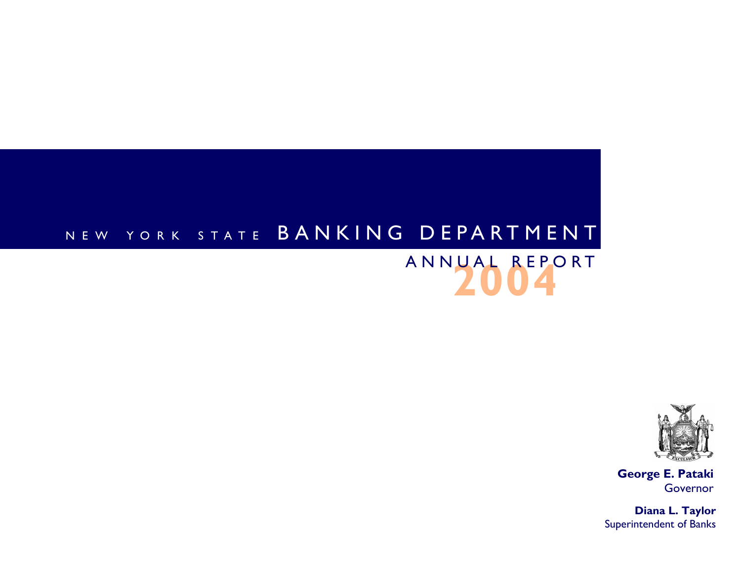# NEW YORK STATE BANKING DEPARTMENT

## ANNUAL REPORT 2004

**George E. Pataki**
Governor

**Diana L. Taylor**
Superintendent of Banks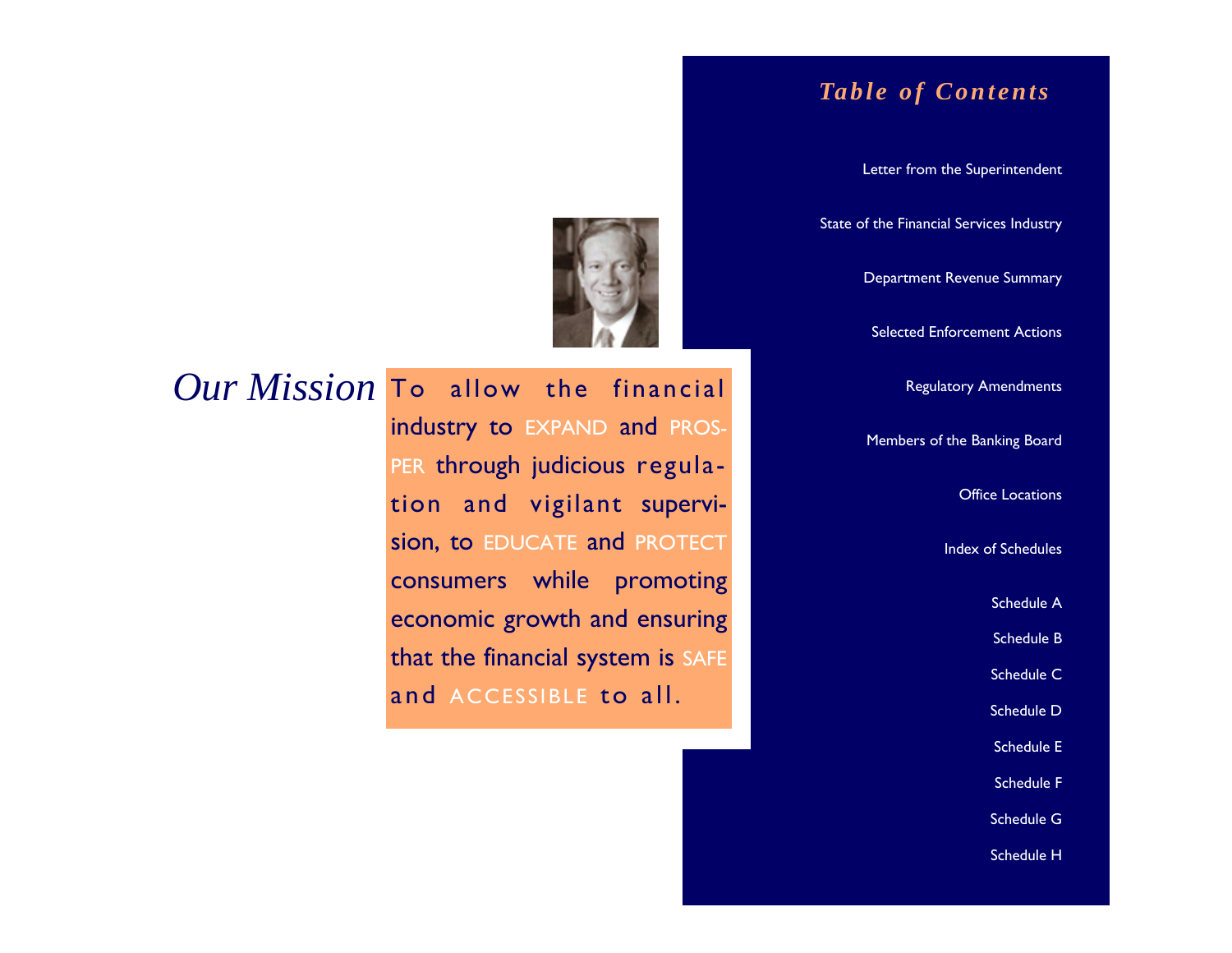## Our Mission

To allow the financial industry to EXPAND and PROSPER through judicious regulation and vigilant supervision, to EDUCATE and PROTECT consumers while promoting economic growth and ensuring that the financial system is SAFE and ACCESSIBLE to all.

## *Table of Contents*

- Letter from the Superintendent
- State of the Financial Services Industry
- Department Revenue Summary
- Selected Enforcement Actions
- Regulatory Amendments
- Members of the Banking Board
- Office Locations
- Index of Schedules
  - Schedule A
  - Schedule B
  - Schedule C
  - Schedule D
  - Schedule E
  - Schedule F
  - Schedule G
  - Schedule H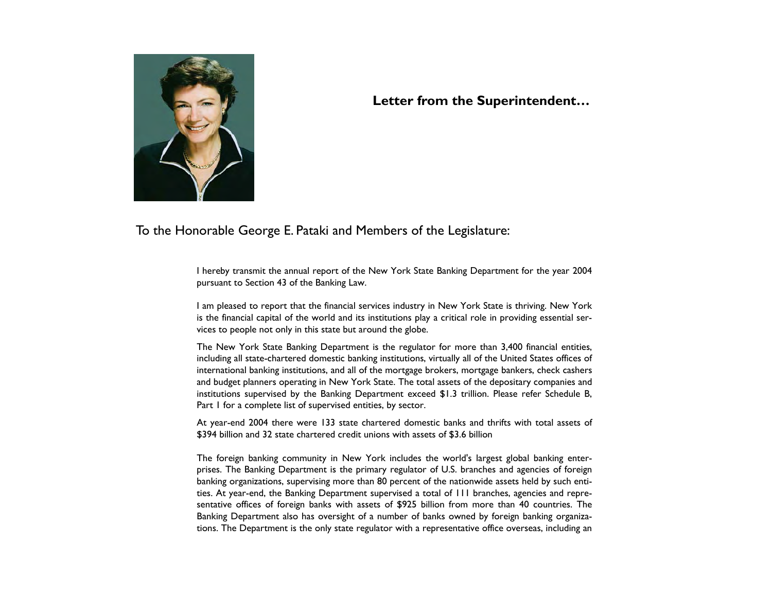## Letter from the Superintendent…

To the Honorable George E. Pataki and Members of the Legislature:

I hereby transmit the annual report of the New York State Banking Department for the year 2004 pursuant to Section 43 of the Banking Law.

I am pleased to report that the financial services industry in New York State is thriving. New York is the financial capital of the world and its institutions play a critical role in providing essential services to people not only in this state but around the globe.

The New York State Banking Department is the regulator for more than 3,400 financial entities, including all state-chartered domestic banking institutions, virtually all of the United States offices of international banking institutions, and all of the mortgage brokers, mortgage bankers, check cashers and budget planners operating in New York State. The total assets of the depositary companies and institutions supervised by the Banking Department exceed $1.3 trillion. Please refer Schedule B, Part 1 for a complete list of supervised entities, by sector.

At year-end 2004 there were 133 state chartered domestic banks and thrifts with total assets of $394 billion and 32 state chartered credit unions with assets of $3.6 billion

The foreign banking community in New York includes the world's largest global banking enterprises. The Banking Department is the primary regulator of U.S. branches and agencies of foreign banking organizations, supervising more than 80 percent of the nationwide assets held by such entities. At year-end, the Banking Department supervised a total of 111 branches, agencies and representative offices of foreign banks with assets of $925 billion from more than 40 countries. The Banking Department also has oversight of a number of banks owned by foreign banking organizations. The Department is the only state regulator with a representative office overseas, including an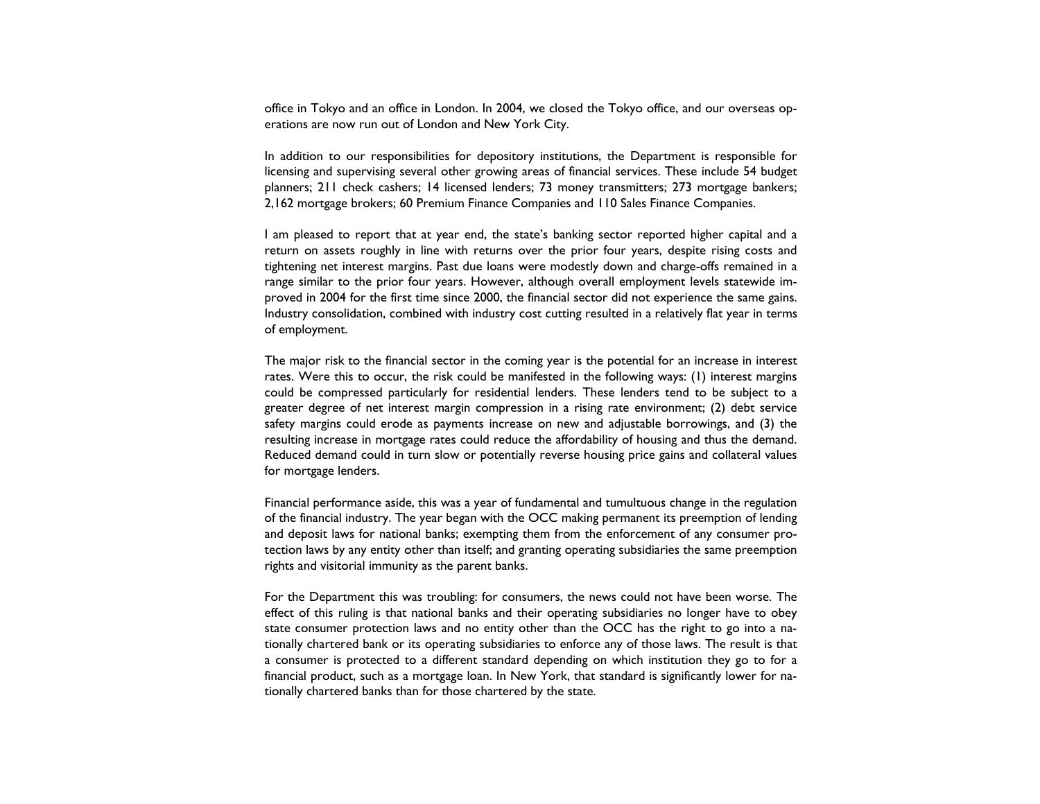office in Tokyo and an office in London. In 2004, we closed the Tokyo office, and our overseas operations are now run out of London and New York City.

In addition to our responsibilities for depository institutions, the Department is responsible for licensing and supervising several other growing areas of financial services. These include 54 budget planners; 211 check cashers; 14 licensed lenders; 73 money transmitters; 273 mortgage bankers; 2,162 mortgage brokers; 60 Premium Finance Companies and 110 Sales Finance Companies.

I am pleased to report that at year end, the state's banking sector reported higher capital and a return on assets roughly in line with returns over the prior four years, despite rising costs and tightening net interest margins. Past due loans were modestly down and charge-offs remained in a range similar to the prior four years. However, although overall employment levels statewide improved in 2004 for the first time since 2000, the financial sector did not experience the same gains. Industry consolidation, combined with industry cost cutting resulted in a relatively flat year in terms of employment.

The major risk to the financial sector in the coming year is the potential for an increase in interest rates. Were this to occur, the risk could be manifested in the following ways: (1) interest margins could be compressed particularly for residential lenders. These lenders tend to be subject to a greater degree of net interest margin compression in a rising rate environment; (2) debt service safety margins could erode as payments increase on new and adjustable borrowings, and (3) the resulting increase in mortgage rates could reduce the affordability of housing and thus the demand. Reduced demand could in turn slow or potentially reverse housing price gains and collateral values for mortgage lenders.

Financial performance aside, this was a year of fundamental and tumultuous change in the regulation of the financial industry. The year began with the OCC making permanent its preemption of lending and deposit laws for national banks; exempting them from the enforcement of any consumer protection laws by any entity other than itself; and granting operating subsidiaries the same preemption rights and visitorial immunity as the parent banks.

For the Department this was troubling: for consumers, the news could not have been worse. The effect of this ruling is that national banks and their operating subsidiaries no longer have to obey state consumer protection laws and no entity other than the OCC has the right to go into a nationally chartered bank or its operating subsidiaries to enforce any of those laws. The result is that a consumer is protected to a different standard depending on which institution they go to for a financial product, such as a mortgage loan. In New York, that standard is significantly lower for nationally chartered banks than for those chartered by the state.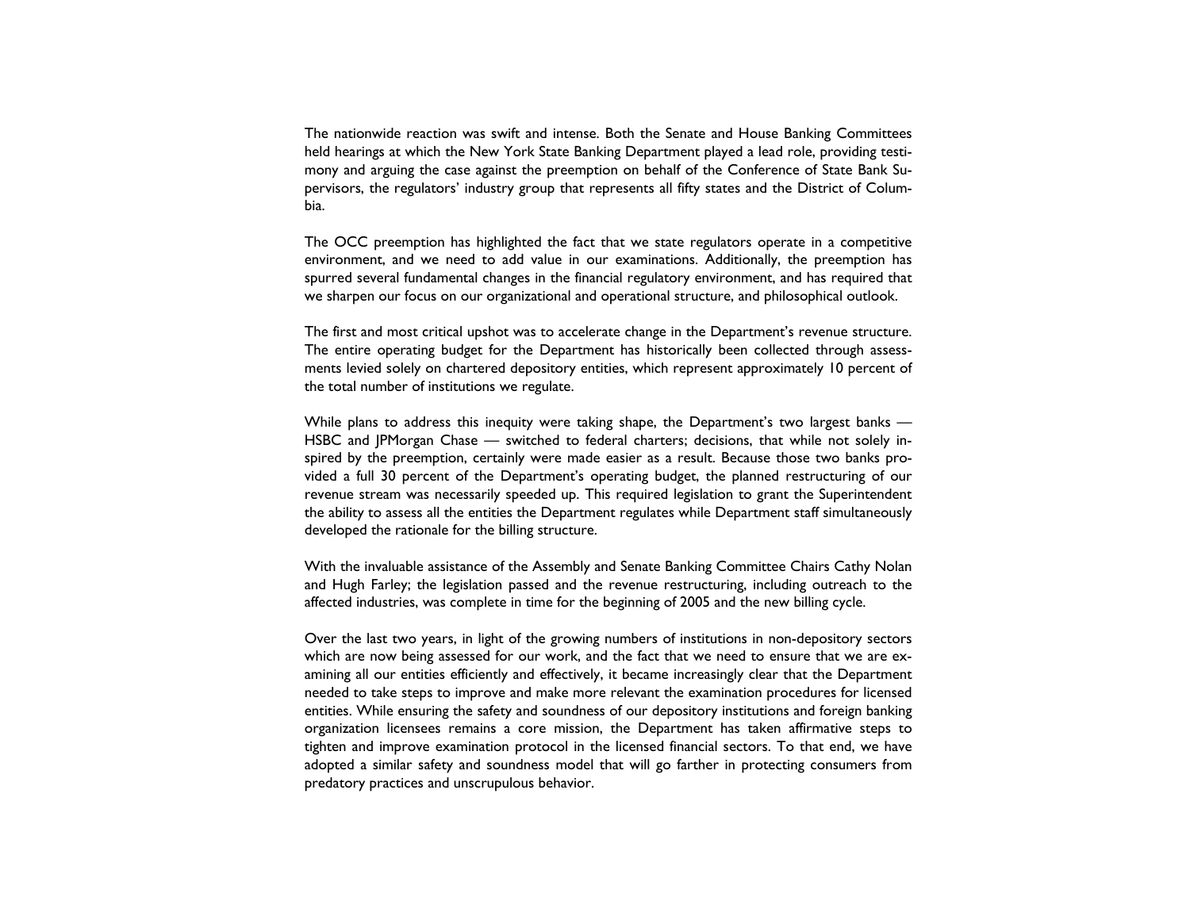The nationwide reaction was swift and intense. Both the Senate and House Banking Committees held hearings at which the New York State Banking Department played a lead role, providing testimony and arguing the case against the preemption on behalf of the Conference of State Bank Supervisors, the regulators' industry group that represents all fifty states and the District of Columbia.

The OCC preemption has highlighted the fact that we state regulators operate in a competitive environment, and we need to add value in our examinations. Additionally, the preemption has spurred several fundamental changes in the financial regulatory environment, and has required that we sharpen our focus on our organizational and operational structure, and philosophical outlook.

The first and most critical upshot was to accelerate change in the Department's revenue structure. The entire operating budget for the Department has historically been collected through assessments levied solely on chartered depository entities, which represent approximately 10 percent of the total number of institutions we regulate.

While plans to address this inequity were taking shape, the Department's two largest banks — HSBC and JPMorgan Chase — switched to federal charters; decisions, that while not solely inspired by the preemption, certainly were made easier as a result. Because those two banks provided a full 30 percent of the Department's operating budget, the planned restructuring of our revenue stream was necessarily speeded up. This required legislation to grant the Superintendent the ability to assess all the entities the Department regulates while Department staff simultaneously developed the rationale for the billing structure.

With the invaluable assistance of the Assembly and Senate Banking Committee Chairs Cathy Nolan and Hugh Farley; the legislation passed and the revenue restructuring, including outreach to the affected industries, was complete in time for the beginning of 2005 and the new billing cycle.

Over the last two years, in light of the growing numbers of institutions in non-depository sectors which are now being assessed for our work, and the fact that we need to ensure that we are examining all our entities efficiently and effectively, it became increasingly clear that the Department needed to take steps to improve and make more relevant the examination procedures for licensed entities. While ensuring the safety and soundness of our depository institutions and foreign banking organization licensees remains a core mission, the Department has taken affirmative steps to tighten and improve examination protocol in the licensed financial sectors. To that end, we have adopted a similar safety and soundness model that will go farther in protecting consumers from predatory practices and unscrupulous behavior.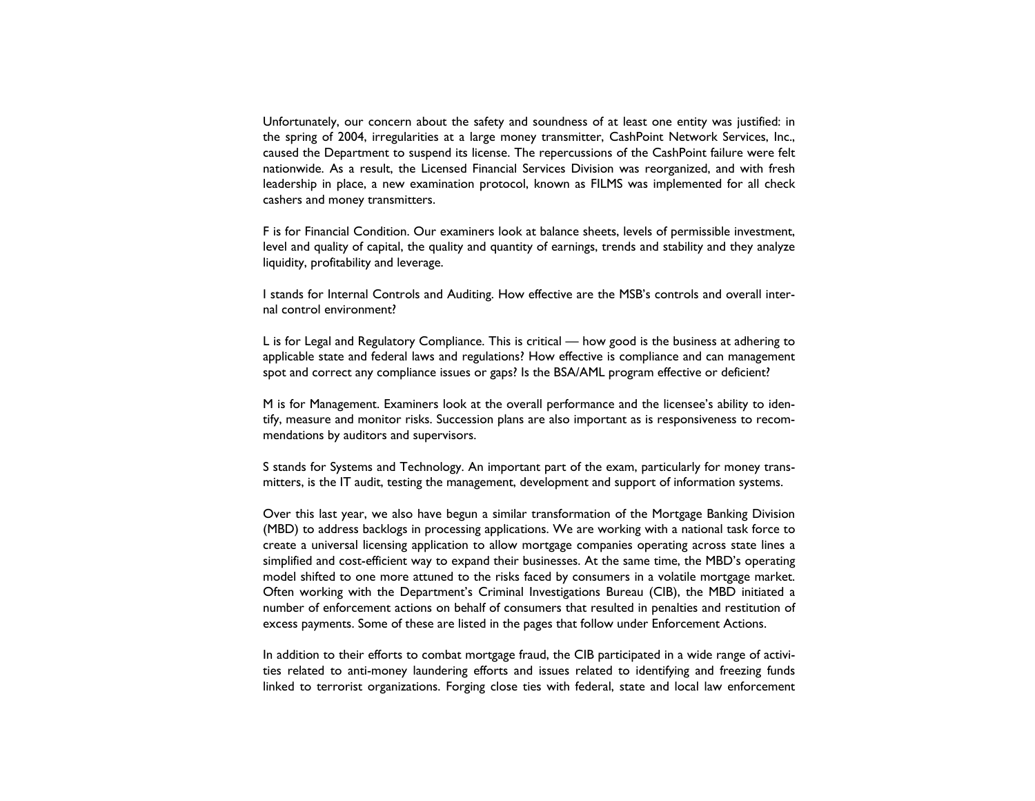Unfortunately, our concern about the safety and soundness of at least one entity was justified: in the spring of 2004, irregularities at a large money transmitter, CashPoint Network Services, Inc., caused the Department to suspend its license. The repercussions of the CashPoint failure were felt nationwide. As a result, the Licensed Financial Services Division was reorganized, and with fresh leadership in place, a new examination protocol, known as FILMS was implemented for all check cashers and money transmitters.

F is for Financial Condition. Our examiners look at balance sheets, levels of permissible investment, level and quality of capital, the quality and quantity of earnings, trends and stability and they analyze liquidity, profitability and leverage.

I stands for Internal Controls and Auditing. How effective are the MSB's controls and overall internal control environment?

L is for Legal and Regulatory Compliance. This is critical — how good is the business at adhering to applicable state and federal laws and regulations? How effective is compliance and can management spot and correct any compliance issues or gaps? Is the BSA/AML program effective or deficient?

M is for Management. Examiners look at the overall performance and the licensee's ability to identify, measure and monitor risks. Succession plans are also important as is responsiveness to recommendations by auditors and supervisors.

S stands for Systems and Technology. An important part of the exam, particularly for money transmitters, is the IT audit, testing the management, development and support of information systems.

Over this last year, we also have begun a similar transformation of the Mortgage Banking Division (MBD) to address backlogs in processing applications. We are working with a national task force to create a universal licensing application to allow mortgage companies operating across state lines a simplified and cost-efficient way to expand their businesses. At the same time, the MBD's operating model shifted to one more attuned to the risks faced by consumers in a volatile mortgage market. Often working with the Department's Criminal Investigations Bureau (CIB), the MBD initiated a number of enforcement actions on behalf of consumers that resulted in penalties and restitution of excess payments. Some of these are listed in the pages that follow under Enforcement Actions.

In addition to their efforts to combat mortgage fraud, the CIB participated in a wide range of activities related to anti-money laundering efforts and issues related to identifying and freezing funds linked to terrorist organizations. Forging close ties with federal, state and local law enforcement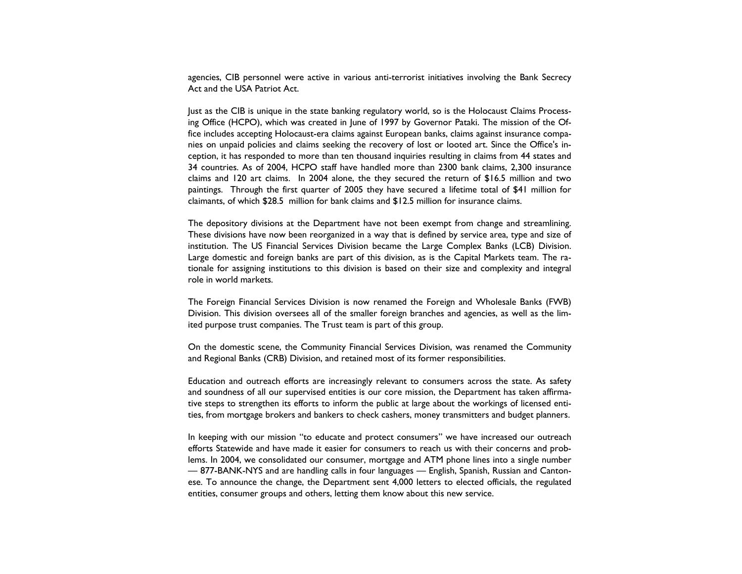agencies, CIB personnel were active in various anti-terrorist initiatives involving the Bank Secrecy Act and the USA Patriot Act.

Just as the CIB is unique in the state banking regulatory world, so is the Holocaust Claims Processing Office (HCPO), which was created in June of 1997 by Governor Pataki. The mission of the Office includes accepting Holocaust-era claims against European banks, claims against insurance companies on unpaid policies and claims seeking the recovery of lost or looted art. Since the Office's inception, it has responded to more than ten thousand inquiries resulting in claims from 44 states and 34 countries. As of 2004, HCPO staff have handled more than 2300 bank claims, 2,300 insurance claims and 120 art claims. In 2004 alone, the they secured the return of $16.5 million and two paintings. Through the first quarter of 2005 they have secured a lifetime total of $41 million for claimants, of which $28.5 million for bank claims and $12.5 million for insurance claims.

The depository divisions at the Department have not been exempt from change and streamlining. These divisions have now been reorganized in a way that is defined by service area, type and size of institution. The US Financial Services Division became the Large Complex Banks (LCB) Division. Large domestic and foreign banks are part of this division, as is the Capital Markets team. The rationale for assigning institutions to this division is based on their size and complexity and integral role in world markets.

The Foreign Financial Services Division is now renamed the Foreign and Wholesale Banks (FWB) Division. This division oversees all of the smaller foreign branches and agencies, as well as the limited purpose trust companies. The Trust team is part of this group.

On the domestic scene, the Community Financial Services Division, was renamed the Community and Regional Banks (CRB) Division, and retained most of its former responsibilities.

Education and outreach efforts are increasingly relevant to consumers across the state. As safety and soundness of all our supervised entities is our core mission, the Department has taken affirmative steps to strengthen its efforts to inform the public at large about the workings of licensed entities, from mortgage brokers and bankers to check cashers, money transmitters and budget planners.

In keeping with our mission "to educate and protect consumers" we have increased our outreach efforts Statewide and have made it easier for consumers to reach us with their concerns and problems. In 2004, we consolidated our consumer, mortgage and ATM phone lines into a single number — 877-BANK-NYS and are handling calls in four languages — English, Spanish, Russian and Cantonese. To announce the change, the Department sent 4,000 letters to elected officials, the regulated entities, consumer groups and others, letting them know about this new service.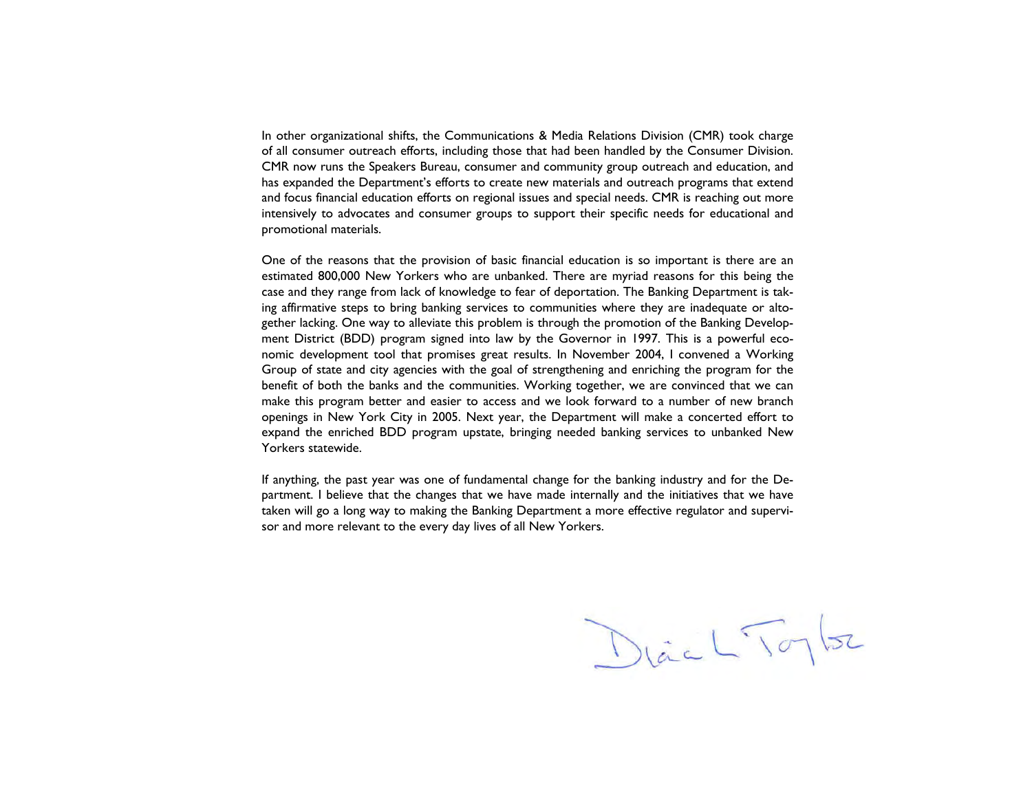In other organizational shifts, the Communications & Media Relations Division (CMR) took charge of all consumer outreach efforts, including those that had been handled by the Consumer Division. CMR now runs the Speakers Bureau, consumer and community group outreach and education, and has expanded the Department's efforts to create new materials and outreach programs that extend and focus financial education efforts on regional issues and special needs. CMR is reaching out more intensively to advocates and consumer groups to support their specific needs for educational and promotional materials.

One of the reasons that the provision of basic financial education is so important is there are an estimated 800,000 New Yorkers who are unbanked. There are myriad reasons for this being the case and they range from lack of knowledge to fear of deportation. The Banking Department is taking affirmative steps to bring banking services to communities where they are inadequate or altogether lacking. One way to alleviate this problem is through the promotion of the Banking Development District (BDD) program signed into law by the Governor in 1997. This is a powerful economic development tool that promises great results. In November 2004, I convened a Working Group of state and city agencies with the goal of strengthening and enriching the program for the benefit of both the banks and the communities. Working together, we are convinced that we can make this program better and easier to access and we look forward to a number of new branch openings in New York City in 2005. Next year, the Department will make a concerted effort to expand the enriched BDD program upstate, bringing needed banking services to unbanked New Yorkers statewide.

If anything, the past year was one of fundamental change for the banking industry and for the Department. I believe that the changes that we have made internally and the initiatives that we have taken will go a long way to making the Banking Department a more effective regulator and supervisor and more relevant to the every day lives of all New Yorkers.

Diana L. Taylor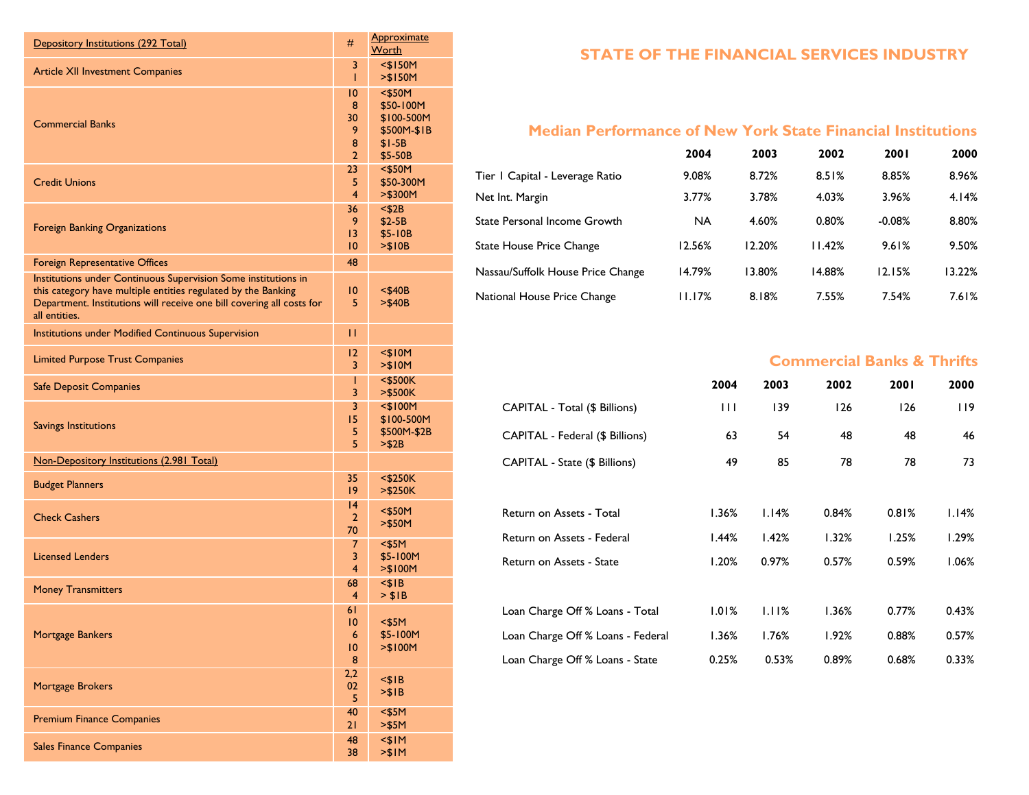| Depository Institutions (292 Total) | # | Approximate Worth |
|---|---|---|
| Article XII Investment Companies | 3<br>1 | <$150M<br>>$150M |
| Commercial Banks | 10<br>8<br>30<br>9<br>8<br>2 | <$50M<br>$50-100M<br>$100-500M<br>$500M-$1B<br>$1-5B<br>$5-50B |
| Credit Unions | 23<br>5<br>4 | <$50M<br>$50-300M<br>>$300M |
| Foreign Banking Organizations | 36<br>9<br>13<br>10 | <$2B<br>$2-5B<br>$5-10B<br>>$10B |
| Foreign Representative Offices | 48 | |
| Institutions under Continuous Supervision Some institutions in this category have multiple entities regulated by the Banking Department. Institutions will receive one bill covering all costs for all entities. | 10<br>5 | <$40B<br>>$40B |
| Institutions under Modified Continuous Supervision | 11 | |
| Limited Purpose Trust Companies | 12<br>3 | <$10M<br>>$10M |
| Safe Deposit Companies | 1<br>3 | <$500K<br>>$500K |
| Savings Institutions | 3<br>15<br>5<br>5 | <$100M<br>$100-500M<br>$500M-$2B<br>>$2B |
| Non-Depository Institutions (2.981 Total) | | |
| Budget Planners | 35<br>19 | <$250K<br>>$250K |
| Check Cashers | 14<br>2<br>70 | <$50M<br>>$50M |
| Licensed Lenders | 7<br>3<br>4 | <$5M<br>$5-100M<br>>$100M |
| Money Transmitters | 68<br>4 | <$1B<br>> $1B |
| Mortgage Bankers | 61<br>10<br>6<br>10<br>8 | <$5M<br>$5-100M<br>>$100M |
| Mortgage Brokers | 2,2<br>02<br>5 | <$1B<br>>$1B |
| Premium Finance Companies | 40<br>21 | <$5M<br>>$5M |
| Sales Finance Companies | 48<br>38 | <$1M<br>>$1M |

# STATE OF THE FINANCIAL SERVICES INDUSTRY

## Median Performance of New York State Financial Institutions

| | 2004 | 2003 | 2002 | 2001 | 2000 |
|---|---|---|---|---|---|
| Tier 1 Capital - Leverage Ratio | 9.08% | 8.72% | 8.51% | 8.85% | 8.96% |
| Net Int. Margin | 3.77% | 3.78% | 4.03% | 3.96% | 4.14% |
| State Personal Income Growth | NA | 4.60% | 0.80% | -0.08% | 8.80% |
| State House Price Change | 12.56% | 12.20% | 11.42% | 9.61% | 9.50% |
| Nassau/Suffolk House Price Change | 14.79% | 13.80% | 14.88% | 12.15% | 13.22% |
| National House Price Change | 11.17% | 8.18% | 7.55% | 7.54% | 7.61% |

## Commercial Banks & Thrifts

| | 2004 | 2003 | 2002 | 2001 | 2000 |
|---|---|---|---|---|---|
| CAPITAL - Total ($ Billions) | 111 | 139 | 126 | 126 | 119 |
| CAPITAL - Federal ($ Billions) | 63 | 54 | 48 | 48 | 46 |
| CAPITAL - State ($ Billions) | 49 | 85 | 78 | 78 | 73 |
| Return on Assets - Total | 1.36% | 1.14% | 0.84% | 0.81% | 1.14% |
| Return on Assets - Federal | 1.44% | 1.42% | 1.32% | 1.25% | 1.29% |
| Return on Assets - State | 1.20% | 0.97% | 0.57% | 0.59% | 1.06% |
| Loan Charge Off % Loans - Total | 1.01% | 1.11% | 1.36% | 0.77% | 0.43% |
| Loan Charge Off % Loans - Federal | 1.36% | 1.76% | 1.92% | 0.88% | 0.57% |
| Loan Charge Off % Loans - State | 0.25% | 0.53% | 0.89% | 0.68% | 0.33% |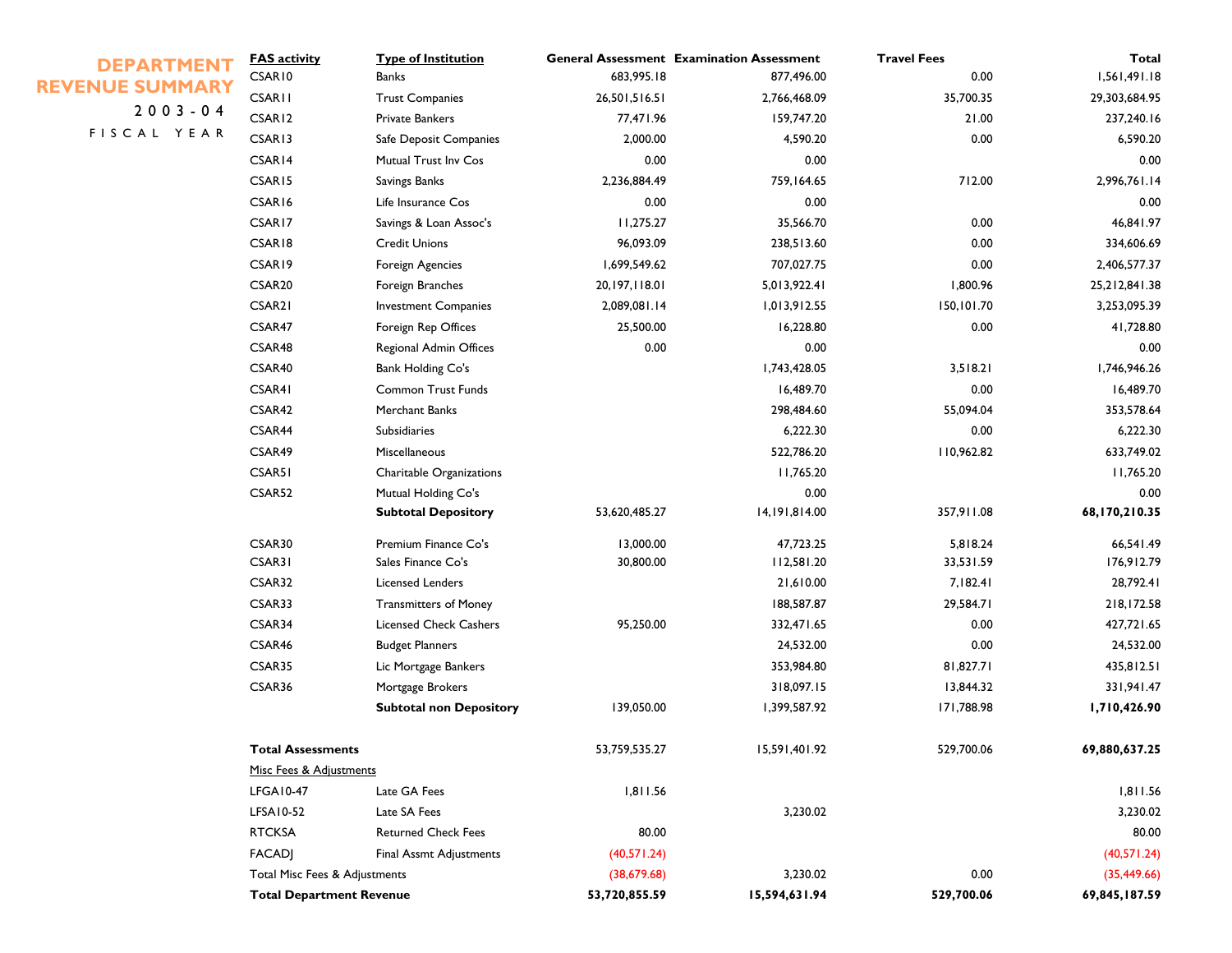# DEPARTMENT REVENUE SUMMARY

## 2003-04 FISCAL YEAR

| FAS activity | Type of Institution | General Assessment | Examination Assessment | Travel Fees | Total |
|---|---|---|---|---|---|
| CSAR10 | Banks | 683,995.18 | 877,496.00 | 0.00 | 1,561,491.18 |
| CSAR11 | Trust Companies | 26,501,516.51 | 2,766,468.09 | 35,700.35 | 29,303,684.95 |
| CSAR12 | Private Bankers | 77,471.96 | 159,747.20 | 21.00 | 237,240.16 |
| CSAR13 | Safe Deposit Companies | 2,000.00 | 4,590.20 | 0.00 | 6,590.20 |
| CSAR14 | Mutual Trust Inv Cos | 0.00 | 0.00 | | 0.00 |
| CSAR15 | Savings Banks | 2,236,884.49 | 759,164.65 | 712.00 | 2,996,761.14 |
| CSAR16 | Life Insurance Cos | 0.00 | 0.00 | | 0.00 |
| CSAR17 | Savings & Loan Assoc's | 11,275.27 | 35,566.70 | 0.00 | 46,841.97 |
| CSAR18 | Credit Unions | 96,093.09 | 238,513.60 | 0.00 | 334,606.69 |
| CSAR19 | Foreign Agencies | 1,699,549.62 | 707,027.75 | 0.00 | 2,406,577.37 |
| CSAR20 | Foreign Branches | 20,197,118.01 | 5,013,922.41 | 1,800.96 | 25,212,841.38 |
| CSAR21 | Investment Companies | 2,089,081.14 | 1,013,912.55 | 150,101.70 | 3,253,095.39 |
| CSAR47 | Foreign Rep Offices | 25,500.00 | 16,228.80 | 0.00 | 41,728.80 |
| CSAR48 | Regional Admin Offices | 0.00 | 0.00 | | 0.00 |
| CSAR40 | Bank Holding Co's | | 1,743,428.05 | 3,518.21 | 1,746,946.26 |
| CSAR41 | Common Trust Funds | | 16,489.70 | 0.00 | 16,489.70 |
| CSAR42 | Merchant Banks | | 298,484.60 | 55,094.04 | 353,578.64 |
| CSAR44 | Subsidiaries | | 6,222.30 | 0.00 | 6,222.30 |
| CSAR49 | Miscellaneous | | 522,786.20 | 110,962.82 | 633,749.02 |
| CSAR51 | Charitable Organizations | | 11,765.20 | | 11,765.20 |
| CSAR52 | Mutual Holding Co's | | 0.00 | | 0.00 |
| | **Subtotal Depository** | 53,620,485.27 | 14,191,814.00 | 357,911.08 | **68,170,210.35** |
| CSAR30 | Premium Finance Co's | 13,000.00 | 47,723.25 | 5,818.24 | 66,541.49 |
| CSAR31 | Sales Finance Co's | 30,800.00 | 112,581.20 | 33,531.59 | 176,912.79 |
| CSAR32 | Licensed Lenders | | 21,610.00 | 7,182.41 | 28,792.41 |
| CSAR33 | Transmitters of Money | | 188,587.87 | 29,584.71 | 218,172.58 |
| CSAR34 | Licensed Check Cashers | 95,250.00 | 332,471.65 | 0.00 | 427,721.65 |
| CSAR46 | Budget Planners | | 24,532.00 | 0.00 | 24,532.00 |
| CSAR35 | Lic Mortgage Bankers | | 353,984.80 | 81,827.71 | 435,812.51 |
| CSAR36 | Mortgage Brokers | | 318,097.15 | 13,844.32 | 331,941.47 |
| | **Subtotal non Depository** | 139,050.00 | 1,399,587.92 | 171,788.98 | **1,710,426.90** |
| **Total Assessments** | | 53,759,535.27 | 15,591,401.92 | 529,700.06 | **69,880,637.25** |
| Misc Fees & Adjustments | | | | | |
| LFGA10-47 | Late GA Fees | 1,811.56 | | | 1,811.56 |
| LFSA10-52 | Late SA Fees | | 3,230.02 | | 3,230.02 |
| RTCKSA | Returned Check Fees | 80.00 | | | 80.00 |
| FACADJ | Final Assmt Adjustments | (40,571.24) | | | (40,571.24) |
| Total Misc Fees & Adjustments | | (38,679.68) | 3,230.02 | 0.00 | (35,449.66) |
| **Total Department Revenue** | | **53,720,855.59** | **15,594,631.94** | **529,700.06** | **69,845,187.59** |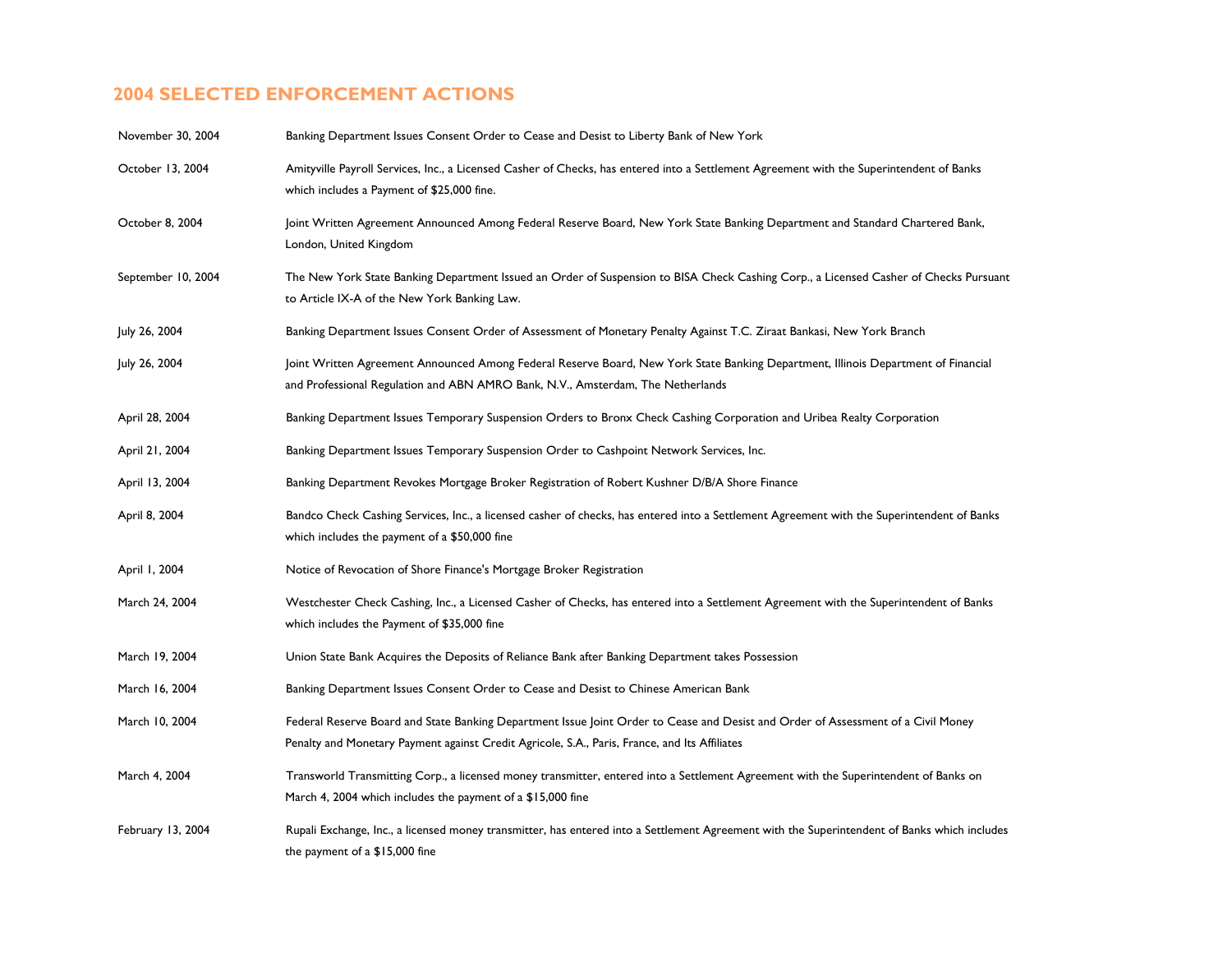## 2004 SELECTED ENFORCEMENT ACTIONS

| | |
|---|---|
| November 30, 2004 | Banking Department Issues Consent Order to Cease and Desist to Liberty Bank of New York |
| October 13, 2004 | Amityville Payroll Services, Inc., a Licensed Casher of Checks, has entered into a Settlement Agreement with the Superintendent of Banks which includes a Payment of $25,000 fine. |
| October 8, 2004 | Joint Written Agreement Announced Among Federal Reserve Board, New York State Banking Department and Standard Chartered Bank, London, United Kingdom |
| September 10, 2004 | The New York State Banking Department Issued an Order of Suspension to BISA Check Cashing Corp., a Licensed Casher of Checks Pursuant to Article IX-A of the New York Banking Law. |
| July 26, 2004 | Banking Department Issues Consent Order of Assessment of Monetary Penalty Against T.C. Ziraat Bankasi, New York Branch |
| July 26, 2004 | Joint Written Agreement Announced Among Federal Reserve Board, New York State Banking Department, Illinois Department of Financial and Professional Regulation and ABN AMRO Bank, N.V., Amsterdam, The Netherlands |
| April 28, 2004 | Banking Department Issues Temporary Suspension Orders to Bronx Check Cashing Corporation and Uribea Realty Corporation |
| April 21, 2004 | Banking Department Issues Temporary Suspension Order to Cashpoint Network Services, Inc. |
| April 13, 2004 | Banking Department Revokes Mortgage Broker Registration of Robert Kushner D/B/A Shore Finance |
| April 8, 2004 | Bandco Check Cashing Services, Inc., a licensed casher of checks, has entered into a Settlement Agreement with the Superintendent of Banks which includes the payment of a $50,000 fine |
| April 1, 2004 | Notice of Revocation of Shore Finance's Mortgage Broker Registration |
| March 24, 2004 | Westchester Check Cashing, Inc., a Licensed Casher of Checks, has entered into a Settlement Agreement with the Superintendent of Banks which includes the Payment of $35,000 fine |
| March 19, 2004 | Union State Bank Acquires the Deposits of Reliance Bank after Banking Department takes Possession |
| March 16, 2004 | Banking Department Issues Consent Order to Cease and Desist to Chinese American Bank |
| March 10, 2004 | Federal Reserve Board and State Banking Department Issue Joint Order to Cease and Desist and Order of Assessment of a Civil Money Penalty and Monetary Payment against Credit Agricole, S.A., Paris, France, and Its Affiliates |
| March 4, 2004 | Transworld Transmitting Corp., a licensed money transmitter, entered into a Settlement Agreement with the Superintendent of Banks on March 4, 2004 which includes the payment of a $15,000 fine |
| February 13, 2004 | Rupali Exchange, Inc., a licensed money transmitter, has entered into a Settlement Agreement with the Superintendent of Banks which includes the payment of a $15,000 fine |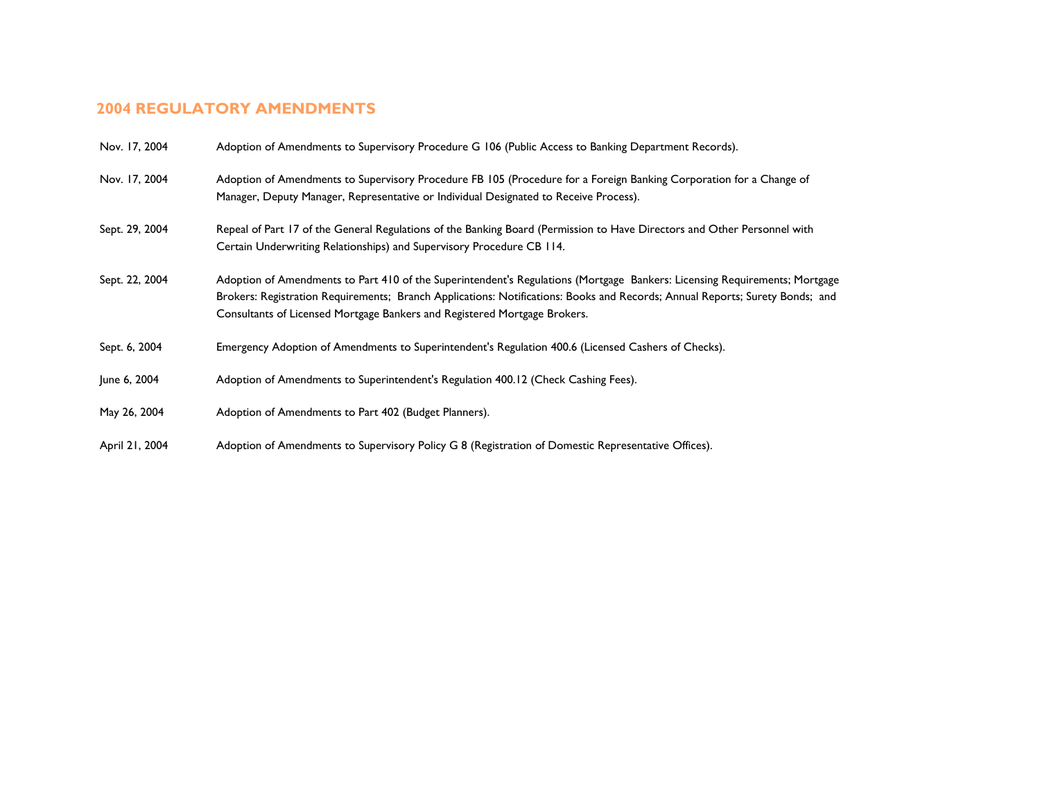## 2004 REGULATORY AMENDMENTS

| | |
|---|---|
| Nov. 17, 2004 | Adoption of Amendments to Supervisory Procedure G 106 (Public Access to Banking Department Records). |
| Nov. 17, 2004 | Adoption of Amendments to Supervisory Procedure FB 105 (Procedure for a Foreign Banking Corporation for a Change of Manager, Deputy Manager, Representative or Individual Designated to Receive Process). |
| Sept. 29, 2004 | Repeal of Part 17 of the General Regulations of the Banking Board (Permission to Have Directors and Other Personnel with Certain Underwriting Relationships) and Supervisory Procedure CB 114. |
| Sept. 22, 2004 | Adoption of Amendments to Part 410 of the Superintendent's Regulations (Mortgage Bankers: Licensing Requirements; Mortgage Brokers: Registration Requirements; Branch Applications: Notifications: Books and Records; Annual Reports; Surety Bonds; and Consultants of Licensed Mortgage Bankers and Registered Mortgage Brokers. |
| Sept. 6, 2004 | Emergency Adoption of Amendments to Superintendent's Regulation 400.6 (Licensed Cashers of Checks). |
| June 6, 2004 | Adoption of Amendments to Superintendent's Regulation 400.12 (Check Cashing Fees). |
| May 26, 2004 | Adoption of Amendments to Part 402 (Budget Planners). |
| April 21, 2004 | Adoption of Amendments to Supervisory Policy G 8 (Registration of Domestic Representative Offices). |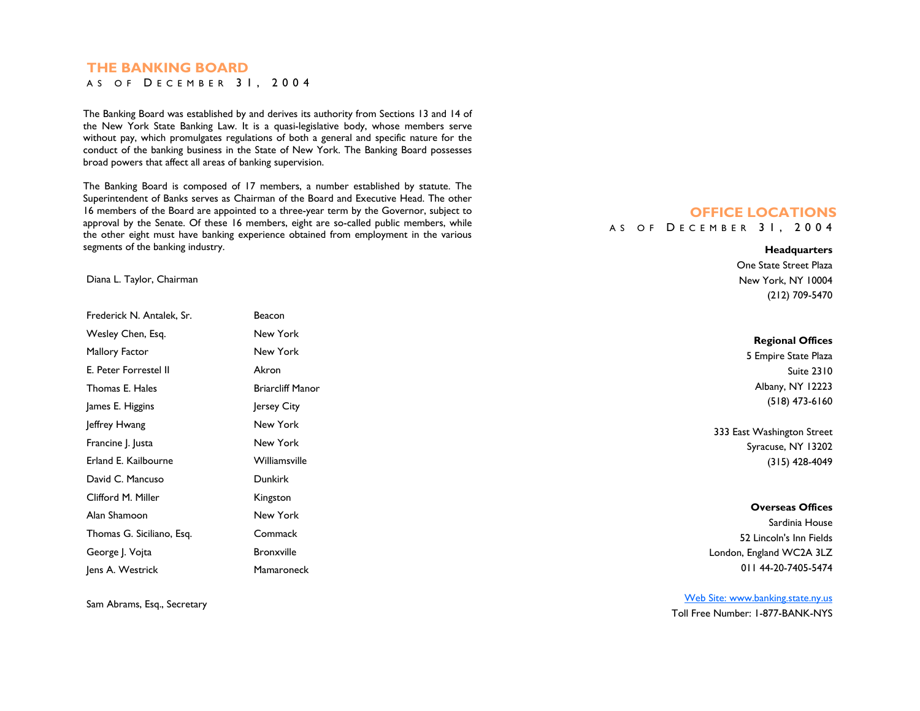## THE BANKING BOARD

AS OF DECEMBER 31, 2004

The Banking Board was established by and derives its authority from Sections 13 and 14 of the New York State Banking Law. It is a quasi-legislative body, whose members serve without pay, which promulgates regulations of both a general and specific nature for the conduct of the banking business in the State of New York. The Banking Board possesses broad powers that affect all areas of banking supervision.

The Banking Board is composed of 17 members, a number established by statute. The Superintendent of Banks serves as Chairman of the Board and Executive Head. The other 16 members of the Board are appointed to a three-year term by the Governor, subject to approval by the Senate. Of these 16 members, eight are so-called public members, while the other eight must have banking experience obtained from employment in the various segments of the banking industry.

Diana L. Taylor, Chairman

| | |
|---|---|
| Frederick N. Antalek, Sr. | Beacon |
| Wesley Chen, Esq. | New York |
| Mallory Factor | New York |
| E. Peter Forrestel II | Akron |
| Thomas E. Hales | Briarcliff Manor |
| James E. Higgins | Jersey City |
| Jeffrey Hwang | New York |
| Francine J. Justa | New York |
| Erland E. Kailbourne | Williamsville |
| David C. Mancuso | Dunkirk |
| Clifford M. Miller | Kingston |
| Alan Shamoon | New York |
| Thomas G. Siciliano, Esq. | Commack |
| George J. Vojta | Bronxville |
| Jens A. Westrick | Mamaroneck |

Sam Abrams, Esq., Secretary

## OFFICE LOCATIONS

AS OF DECEMBER 31, 2004

**Headquarters**

One State Street Plaza
New York, NY 10004
(212) 709-5470

**Regional Offices**

5 Empire State Plaza
Suite 2310
Albany, NY 12223
(518) 473-6160

333 East Washington Street
Syracuse, NY 13202
(315) 428-4049

**Overseas Offices**

Sardinia House
52 Lincoln's Inn Fields
London, England WC2A 3LZ
011 44-20-7405-5474

Web Site: www.banking.state.ny.us
Toll Free Number: 1-877-BANK-NYS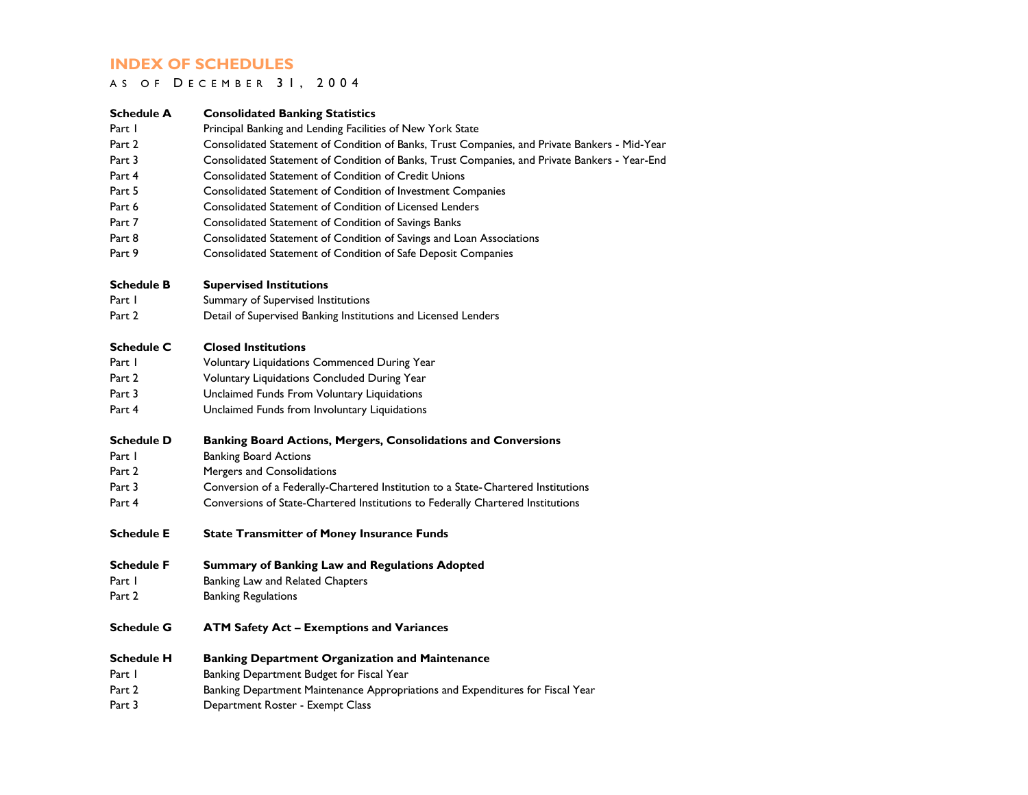# INDEX OF SCHEDULES

AS OF DECEMBER 31, 2004

| | |
|---|---|
| **Schedule A** | **Consolidated Banking Statistics** |
| Part 1 | Principal Banking and Lending Facilities of New York State |
| Part 2 | Consolidated Statement of Condition of Banks, Trust Companies, and Private Bankers - Mid-Year |
| Part 3 | Consolidated Statement of Condition of Banks, Trust Companies, and Private Bankers - Year-End |
| Part 4 | Consolidated Statement of Condition of Credit Unions |
| Part 5 | Consolidated Statement of Condition of Investment Companies |
| Part 6 | Consolidated Statement of Condition of Licensed Lenders |
| Part 7 | Consolidated Statement of Condition of Savings Banks |
| Part 8 | Consolidated Statement of Condition of Savings and Loan Associations |
| Part 9 | Consolidated Statement of Condition of Safe Deposit Companies |
| **Schedule B** | **Supervised Institutions** |
| Part 1 | Summary of Supervised Institutions |
| Part 2 | Detail of Supervised Banking Institutions and Licensed Lenders |
| **Schedule C** | **Closed Institutions** |
| Part 1 | Voluntary Liquidations Commenced During Year |
| Part 2 | Voluntary Liquidations Concluded During Year |
| Part 3 | Unclaimed Funds From Voluntary Liquidations |
| Part 4 | Unclaimed Funds from Involuntary Liquidations |
| **Schedule D** | **Banking Board Actions, Mergers, Consolidations and Conversions** |
| Part 1 | Banking Board Actions |
| Part 2 | Mergers and Consolidations |
| Part 3 | Conversion of a Federally-Chartered Institution to a State-Chartered Institutions |
| Part 4 | Conversions of State-Chartered Institutions to Federally Chartered Institutions |
| **Schedule E** | **State Transmitter of Money Insurance Funds** |
| **Schedule F** | **Summary of Banking Law and Regulations Adopted** |
| Part 1 | Banking Law and Related Chapters |
| Part 2 | Banking Regulations |
| **Schedule G** | **ATM Safety Act – Exemptions and Variances** |
| **Schedule H** | **Banking Department Organization and Maintenance** |
| Part 1 | Banking Department Budget for Fiscal Year |
| Part 2 | Banking Department Maintenance Appropriations and Expenditures for Fiscal Year |
| Part 3 | Department Roster - Exempt Class |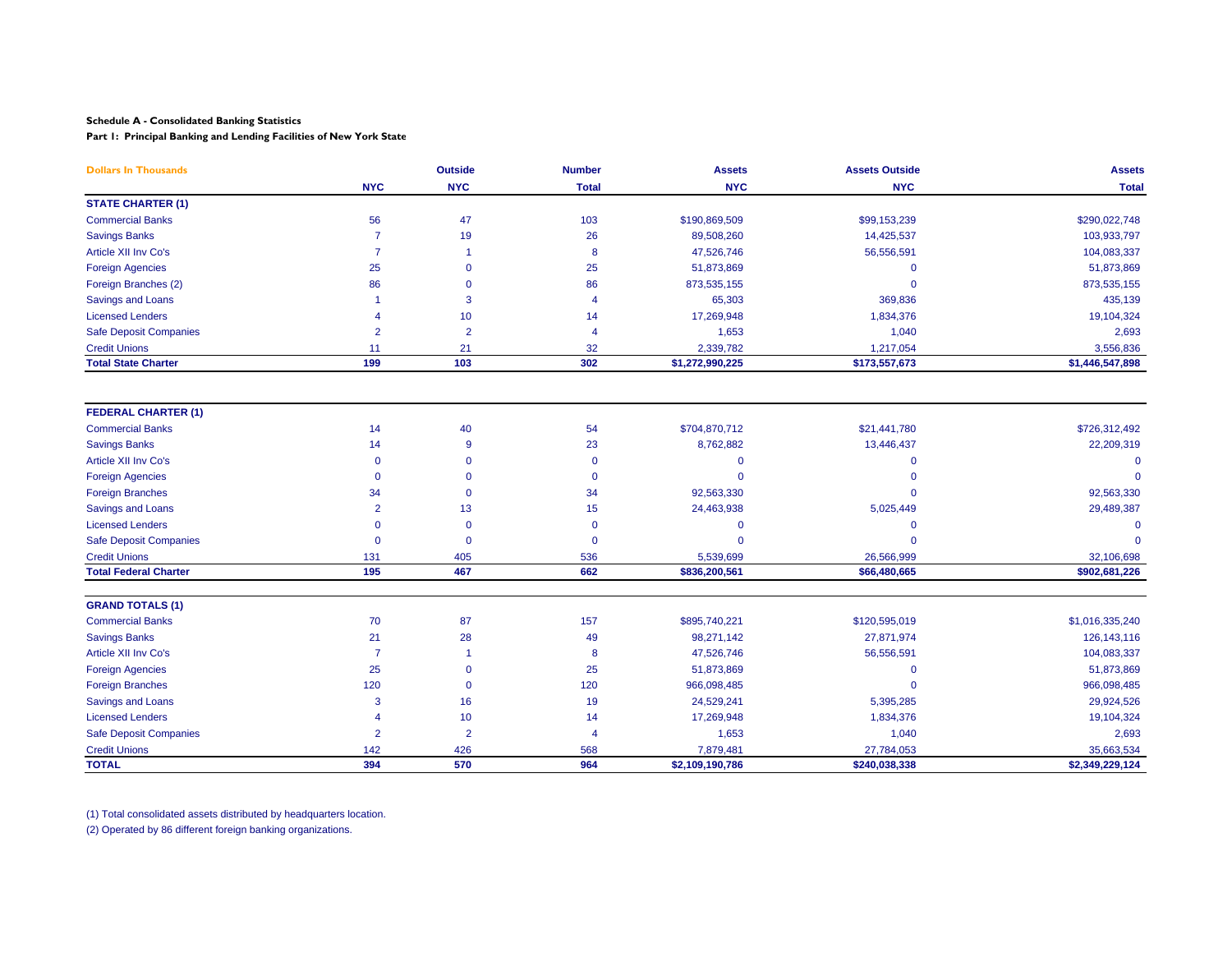**Schedule A - Consolidated Banking Statistics**

**Part I: Principal Banking and Lending Facilities of New York State**

| Dollars In Thousands | NYC | Outside NYC | Number Total | Assets NYC | Assets Outside NYC | Assets Total |
|---|---|---|---|---|---|---|
| **STATE CHARTER (1)** | | | | | | |
| Commercial Banks | 56 | 47 | 103 | $190,869,509 | $99,153,239 | $290,022,748 |
| Savings Banks | 7 | 19 | 26 | 89,508,260 | 14,425,537 | 103,933,797 |
| Article XII Inv Co's | 7 | 1 | 8 | 47,526,746 | 56,556,591 | 104,083,337 |
| Foreign Agencies | 25 | 0 | 25 | 51,873,869 | 0 | 51,873,869 |
| Foreign Branches (2) | 86 | 0 | 86 | 873,535,155 | 0 | 873,535,155 |
| Savings and Loans | 1 | 3 | 4 | 65,303 | 369,836 | 435,139 |
| Licensed Lenders | 4 | 10 | 14 | 17,269,948 | 1,834,376 | 19,104,324 |
| Safe Deposit Companies | 2 | 2 | 4 | 1,653 | 1,040 | 2,693 |
| Credit Unions | 11 | 21 | 32 | 2,339,782 | 1,217,054 | 3,556,836 |
| **Total State Charter** | **199** | **103** | **302** | **$1,272,990,225** | **$173,557,673** | **$1,446,547,898** |
| **FEDERAL CHARTER (1)** | | | | | | |
| Commercial Banks | 14 | 40 | 54 | $704,870,712 | $21,441,780 | $726,312,492 |
| Savings Banks | 14 | 9 | 23 | 8,762,882 | 13,446,437 | 22,209,319 |
| Article XII Inv Co's | 0 | 0 | 0 | 0 | 0 | 0 |
| Foreign Agencies | 0 | 0 | 0 | 0 | 0 | 0 |
| Foreign Branches | 34 | 0 | 34 | 92,563,330 | 0 | 92,563,330 |
| Savings and Loans | 2 | 13 | 15 | 24,463,938 | 5,025,449 | 29,489,387 |
| Licensed Lenders | 0 | 0 | 0 | 0 | 0 | 0 |
| Safe Deposit Companies | 0 | 0 | 0 | 0 | 0 | 0 |
| Credit Unions | 131 | 405 | 536 | 5,539,699 | 26,566,999 | 32,106,698 |
| **Total Federal Charter** | **195** | **467** | **662** | **$836,200,561** | **$66,480,665** | **$902,681,226** |
| **GRAND TOTALS (1)** | | | | | | |
| Commercial Banks | 70 | 87 | 157 | $895,740,221 | $120,595,019 | $1,016,335,240 |
| Savings Banks | 21 | 28 | 49 | 98,271,142 | 27,871,974 | 126,143,116 |
| Article XII Inv Co's | 7 | 1 | 8 | 47,526,746 | 56,556,591 | 104,083,337 |
| Foreign Agencies | 25 | 0 | 25 | 51,873,869 | 0 | 51,873,869 |
| Foreign Branches | 120 | 0 | 120 | 966,098,485 | 0 | 966,098,485 |
| Savings and Loans | 3 | 16 | 19 | 24,529,241 | 5,395,285 | 29,924,526 |
| Licensed Lenders | 4 | 10 | 14 | 17,269,948 | 1,834,376 | 19,104,324 |
| Safe Deposit Companies | 2 | 2 | 4 | 1,653 | 1,040 | 2,693 |
| Credit Unions | 142 | 426 | 568 | 7,879,481 | 27,784,053 | 35,663,534 |
| **TOTAL** | **394** | **570** | **964** | **$2,109,190,786** | **$240,038,338** | **$2,349,229,124** |

(1) Total consolidated assets distributed by headquarters location.

(2) Operated by 86 different foreign banking organizations.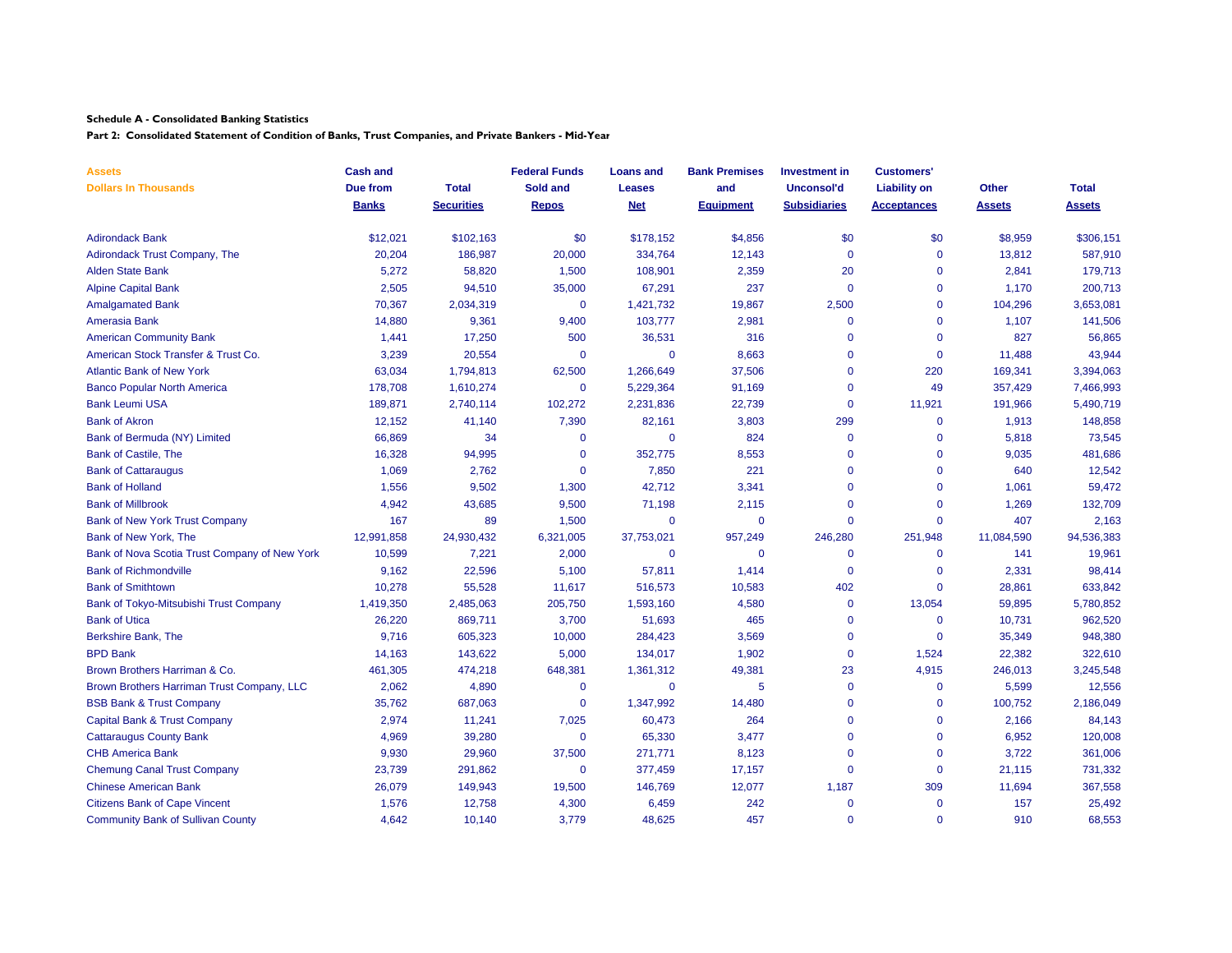**Schedule A - Consolidated Banking Statistics**

**Part 2: Consolidated Statement of Condition of Banks, Trust Companies, and Private Bankers - Mid-Year**

| Assets<br>Dollars In Thousands | Cash and Due from Banks | Total Securities | Federal Funds Sold and Repos | Loans and Leases Net | Bank Premises and Equipment | Investment in Unconsol'd Subsidiaries | Customers' Liability on Acceptances | Other Assets | Total Assets |
|---|---|---|---|---|---|---|---|---|---|
| Adirondack Bank | $12,021 | $102,163 | $0 | $178,152 | $4,856 | $0 | $0 | $8,959 | $306,151 |
| Adirondack Trust Company, The | 20,204 | 186,987 | 20,000 | 334,764 | 12,143 | 0 | 0 | 13,812 | 587,910 |
| Alden State Bank | 5,272 | 58,820 | 1,500 | 108,901 | 2,359 | 20 | 0 | 2,841 | 179,713 |
| Alpine Capital Bank | 2,505 | 94,510 | 35,000 | 67,291 | 237 | 0 | 0 | 1,170 | 200,713 |
| Amalgamated Bank | 70,367 | 2,034,319 | 0 | 1,421,732 | 19,867 | 2,500 | 0 | 104,296 | 3,653,081 |
| Amerasia Bank | 14,880 | 9,361 | 9,400 | 103,777 | 2,981 | 0 | 0 | 1,107 | 141,506 |
| American Community Bank | 1,441 | 17,250 | 500 | 36,531 | 316 | 0 | 0 | 827 | 56,865 |
| American Stock Transfer & Trust Co. | 3,239 | 20,554 | 0 | 0 | 8,663 | 0 | 0 | 11,488 | 43,944 |
| Atlantic Bank of New York | 63,034 | 1,794,813 | 62,500 | 1,266,649 | 37,506 | 0 | 220 | 169,341 | 3,394,063 |
| Banco Popular North America | 178,708 | 1,610,274 | 0 | 5,229,364 | 91,169 | 0 | 49 | 357,429 | 7,466,993 |
| Bank Leumi USA | 189,871 | 2,740,114 | 102,272 | 2,231,836 | 22,739 | 0 | 11,921 | 191,966 | 5,490,719 |
| Bank of Akron | 12,152 | 41,140 | 7,390 | 82,161 | 3,803 | 299 | 0 | 1,913 | 148,858 |
| Bank of Bermuda (NY) Limited | 66,869 | 34 | 0 | 0 | 824 | 0 | 0 | 5,818 | 73,545 |
| Bank of Castile, The | 16,328 | 94,995 | 0 | 352,775 | 8,553 | 0 | 0 | 9,035 | 481,686 |
| Bank of Cattaraugus | 1,069 | 2,762 | 0 | 7,850 | 221 | 0 | 0 | 640 | 12,542 |
| Bank of Holland | 1,556 | 9,502 | 1,300 | 42,712 | 3,341 | 0 | 0 | 1,061 | 59,472 |
| Bank of Millbrook | 4,942 | 43,685 | 9,500 | 71,198 | 2,115 | 0 | 0 | 1,269 | 132,709 |
| Bank of New York Trust Company | 167 | 89 | 1,500 | 0 | 0 | 0 | 0 | 407 | 2,163 |
| Bank of New York, The | 12,991,858 | 24,930,432 | 6,321,005 | 37,753,021 | 957,249 | 246,280 | 251,948 | 11,084,590 | 94,536,383 |
| Bank of Nova Scotia Trust Company of New York | 10,599 | 7,221 | 2,000 | 0 | 0 | 0 | 0 | 141 | 19,961 |
| Bank of Richmondville | 9,162 | 22,596 | 5,100 | 57,811 | 1,414 | 0 | 0 | 2,331 | 98,414 |
| Bank of Smithtown | 10,278 | 55,528 | 11,617 | 516,573 | 10,583 | 402 | 0 | 28,861 | 633,842 |
| Bank of Tokyo-Mitsubishi Trust Company | 1,419,350 | 2,485,063 | 205,750 | 1,593,160 | 4,580 | 0 | 13,054 | 59,895 | 5,780,852 |
| Bank of Utica | 26,220 | 869,711 | 3,700 | 51,693 | 465 | 0 | 0 | 10,731 | 962,520 |
| Berkshire Bank, The | 9,716 | 605,323 | 10,000 | 284,423 | 3,569 | 0 | 0 | 35,349 | 948,380 |
| BPD Bank | 14,163 | 143,622 | 5,000 | 134,017 | 1,902 | 0 | 1,524 | 22,382 | 322,610 |
| Brown Brothers Harriman & Co. | 461,305 | 474,218 | 648,381 | 1,361,312 | 49,381 | 23 | 4,915 | 246,013 | 3,245,548 |
| Brown Brothers Harriman Trust Company, LLC | 2,062 | 4,890 | 0 | 0 | 5 | 0 | 0 | 5,599 | 12,556 |
| BSB Bank & Trust Company | 35,762 | 687,063 | 0 | 1,347,992 | 14,480 | 0 | 0 | 100,752 | 2,186,049 |
| Capital Bank & Trust Company | 2,974 | 11,241 | 7,025 | 60,473 | 264 | 0 | 0 | 2,166 | 84,143 |
| Cattaraugus County Bank | 4,969 | 39,280 | 0 | 65,330 | 3,477 | 0 | 0 | 6,952 | 120,008 |
| CHB America Bank | 9,930 | 29,960 | 37,500 | 271,771 | 8,123 | 0 | 0 | 3,722 | 361,006 |
| Chemung Canal Trust Company | 23,739 | 291,862 | 0 | 377,459 | 17,157 | 0 | 0 | 21,115 | 731,332 |
| Chinese American Bank | 26,079 | 149,943 | 19,500 | 146,769 | 12,077 | 1,187 | 309 | 11,694 | 367,558 |
| Citizens Bank of Cape Vincent | 1,576 | 12,758 | 4,300 | 6,459 | 242 | 0 | 0 | 157 | 25,492 |
| Community Bank of Sullivan County | 4,642 | 10,140 | 3,779 | 48,625 | 457 | 0 | 0 | 910 | 68,553 |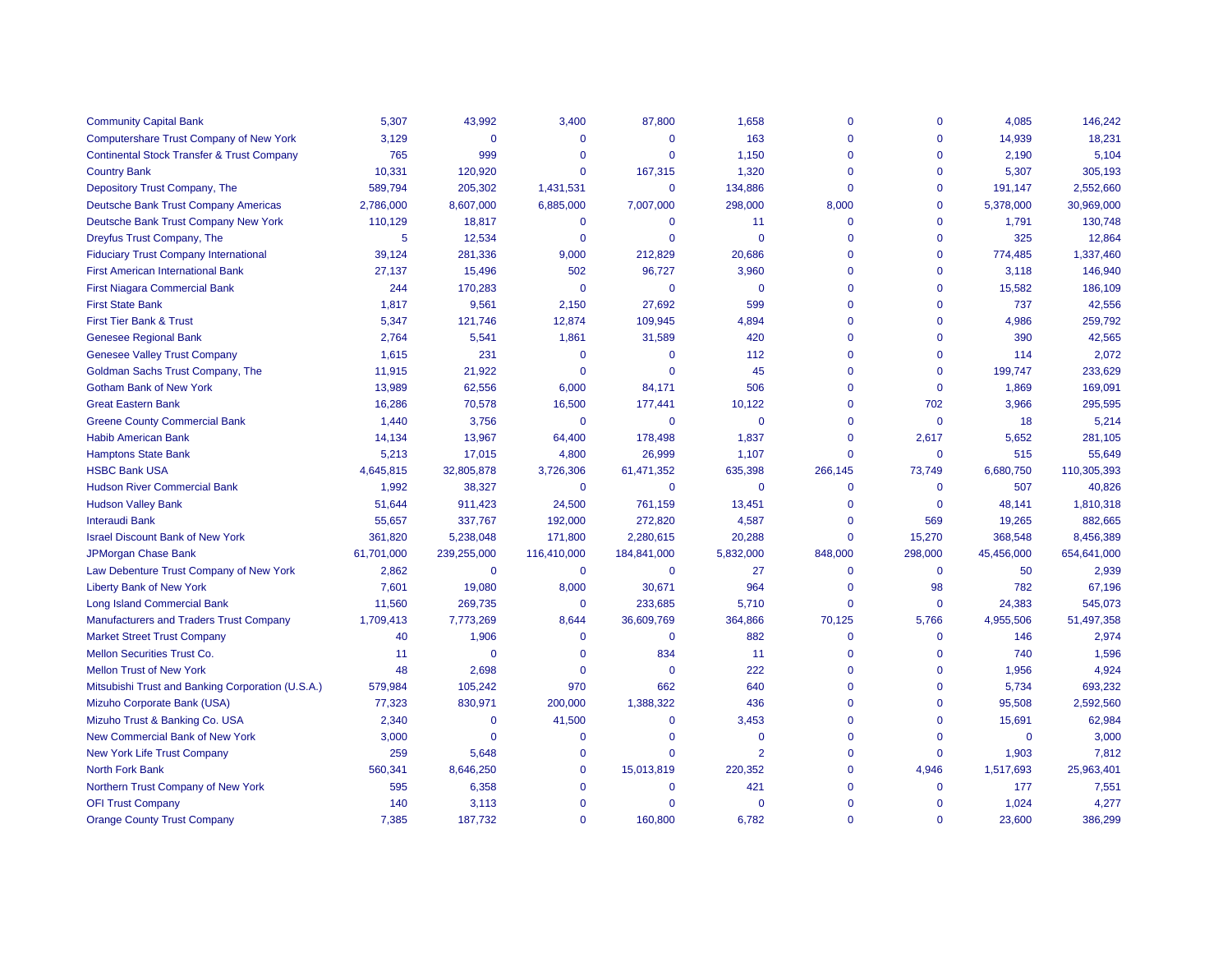| | | | | | | | | | |
|---|---|---|---|---|---|---|---|---|---|
| Community Capital Bank | 5,307 | 43,992 | 3,400 | 87,800 | 1,658 | 0 | 0 | 4,085 | 146,242 |
| Computershare Trust Company of New York | 3,129 | 0 | 0 | 0 | 163 | 0 | 0 | 14,939 | 18,231 |
| Continental Stock Transfer & Trust Company | 765 | 999 | 0 | 0 | 1,150 | 0 | 0 | 2,190 | 5,104 |
| Country Bank | 10,331 | 120,920 | 0 | 167,315 | 1,320 | 0 | 0 | 5,307 | 305,193 |
| Depository Trust Company, The | 589,794 | 205,302 | 1,431,531 | 0 | 134,886 | 0 | 0 | 191,147 | 2,552,660 |
| Deutsche Bank Trust Company Americas | 2,786,000 | 8,607,000 | 6,885,000 | 7,007,000 | 298,000 | 8,000 | 0 | 5,378,000 | 30,969,000 |
| Deutsche Bank Trust Company New York | 110,129 | 18,817 | 0 | 0 | 11 | 0 | 0 | 1,791 | 130,748 |
| Dreyfus Trust Company, The | 5 | 12,534 | 0 | 0 | 0 | 0 | 0 | 325 | 12,864 |
| Fiduciary Trust Company International | 39,124 | 281,336 | 9,000 | 212,829 | 20,686 | 0 | 0 | 774,485 | 1,337,460 |
| First American International Bank | 27,137 | 15,496 | 502 | 96,727 | 3,960 | 0 | 0 | 3,118 | 146,940 |
| First Niagara Commercial Bank | 244 | 170,283 | 0 | 0 | 0 | 0 | 0 | 15,582 | 186,109 |
| First State Bank | 1,817 | 9,561 | 2,150 | 27,692 | 599 | 0 | 0 | 737 | 42,556 |
| First Tier Bank & Trust | 5,347 | 121,746 | 12,874 | 109,945 | 4,894 | 0 | 0 | 4,986 | 259,792 |
| Genesee Regional Bank | 2,764 | 5,541 | 1,861 | 31,589 | 420 | 0 | 0 | 390 | 42,565 |
| Genesee Valley Trust Company | 1,615 | 231 | 0 | 0 | 112 | 0 | 0 | 114 | 2,072 |
| Goldman Sachs Trust Company, The | 11,915 | 21,922 | 0 | 0 | 45 | 0 | 0 | 199,747 | 233,629 |
| Gotham Bank of New York | 13,989 | 62,556 | 6,000 | 84,171 | 506 | 0 | 0 | 1,869 | 169,091 |
| Great Eastern Bank | 16,286 | 70,578 | 16,500 | 177,441 | 10,122 | 0 | 702 | 3,966 | 295,595 |
| Greene County Commercial Bank | 1,440 | 3,756 | 0 | 0 | 0 | 0 | 0 | 18 | 5,214 |
| Habib American Bank | 14,134 | 13,967 | 64,400 | 178,498 | 1,837 | 0 | 2,617 | 5,652 | 281,105 |
| Hamptons State Bank | 5,213 | 17,015 | 4,800 | 26,999 | 1,107 | 0 | 0 | 515 | 55,649 |
| HSBC Bank USA | 4,645,815 | 32,805,878 | 3,726,306 | 61,471,352 | 635,398 | 266,145 | 73,749 | 6,680,750 | 110,305,393 |
| Hudson River Commercial Bank | 1,992 | 38,327 | 0 | 0 | 0 | 0 | 0 | 507 | 40,826 |
| Hudson Valley Bank | 51,644 | 911,423 | 24,500 | 761,159 | 13,451 | 0 | 0 | 48,141 | 1,810,318 |
| Interaudi Bank | 55,657 | 337,767 | 192,000 | 272,820 | 4,587 | 0 | 569 | 19,265 | 882,665 |
| Israel Discount Bank of New York | 361,820 | 5,238,048 | 171,800 | 2,280,615 | 20,288 | 0 | 15,270 | 368,548 | 8,456,389 |
| JPMorgan Chase Bank | 61,701,000 | 239,255,000 | 116,410,000 | 184,841,000 | 5,832,000 | 848,000 | 298,000 | 45,456,000 | 654,641,000 |
| Law Debenture Trust Company of New York | 2,862 | 0 | 0 | 0 | 27 | 0 | 0 | 50 | 2,939 |
| Liberty Bank of New York | 7,601 | 19,080 | 8,000 | 30,671 | 964 | 0 | 98 | 782 | 67,196 |
| Long Island Commercial Bank | 11,560 | 269,735 | 0 | 233,685 | 5,710 | 0 | 0 | 24,383 | 545,073 |
| Manufacturers and Traders Trust Company | 1,709,413 | 7,773,269 | 8,644 | 36,609,769 | 364,866 | 70,125 | 5,766 | 4,955,506 | 51,497,358 |
| Market Street Trust Company | 40 | 1,906 | 0 | 0 | 882 | 0 | 0 | 146 | 2,974 |
| Mellon Securities Trust Co. | 11 | 0 | 0 | 834 | 11 | 0 | 0 | 740 | 1,596 |
| Mellon Trust of New York | 48 | 2,698 | 0 | 0 | 222 | 0 | 0 | 1,956 | 4,924 |
| Mitsubishi Trust and Banking Corporation (U.S.A.) | 579,984 | 105,242 | 970 | 662 | 640 | 0 | 0 | 5,734 | 693,232 |
| Mizuho Corporate Bank (USA) | 77,323 | 830,971 | 200,000 | 1,388,322 | 436 | 0 | 0 | 95,508 | 2,592,560 |
| Mizuho Trust & Banking Co. USA | 2,340 | 0 | 41,500 | 0 | 3,453 | 0 | 0 | 15,691 | 62,984 |
| New Commercial Bank of New York | 3,000 | 0 | 0 | 0 | 0 | 0 | 0 | 0 | 3,000 |
| New York Life Trust Company | 259 | 5,648 | 0 | 0 | 2 | 0 | 0 | 1,903 | 7,812 |
| North Fork Bank | 560,341 | 8,646,250 | 0 | 15,013,819 | 220,352 | 0 | 4,946 | 1,517,693 | 25,963,401 |
| Northern Trust Company of New York | 595 | 6,358 | 0 | 0 | 421 | 0 | 0 | 177 | 7,551 |
| OFI Trust Company | 140 | 3,113 | 0 | 0 | 0 | 0 | 0 | 1,024 | 4,277 |
| Orange County Trust Company | 7,385 | 187,732 | 0 | 160,800 | 6,782 | 0 | 0 | 23,600 | 386,299 |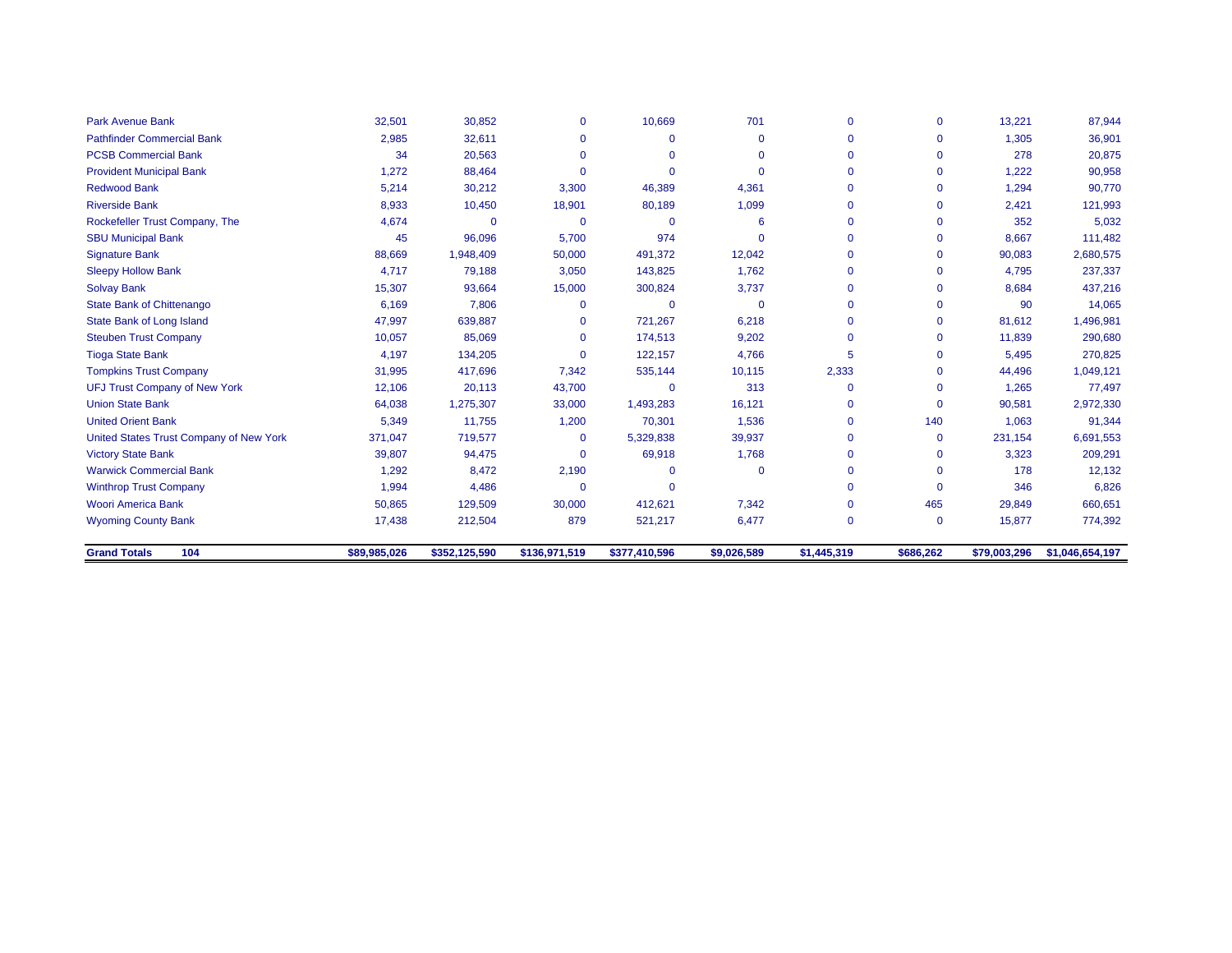| | | | | | | | | | |
|---|---|---|---|---|---|---|---|---|---|
| Park Avenue Bank | 32,501 | 30,852 | 0 | 10,669 | 701 | 0 | 0 | 13,221 | 87,944 |
| Pathfinder Commercial Bank | 2,985 | 32,611 | 0 | 0 | 0 | 0 | 0 | 1,305 | 36,901 |
| PCSB Commercial Bank | 34 | 20,563 | 0 | 0 | 0 | 0 | 0 | 278 | 20,875 |
| Provident Municipal Bank | 1,272 | 88,464 | 0 | 0 | 0 | 0 | 0 | 1,222 | 90,958 |
| Redwood Bank | 5,214 | 30,212 | 3,300 | 46,389 | 4,361 | 0 | 0 | 1,294 | 90,770 |
| Riverside Bank | 8,933 | 10,450 | 18,901 | 80,189 | 1,099 | 0 | 0 | 2,421 | 121,993 |
| Rockefeller Trust Company, The | 4,674 | 0 | 0 | 0 | 6 | 0 | 0 | 352 | 5,032 |
| SBU Municipal Bank | 45 | 96,096 | 5,700 | 974 | 0 | 0 | 0 | 8,667 | 111,482 |
| Signature Bank | 88,669 | 1,948,409 | 50,000 | 491,372 | 12,042 | 0 | 0 | 90,083 | 2,680,575 |
| Sleepy Hollow Bank | 4,717 | 79,188 | 3,050 | 143,825 | 1,762 | 0 | 0 | 4,795 | 237,337 |
| Solvay Bank | 15,307 | 93,664 | 15,000 | 300,824 | 3,737 | 0 | 0 | 8,684 | 437,216 |
| State Bank of Chittenango | 6,169 | 7,806 | 0 | 0 | 0 | 0 | 0 | 90 | 14,065 |
| State Bank of Long Island | 47,997 | 639,887 | 0 | 721,267 | 6,218 | 0 | 0 | 81,612 | 1,496,981 |
| Steuben Trust Company | 10,057 | 85,069 | 0 | 174,513 | 9,202 | 0 | 0 | 11,839 | 290,680 |
| Tioga State Bank | 4,197 | 134,205 | 0 | 122,157 | 4,766 | 5 | 0 | 5,495 | 270,825 |
| Tompkins Trust Company | 31,995 | 417,696 | 7,342 | 535,144 | 10,115 | 2,333 | 0 | 44,496 | 1,049,121 |
| UFJ Trust Company of New York | 12,106 | 20,113 | 43,700 | 0 | 313 | 0 | 0 | 1,265 | 77,497 |
| Union State Bank | 64,038 | 1,275,307 | 33,000 | 1,493,283 | 16,121 | 0 | 0 | 90,581 | 2,972,330 |
| United Orient Bank | 5,349 | 11,755 | 1,200 | 70,301 | 1,536 | 0 | 140 | 1,063 | 91,344 |
| United States Trust Company of New York | 371,047 | 719,577 | 0 | 5,329,838 | 39,937 | 0 | 0 | 231,154 | 6,691,553 |
| Victory State Bank | 39,807 | 94,475 | 0 | 69,918 | 1,768 | 0 | 0 | 3,323 | 209,291 |
| Warwick Commercial Bank | 1,292 | 8,472 | 2,190 | 0 | 0 | 0 | 0 | 178 | 12,132 |
| Winthrop Trust Company | 1,994 | 4,486 | 0 | 0 | | 0 | 0 | 346 | 6,826 |
| Woori America Bank | 50,865 | 129,509 | 30,000 | 412,621 | 7,342 | 0 | 465 | 29,849 | 660,651 |
| Wyoming County Bank | 17,438 | 212,504 | 879 | 521,217 | 6,477 | 0 | 0 | 15,877 | 774,392 |
| **Grand Totals 104** | **$89,985,026** | **$352,125,590** | **$136,971,519** | **$377,410,596** | **$9,026,589** | **$1,445,319** | **$686,262** | **$79,003,296** | **$1,046,654,197** |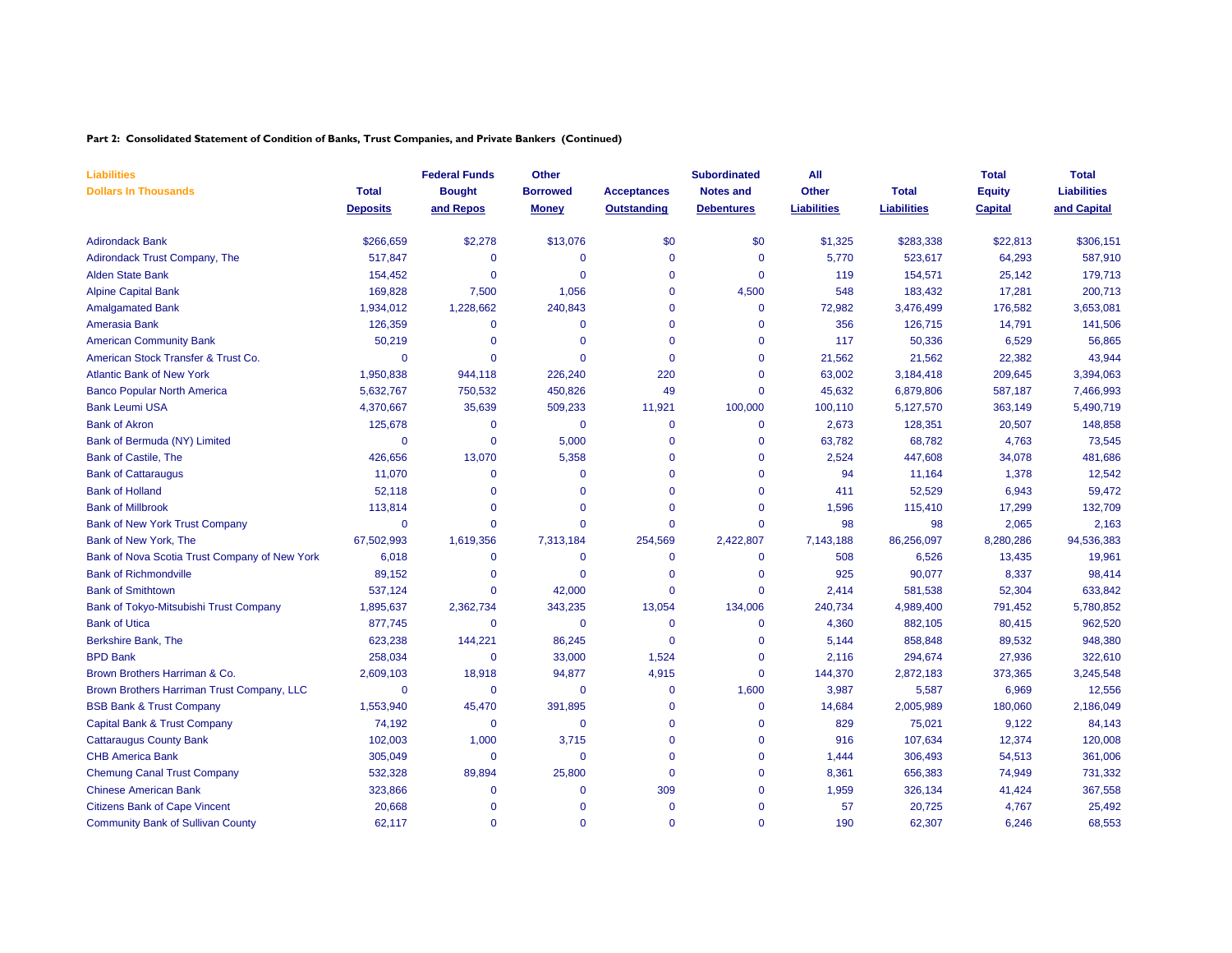**Part 2: Consolidated Statement of Condition of Banks, Trust Companies, and Private Bankers (Continued)**

| Liabilities<br>Dollars In Thousands | Total<br>Deposits | Federal Funds<br>Bought<br>and Repos | Other<br>Borrowed<br>Money | Acceptances<br>Outstanding | Subordinated<br>Notes and<br>Debentures | All<br>Other<br>Liabilities | Total<br>Liabilities | Total<br>Equity<br>Capital | Total<br>Liabilities<br>and Capital |
|---|---|---|---|---|---|---|---|---|---|
| Adirondack Bank | $266,659 | $2,278 | $13,076 | $0 | $0 | $1,325 | $283,338 | $22,813 | $306,151 |
| Adirondack Trust Company, The | 517,847 | 0 | 0 | 0 | 0 | 5,770 | 523,617 | 64,293 | 587,910 |
| Alden State Bank | 154,452 | 0 | 0 | 0 | 0 | 119 | 154,571 | 25,142 | 179,713 |
| Alpine Capital Bank | 169,828 | 7,500 | 1,056 | 0 | 4,500 | 548 | 183,432 | 17,281 | 200,713 |
| Amalgamated Bank | 1,934,012 | 1,228,662 | 240,843 | 0 | 0 | 72,982 | 3,476,499 | 176,582 | 3,653,081 |
| Amerasia Bank | 126,359 | 0 | 0 | 0 | 0 | 356 | 126,715 | 14,791 | 141,506 |
| American Community Bank | 50,219 | 0 | 0 | 0 | 0 | 117 | 50,336 | 6,529 | 56,865 |
| American Stock Transfer & Trust Co. | 0 | 0 | 0 | 0 | 0 | 21,562 | 21,562 | 22,382 | 43,944 |
| Atlantic Bank of New York | 1,950,838 | 944,118 | 226,240 | 220 | 0 | 63,002 | 3,184,418 | 209,645 | 3,394,063 |
| Banco Popular North America | 5,632,767 | 750,532 | 450,826 | 49 | 0 | 45,632 | 6,879,806 | 587,187 | 7,466,993 |
| Bank Leumi USA | 4,370,667 | 35,639 | 509,233 | 11,921 | 100,000 | 100,110 | 5,127,570 | 363,149 | 5,490,719 |
| Bank of Akron | 125,678 | 0 | 0 | 0 | 0 | 2,673 | 128,351 | 20,507 | 148,858 |
| Bank of Bermuda (NY) Limited | 0 | 0 | 5,000 | 0 | 0 | 63,782 | 68,782 | 4,763 | 73,545 |
| Bank of Castile, The | 426,656 | 13,070 | 5,358 | 0 | 0 | 2,524 | 447,608 | 34,078 | 481,686 |
| Bank of Cattaraugus | 11,070 | 0 | 0 | 0 | 0 | 94 | 11,164 | 1,378 | 12,542 |
| Bank of Holland | 52,118 | 0 | 0 | 0 | 0 | 411 | 52,529 | 6,943 | 59,472 |
| Bank of Millbrook | 113,814 | 0 | 0 | 0 | 0 | 1,596 | 115,410 | 17,299 | 132,709 |
| Bank of New York Trust Company | 0 | 0 | 0 | 0 | 0 | 98 | 98 | 2,065 | 2,163 |
| Bank of New York, The | 67,502,993 | 1,619,356 | 7,313,184 | 254,569 | 2,422,807 | 7,143,188 | 86,256,097 | 8,280,286 | 94,536,383 |
| Bank of Nova Scotia Trust Company of New York | 6,018 | 0 | 0 | 0 | 0 | 508 | 6,526 | 13,435 | 19,961 |
| Bank of Richmondville | 89,152 | 0 | 0 | 0 | 0 | 925 | 90,077 | 8,337 | 98,414 |
| Bank of Smithtown | 537,124 | 0 | 42,000 | 0 | 0 | 2,414 | 581,538 | 52,304 | 633,842 |
| Bank of Tokyo-Mitsubishi Trust Company | 1,895,637 | 2,362,734 | 343,235 | 13,054 | 134,006 | 240,734 | 4,989,400 | 791,452 | 5,780,852 |
| Bank of Utica | 877,745 | 0 | 0 | 0 | 0 | 4,360 | 882,105 | 80,415 | 962,520 |
| Berkshire Bank, The | 623,238 | 144,221 | 86,245 | 0 | 0 | 5,144 | 858,848 | 89,532 | 948,380 |
| BPD Bank | 258,034 | 0 | 33,000 | 1,524 | 0 | 2,116 | 294,674 | 27,936 | 322,610 |
| Brown Brothers Harriman & Co. | 2,609,103 | 18,918 | 94,877 | 4,915 | 0 | 144,370 | 2,872,183 | 373,365 | 3,245,548 |
| Brown Brothers Harriman Trust Company, LLC | 0 | 0 | 0 | 0 | 1,600 | 3,987 | 5,587 | 6,969 | 12,556 |
| BSB Bank & Trust Company | 1,553,940 | 45,470 | 391,895 | 0 | 0 | 14,684 | 2,005,989 | 180,060 | 2,186,049 |
| Capital Bank & Trust Company | 74,192 | 0 | 0 | 0 | 0 | 829 | 75,021 | 9,122 | 84,143 |
| Cattaraugus County Bank | 102,003 | 1,000 | 3,715 | 0 | 0 | 916 | 107,634 | 12,374 | 120,008 |
| CHB America Bank | 305,049 | 0 | 0 | 0 | 0 | 1,444 | 306,493 | 54,513 | 361,006 |
| Chemung Canal Trust Company | 532,328 | 89,894 | 25,800 | 0 | 0 | 8,361 | 656,383 | 74,949 | 731,332 |
| Chinese American Bank | 323,866 | 0 | 0 | 309 | 0 | 1,959 | 326,134 | 41,424 | 367,558 |
| Citizens Bank of Cape Vincent | 20,668 | 0 | 0 | 0 | 0 | 57 | 20,725 | 4,767 | 25,492 |
| Community Bank of Sullivan County | 62,117 | 0 | 0 | 0 | 0 | 190 | 62,307 | 6,246 | 68,553 |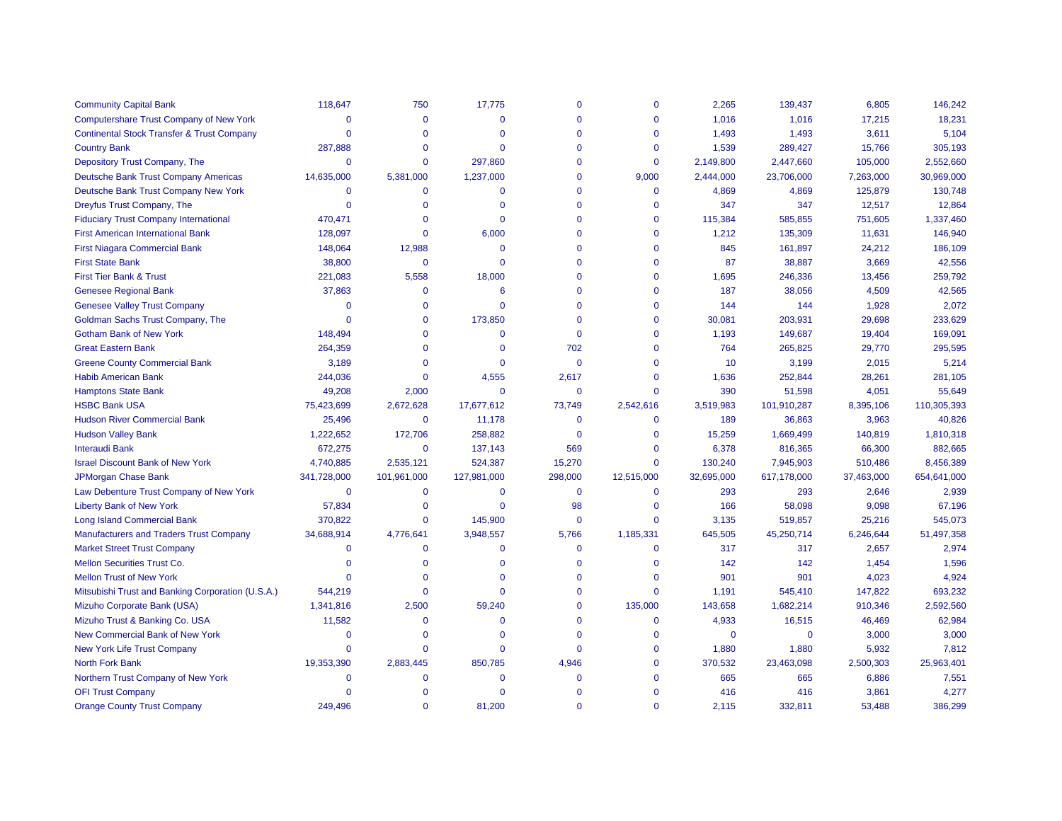| | | | | | | | | | |
|---|---|---|---|---|---|---|---|---|---|
| Community Capital Bank | 118,647 | 750 | 17,775 | 0 | 0 | 2,265 | 139,437 | 6,805 | 146,242 |
| Computershare Trust Company of New York | 0 | 0 | 0 | 0 | 0 | 1,016 | 1,016 | 17,215 | 18,231 |
| Continental Stock Transfer & Trust Company | 0 | 0 | 0 | 0 | 0 | 1,493 | 1,493 | 3,611 | 5,104 |
| Country Bank | 287,888 | 0 | 0 | 0 | 0 | 1,539 | 289,427 | 15,766 | 305,193 |
| Depository Trust Company, The | 0 | 0 | 297,860 | 0 | 0 | 2,149,800 | 2,447,660 | 105,000 | 2,552,660 |
| Deutsche Bank Trust Company Americas | 14,635,000 | 5,381,000 | 1,237,000 | 0 | 9,000 | 2,444,000 | 23,706,000 | 7,263,000 | 30,969,000 |
| Deutsche Bank Trust Company New York | 0 | 0 | 0 | 0 | 0 | 4,869 | 4,869 | 125,879 | 130,748 |
| Dreyfus Trust Company, The | 0 | 0 | 0 | 0 | 0 | 347 | 347 | 12,517 | 12,864 |
| Fiduciary Trust Company International | 470,471 | 0 | 0 | 0 | 0 | 115,384 | 585,855 | 751,605 | 1,337,460 |
| First American International Bank | 128,097 | 0 | 6,000 | 0 | 0 | 1,212 | 135,309 | 11,631 | 146,940 |
| First Niagara Commercial Bank | 148,064 | 12,988 | 0 | 0 | 0 | 845 | 161,897 | 24,212 | 186,109 |
| First State Bank | 38,800 | 0 | 0 | 0 | 0 | 87 | 38,887 | 3,669 | 42,556 |
| First Tier Bank & Trust | 221,083 | 5,558 | 18,000 | 0 | 0 | 1,695 | 246,336 | 13,456 | 259,792 |
| Genesee Regional Bank | 37,863 | 0 | 6 | 0 | 0 | 187 | 38,056 | 4,509 | 42,565 |
| Genesee Valley Trust Company | 0 | 0 | 0 | 0 | 0 | 144 | 144 | 1,928 | 2,072 |
| Goldman Sachs Trust Company, The | 0 | 0 | 173,850 | 0 | 0 | 30,081 | 203,931 | 29,698 | 233,629 |
| Gotham Bank of New York | 148,494 | 0 | 0 | 0 | 0 | 1,193 | 149,687 | 19,404 | 169,091 |
| Great Eastern Bank | 264,359 | 0 | 0 | 702 | 0 | 764 | 265,825 | 29,770 | 295,595 |
| Greene County Commercial Bank | 3,189 | 0 | 0 | 0 | 0 | 10 | 3,199 | 2,015 | 5,214 |
| Habib American Bank | 244,036 | 0 | 4,555 | 2,617 | 0 | 1,636 | 252,844 | 28,261 | 281,105 |
| Hamptons State Bank | 49,208 | 2,000 | 0 | 0 | 0 | 390 | 51,598 | 4,051 | 55,649 |
| HSBC Bank USA | 75,423,699 | 2,672,628 | 17,677,612 | 73,749 | 2,542,616 | 3,519,983 | 101,910,287 | 8,395,106 | 110,305,393 |
| Hudson River Commercial Bank | 25,496 | 0 | 11,178 | 0 | 0 | 189 | 36,863 | 3,963 | 40,826 |
| Hudson Valley Bank | 1,222,652 | 172,706 | 258,882 | 0 | 0 | 15,259 | 1,669,499 | 140,819 | 1,810,318 |
| Interaudi Bank | 672,275 | 0 | 137,143 | 569 | 0 | 6,378 | 816,365 | 66,300 | 882,665 |
| Israel Discount Bank of New York | 4,740,885 | 2,535,121 | 524,387 | 15,270 | 0 | 130,240 | 7,945,903 | 510,486 | 8,456,389 |
| JPMorgan Chase Bank | 341,728,000 | 101,961,000 | 127,981,000 | 298,000 | 12,515,000 | 32,695,000 | 617,178,000 | 37,463,000 | 654,641,000 |
| Law Debenture Trust Company of New York | 0 | 0 | 0 | 0 | 0 | 293 | 293 | 2,646 | 2,939 |
| Liberty Bank of New York | 57,834 | 0 | 0 | 98 | 0 | 166 | 58,098 | 9,098 | 67,196 |
| Long Island Commercial Bank | 370,822 | 0 | 145,900 | 0 | 0 | 3,135 | 519,857 | 25,216 | 545,073 |
| Manufacturers and Traders Trust Company | 34,688,914 | 4,776,641 | 3,948,557 | 5,766 | 1,185,331 | 645,505 | 45,250,714 | 6,246,644 | 51,497,358 |
| Market Street Trust Company | 0 | 0 | 0 | 0 | 0 | 317 | 317 | 2,657 | 2,974 |
| Mellon Securities Trust Co. | 0 | 0 | 0 | 0 | 0 | 142 | 142 | 1,454 | 1,596 |
| Mellon Trust of New York | 0 | 0 | 0 | 0 | 0 | 901 | 901 | 4,023 | 4,924 |
| Mitsubishi Trust and Banking Corporation (U.S.A.) | 544,219 | 0 | 0 | 0 | 0 | 1,191 | 545,410 | 147,822 | 693,232 |
| Mizuho Corporate Bank (USA) | 1,341,816 | 2,500 | 59,240 | 0 | 135,000 | 143,658 | 1,682,214 | 910,346 | 2,592,560 |
| Mizuho Trust & Banking Co. USA | 11,582 | 0 | 0 | 0 | 0 | 4,933 | 16,515 | 46,469 | 62,984 |
| New Commercial Bank of New York | 0 | 0 | 0 | 0 | 0 | 0 | 0 | 3,000 | 3,000 |
| New York Life Trust Company | 0 | 0 | 0 | 0 | 0 | 1,880 | 1,880 | 5,932 | 7,812 |
| North Fork Bank | 19,353,390 | 2,883,445 | 850,785 | 4,946 | 0 | 370,532 | 23,463,098 | 2,500,303 | 25,963,401 |
| Northern Trust Company of New York | 0 | 0 | 0 | 0 | 0 | 665 | 665 | 6,886 | 7,551 |
| OFI Trust Company | 0 | 0 | 0 | 0 | 0 | 416 | 416 | 3,861 | 4,277 |
| Orange County Trust Company | 249,496 | 0 | 81,200 | 0 | 0 | 2,115 | 332,811 | 53,488 | 386,299 |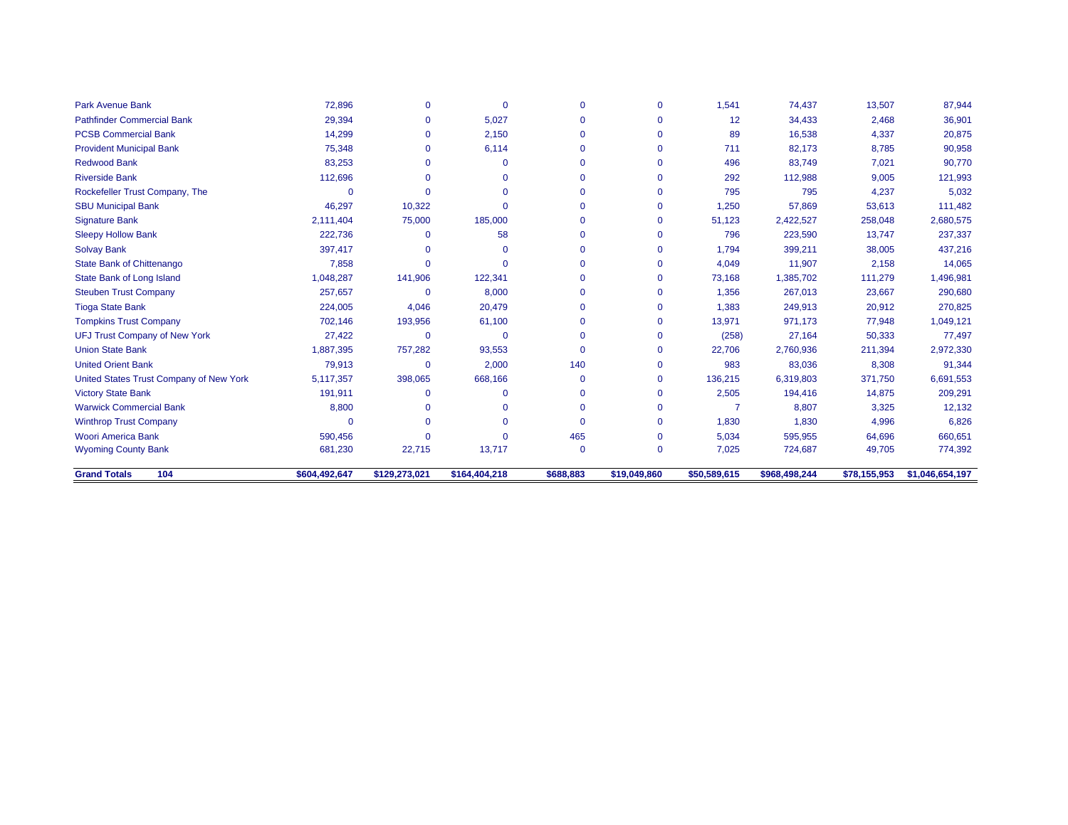| | | | | | | | | | |
|---|---|---|---|---|---|---|---|---|---|
| Park Avenue Bank | 72,896 | 0 | 0 | 0 | 0 | 1,541 | 74,437 | 13,507 | 87,944 |
| Pathfinder Commercial Bank | 29,394 | 0 | 5,027 | 0 | 0 | 12 | 34,433 | 2,468 | 36,901 |
| PCSB Commercial Bank | 14,299 | 0 | 2,150 | 0 | 0 | 89 | 16,538 | 4,337 | 20,875 |
| Provident Municipal Bank | 75,348 | 0 | 6,114 | 0 | 0 | 711 | 82,173 | 8,785 | 90,958 |
| Redwood Bank | 83,253 | 0 | 0 | 0 | 0 | 496 | 83,749 | 7,021 | 90,770 |
| Riverside Bank | 112,696 | 0 | 0 | 0 | 0 | 292 | 112,988 | 9,005 | 121,993 |
| Rockefeller Trust Company, The | 0 | 0 | 0 | 0 | 0 | 795 | 795 | 4,237 | 5,032 |
| SBU Municipal Bank | 46,297 | 10,322 | 0 | 0 | 0 | 1,250 | 57,869 | 53,613 | 111,482 |
| Signature Bank | 2,111,404 | 75,000 | 185,000 | 0 | 0 | 51,123 | 2,422,527 | 258,048 | 2,680,575 |
| Sleepy Hollow Bank | 222,736 | 0 | 58 | 0 | 0 | 796 | 223,590 | 13,747 | 237,337 |
| Solvay Bank | 397,417 | 0 | 0 | 0 | 0 | 1,794 | 399,211 | 38,005 | 437,216 |
| State Bank of Chittenango | 7,858 | 0 | 0 | 0 | 0 | 4,049 | 11,907 | 2,158 | 14,065 |
| State Bank of Long Island | 1,048,287 | 141,906 | 122,341 | 0 | 0 | 73,168 | 1,385,702 | 111,279 | 1,496,981 |
| Steuben Trust Company | 257,657 | 0 | 8,000 | 0 | 0 | 1,356 | 267,013 | 23,667 | 290,680 |
| Tioga State Bank | 224,005 | 4,046 | 20,479 | 0 | 0 | 1,383 | 249,913 | 20,912 | 270,825 |
| Tompkins Trust Company | 702,146 | 193,956 | 61,100 | 0 | 0 | 13,971 | 971,173 | 77,948 | 1,049,121 |
| UFJ Trust Company of New York | 27,422 | 0 | 0 | 0 | 0 | (258) | 27,164 | 50,333 | 77,497 |
| Union State Bank | 1,887,395 | 757,282 | 93,553 | 0 | 0 | 22,706 | 2,760,936 | 211,394 | 2,972,330 |
| United Orient Bank | 79,913 | 0 | 2,000 | 140 | 0 | 983 | 83,036 | 8,308 | 91,344 |
| United States Trust Company of New York | 5,117,357 | 398,065 | 668,166 | 0 | 0 | 136,215 | 6,319,803 | 371,750 | 6,691,553 |
| Victory State Bank | 191,911 | 0 | 0 | 0 | 0 | 2,505 | 194,416 | 14,875 | 209,291 |
| Warwick Commercial Bank | 8,800 | 0 | 0 | 0 | 0 | 7 | 8,807 | 3,325 | 12,132 |
| Winthrop Trust Company | 0 | 0 | 0 | 0 | 0 | 1,830 | 1,830 | 4,996 | 6,826 |
| Woori America Bank | 590,456 | 0 | 0 | 465 | 0 | 5,034 | 595,955 | 64,696 | 660,651 |
| Wyoming County Bank | 681,230 | 22,715 | 13,717 | 0 | 0 | 7,025 | 724,687 | 49,705 | 774,392 |
| **Grand Totals 104** | **$604,492,647** | **$129,273,021** | **$164,404,218** | **$688,883** | **$19,049,860** | **$50,589,615** | **$968,498,244** | **$78,155,953** | **$1,046,654,197** |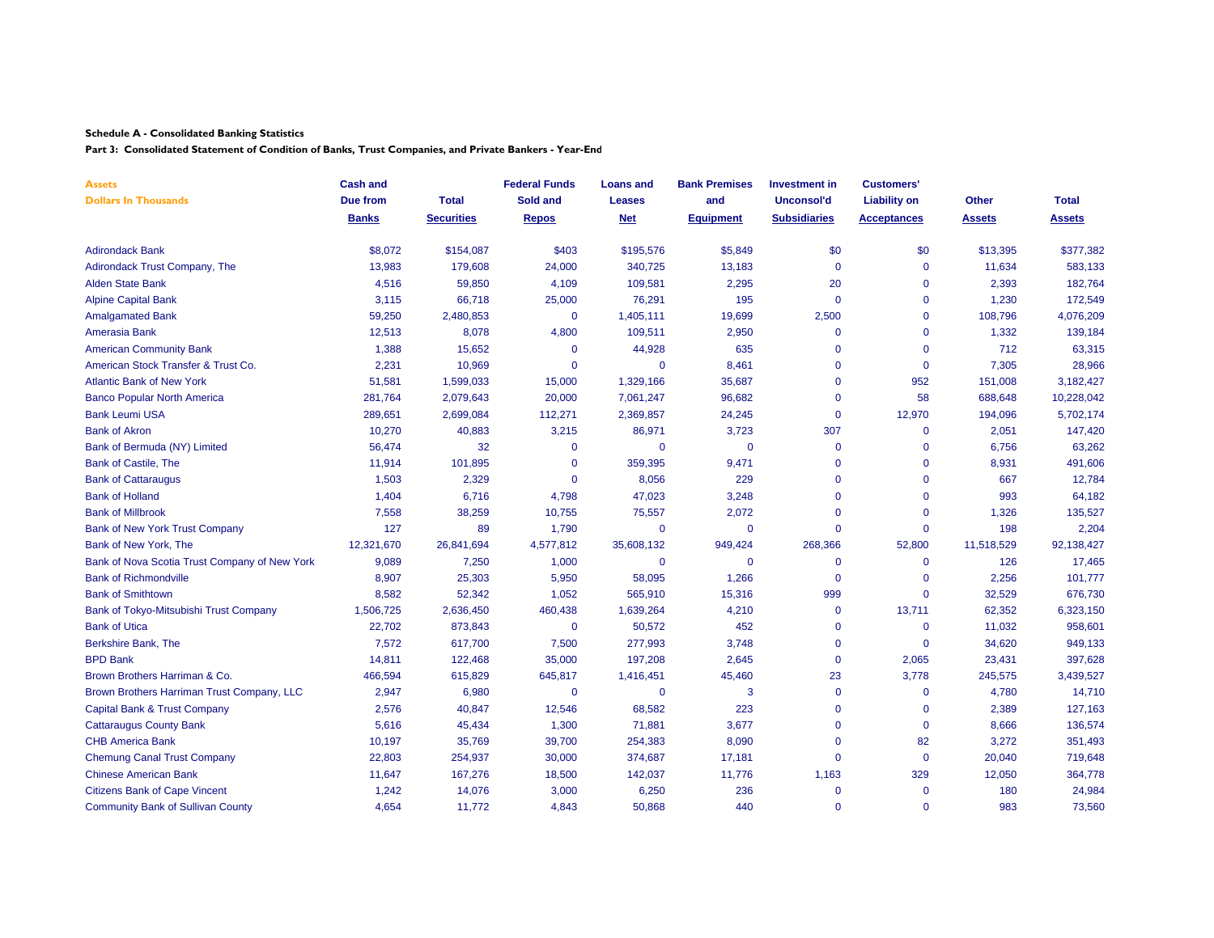**Schedule A - Consolidated Banking Statistics**

**Part 3: Consolidated Statement of Condition of Banks, Trust Companies, and Private Bankers - Year-End**

| Assets<br>Dollars In Thousands | Cash and Due from Banks | Total Securities | Federal Funds Sold and Repos | Loans and Leases Net | Bank Premises and Equipment | Investment in Unconsol'd Subsidiaries | Customers' Liability on Acceptances | Other Assets | Total Assets |
|---|---|---|---|---|---|---|---|---|---|
| Adirondack Bank | $8,072 | $154,087 | $403 | $195,576 | $5,849 | $0 | $0 | $13,395 | $377,382 |
| Adirondack Trust Company, The | 13,983 | 179,608 | 24,000 | 340,725 | 13,183 | 0 | 0 | 11,634 | 583,133 |
| Alden State Bank | 4,516 | 59,850 | 4,109 | 109,581 | 2,295 | 20 | 0 | 2,393 | 182,764 |
| Alpine Capital Bank | 3,115 | 66,718 | 25,000 | 76,291 | 195 | 0 | 0 | 1,230 | 172,549 |
| Amalgamated Bank | 59,250 | 2,480,853 | 0 | 1,405,111 | 19,699 | 2,500 | 0 | 108,796 | 4,076,209 |
| Amerasia Bank | 12,513 | 8,078 | 4,800 | 109,511 | 2,950 | 0 | 0 | 1,332 | 139,184 |
| American Community Bank | 1,388 | 15,652 | 0 | 44,928 | 635 | 0 | 0 | 712 | 63,315 |
| American Stock Transfer & Trust Co. | 2,231 | 10,969 | 0 | 0 | 8,461 | 0 | 0 | 7,305 | 28,966 |
| Atlantic Bank of New York | 51,581 | 1,599,033 | 15,000 | 1,329,166 | 35,687 | 0 | 952 | 151,008 | 3,182,427 |
| Banco Popular North America | 281,764 | 2,079,643 | 20,000 | 7,061,247 | 96,682 | 0 | 58 | 688,648 | 10,228,042 |
| Bank Leumi USA | 289,651 | 2,699,084 | 112,271 | 2,369,857 | 24,245 | 0 | 12,970 | 194,096 | 5,702,174 |
| Bank of Akron | 10,270 | 40,883 | 3,215 | 86,971 | 3,723 | 307 | 0 | 2,051 | 147,420 |
| Bank of Bermuda (NY) Limited | 56,474 | 32 | 0 | 0 | 0 | 0 | 0 | 6,756 | 63,262 |
| Bank of Castile, The | 11,914 | 101,895 | 0 | 359,395 | 9,471 | 0 | 0 | 8,931 | 491,606 |
| Bank of Cattaraugus | 1,503 | 2,329 | 0 | 8,056 | 229 | 0 | 0 | 667 | 12,784 |
| Bank of Holland | 1,404 | 6,716 | 4,798 | 47,023 | 3,248 | 0 | 0 | 993 | 64,182 |
| Bank of Millbrook | 7,558 | 38,259 | 10,755 | 75,557 | 2,072 | 0 | 0 | 1,326 | 135,527 |
| Bank of New York Trust Company | 127 | 89 | 1,790 | 0 | 0 | 0 | 0 | 198 | 2,204 |
| Bank of New York, The | 12,321,670 | 26,841,694 | 4,577,812 | 35,608,132 | 949,424 | 268,366 | 52,800 | 11,518,529 | 92,138,427 |
| Bank of Nova Scotia Trust Company of New York | 9,089 | 7,250 | 1,000 | 0 | 0 | 0 | 0 | 126 | 17,465 |
| Bank of Richmondville | 8,907 | 25,303 | 5,950 | 58,095 | 1,266 | 0 | 0 | 2,256 | 101,777 |
| Bank of Smithtown | 8,582 | 52,342 | 1,052 | 565,910 | 15,316 | 999 | 0 | 32,529 | 676,730 |
| Bank of Tokyo-Mitsubishi Trust Company | 1,506,725 | 2,636,450 | 460,438 | 1,639,264 | 4,210 | 0 | 13,711 | 62,352 | 6,323,150 |
| Bank of Utica | 22,702 | 873,843 | 0 | 50,572 | 452 | 0 | 0 | 11,032 | 958,601 |
| Berkshire Bank, The | 7,572 | 617,700 | 7,500 | 277,993 | 3,748 | 0 | 0 | 34,620 | 949,133 |
| BPD Bank | 14,811 | 122,468 | 35,000 | 197,208 | 2,645 | 0 | 2,065 | 23,431 | 397,628 |
| Brown Brothers Harriman & Co. | 466,594 | 615,829 | 645,817 | 1,416,451 | 45,460 | 23 | 3,778 | 245,575 | 3,439,527 |
| Brown Brothers Harriman Trust Company, LLC | 2,947 | 6,980 | 0 | 0 | 3 | 0 | 0 | 4,780 | 14,710 |
| Capital Bank & Trust Company | 2,576 | 40,847 | 12,546 | 68,582 | 223 | 0 | 0 | 2,389 | 127,163 |
| Cattaraugus County Bank | 5,616 | 45,434 | 1,300 | 71,881 | 3,677 | 0 | 0 | 8,666 | 136,574 |
| CHB America Bank | 10,197 | 35,769 | 39,700 | 254,383 | 8,090 | 0 | 82 | 3,272 | 351,493 |
| Chemung Canal Trust Company | 22,803 | 254,937 | 30,000 | 374,687 | 17,181 | 0 | 0 | 20,040 | 719,648 |
| Chinese American Bank | 11,647 | 167,276 | 18,500 | 142,037 | 11,776 | 1,163 | 329 | 12,050 | 364,778 |
| Citizens Bank of Cape Vincent | 1,242 | 14,076 | 3,000 | 6,250 | 236 | 0 | 0 | 180 | 24,984 |
| Community Bank of Sullivan County | 4,654 | 11,772 | 4,843 | 50,868 | 440 | 0 | 0 | 983 | 73,560 |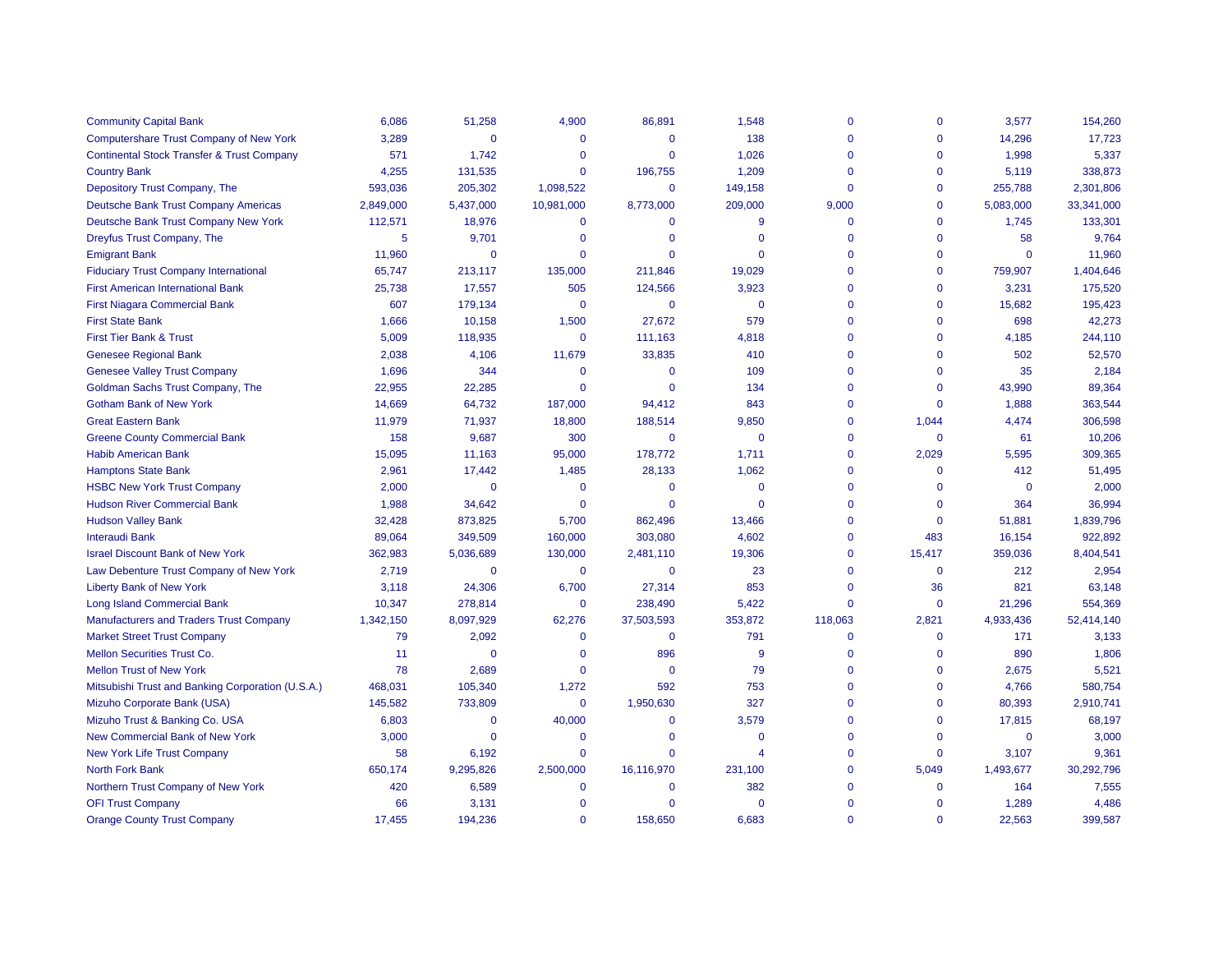| | | | | | | | | | |
|---|---|---|---|---|---|---|---|---|---|
| Community Capital Bank | 6,086 | 51,258 | 4,900 | 86,891 | 1,548 | 0 | 0 | 3,577 | 154,260 |
| Computershare Trust Company of New York | 3,289 | 0 | 0 | 0 | 138 | 0 | 0 | 14,296 | 17,723 |
| Continental Stock Transfer & Trust Company | 571 | 1,742 | 0 | 0 | 1,026 | 0 | 0 | 1,998 | 5,337 |
| Country Bank | 4,255 | 131,535 | 0 | 196,755 | 1,209 | 0 | 0 | 5,119 | 338,873 |
| Depository Trust Company, The | 593,036 | 205,302 | 1,098,522 | 0 | 149,158 | 0 | 0 | 255,788 | 2,301,806 |
| Deutsche Bank Trust Company Americas | 2,849,000 | 5,437,000 | 10,981,000 | 8,773,000 | 209,000 | 9,000 | 0 | 5,083,000 | 33,341,000 |
| Deutsche Bank Trust Company New York | 112,571 | 18,976 | 0 | 0 | 9 | 0 | 0 | 1,745 | 133,301 |
| Dreyfus Trust Company, The | 5 | 9,701 | 0 | 0 | 0 | 0 | 0 | 58 | 9,764 |
| Emigrant Bank | 11,960 | 0 | 0 | 0 | 0 | 0 | 0 | 0 | 11,960 |
| Fiduciary Trust Company International | 65,747 | 213,117 | 135,000 | 211,846 | 19,029 | 0 | 0 | 759,907 | 1,404,646 |
| First American International Bank | 25,738 | 17,557 | 505 | 124,566 | 3,923 | 0 | 0 | 3,231 | 175,520 |
| First Niagara Commercial Bank | 607 | 179,134 | 0 | 0 | 0 | 0 | 0 | 15,682 | 195,423 |
| First State Bank | 1,666 | 10,158 | 1,500 | 27,672 | 579 | 0 | 0 | 698 | 42,273 |
| First Tier Bank & Trust | 5,009 | 118,935 | 0 | 111,163 | 4,818 | 0 | 0 | 4,185 | 244,110 |
| Genesee Regional Bank | 2,038 | 4,106 | 11,679 | 33,835 | 410 | 0 | 0 | 502 | 52,570 |
| Genesee Valley Trust Company | 1,696 | 344 | 0 | 0 | 109 | 0 | 0 | 35 | 2,184 |
| Goldman Sachs Trust Company, The | 22,955 | 22,285 | 0 | 0 | 134 | 0 | 0 | 43,990 | 89,364 |
| Gotham Bank of New York | 14,669 | 64,732 | 187,000 | 94,412 | 843 | 0 | 0 | 1,888 | 363,544 |
| Great Eastern Bank | 11,979 | 71,937 | 18,800 | 188,514 | 9,850 | 0 | 1,044 | 4,474 | 306,598 |
| Greene County Commercial Bank | 158 | 9,687 | 300 | 0 | 0 | 0 | 0 | 61 | 10,206 |
| Habib American Bank | 15,095 | 11,163 | 95,000 | 178,772 | 1,711 | 0 | 2,029 | 5,595 | 309,365 |
| Hamptons State Bank | 2,961 | 17,442 | 1,485 | 28,133 | 1,062 | 0 | 0 | 412 | 51,495 |
| HSBC New York Trust Company | 2,000 | 0 | 0 | 0 | 0 | 0 | 0 | 0 | 2,000 |
| Hudson River Commercial Bank | 1,988 | 34,642 | 0 | 0 | 0 | 0 | 0 | 364 | 36,994 |
| Hudson Valley Bank | 32,428 | 873,825 | 5,700 | 862,496 | 13,466 | 0 | 0 | 51,881 | 1,839,796 |
| Interaudi Bank | 89,064 | 349,509 | 160,000 | 303,080 | 4,602 | 0 | 483 | 16,154 | 922,892 |
| Israel Discount Bank of New York | 362,983 | 5,036,689 | 130,000 | 2,481,110 | 19,306 | 0 | 15,417 | 359,036 | 8,404,541 |
| Law Debenture Trust Company of New York | 2,719 | 0 | 0 | 0 | 23 | 0 | 0 | 212 | 2,954 |
| Liberty Bank of New York | 3,118 | 24,306 | 6,700 | 27,314 | 853 | 0 | 36 | 821 | 63,148 |
| Long Island Commercial Bank | 10,347 | 278,814 | 0 | 238,490 | 5,422 | 0 | 0 | 21,296 | 554,369 |
| Manufacturers and Traders Trust Company | 1,342,150 | 8,097,929 | 62,276 | 37,503,593 | 353,872 | 118,063 | 2,821 | 4,933,436 | 52,414,140 |
| Market Street Trust Company | 79 | 2,092 | 0 | 0 | 791 | 0 | 0 | 171 | 3,133 |
| Mellon Securities Trust Co. | 11 | 0 | 0 | 896 | 9 | 0 | 0 | 890 | 1,806 |
| Mellon Trust of New York | 78 | 2,689 | 0 | 0 | 79 | 0 | 0 | 2,675 | 5,521 |
| Mitsubishi Trust and Banking Corporation (U.S.A.) | 468,031 | 105,340 | 1,272 | 592 | 753 | 0 | 0 | 4,766 | 580,754 |
| Mizuho Corporate Bank (USA) | 145,582 | 733,809 | 0 | 1,950,630 | 327 | 0 | 0 | 80,393 | 2,910,741 |
| Mizuho Trust & Banking Co. USA | 6,803 | 0 | 40,000 | 0 | 3,579 | 0 | 0 | 17,815 | 68,197 |
| New Commercial Bank of New York | 3,000 | 0 | 0 | 0 | 0 | 0 | 0 | 0 | 3,000 |
| New York Life Trust Company | 58 | 6,192 | 0 | 0 | 4 | 0 | 0 | 3,107 | 9,361 |
| North Fork Bank | 650,174 | 9,295,826 | 2,500,000 | 16,116,970 | 231,100 | 0 | 5,049 | 1,493,677 | 30,292,796 |
| Northern Trust Company of New York | 420 | 6,589 | 0 | 0 | 382 | 0 | 0 | 164 | 7,555 |
| OFI Trust Company | 66 | 3,131 | 0 | 0 | 0 | 0 | 0 | 1,289 | 4,486 |
| Orange County Trust Company | 17,455 | 194,236 | 0 | 158,650 | 6,683 | 0 | 0 | 22,563 | 399,587 |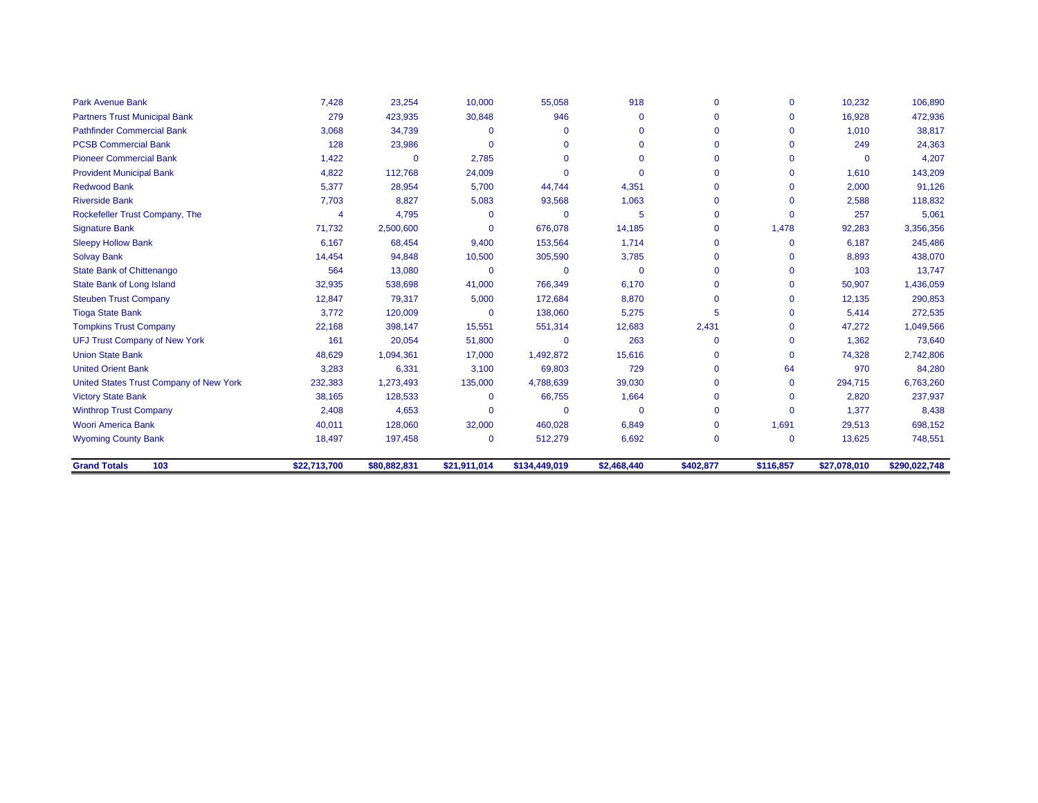| | | | | | | | | | |
|---|---|---|---|---|---|---|---|---|---|
| Park Avenue Bank | 7,428 | 23,254 | 10,000 | 55,058 | 918 | 0 | 0 | 10,232 | 106,890 |
| Partners Trust Municipal Bank | 279 | 423,935 | 30,848 | 946 | 0 | 0 | 0 | 16,928 | 472,936 |
| Pathfinder Commercial Bank | 3,068 | 34,739 | 0 | 0 | 0 | 0 | 0 | 1,010 | 38,817 |
| PCSB Commercial Bank | 128 | 23,986 | 0 | 0 | 0 | 0 | 0 | 249 | 24,363 |
| Pioneer Commercial Bank | 1,422 | 0 | 2,785 | 0 | 0 | 0 | 0 | 0 | 4,207 |
| Provident Municipal Bank | 4,822 | 112,768 | 24,009 | 0 | 0 | 0 | 0 | 1,610 | 143,209 |
| Redwood Bank | 5,377 | 28,954 | 5,700 | 44,744 | 4,351 | 0 | 0 | 2,000 | 91,126 |
| Riverside Bank | 7,703 | 8,827 | 5,083 | 93,568 | 1,063 | 0 | 0 | 2,588 | 118,832 |
| Rockefeller Trust Company, The | 4 | 4,795 | 0 | 0 | 5 | 0 | 0 | 257 | 5,061 |
| Signature Bank | 71,732 | 2,500,600 | 0 | 676,078 | 14,185 | 0 | 1,478 | 92,283 | 3,356,356 |
| Sleepy Hollow Bank | 6,167 | 68,454 | 9,400 | 153,564 | 1,714 | 0 | 0 | 6,187 | 245,486 |
| Solvay Bank | 14,454 | 94,848 | 10,500 | 305,590 | 3,785 | 0 | 0 | 8,893 | 438,070 |
| State Bank of Chittenango | 564 | 13,080 | 0 | 0 | 0 | 0 | 0 | 103 | 13,747 |
| State Bank of Long Island | 32,935 | 538,698 | 41,000 | 766,349 | 6,170 | 0 | 0 | 50,907 | 1,436,059 |
| Steuben Trust Company | 12,847 | 79,317 | 5,000 | 172,684 | 8,870 | 0 | 0 | 12,135 | 290,853 |
| Tioga State Bank | 3,772 | 120,009 | 0 | 138,060 | 5,275 | 5 | 0 | 5,414 | 272,535 |
| Tompkins Trust Company | 22,168 | 398,147 | 15,551 | 551,314 | 12,683 | 2,431 | 0 | 47,272 | 1,049,566 |
| UFJ Trust Company of New York | 161 | 20,054 | 51,800 | 0 | 263 | 0 | 0 | 1,362 | 73,640 |
| Union State Bank | 48,629 | 1,094,361 | 17,000 | 1,492,872 | 15,616 | 0 | 0 | 74,328 | 2,742,806 |
| United Orient Bank | 3,283 | 6,331 | 3,100 | 69,803 | 729 | 0 | 64 | 970 | 84,280 |
| United States Trust Company of New York | 232,383 | 1,273,493 | 135,000 | 4,788,639 | 39,030 | 0 | 0 | 294,715 | 6,763,260 |
| Victory State Bank | 38,165 | 128,533 | 0 | 66,755 | 1,664 | 0 | 0 | 2,820 | 237,937 |
| Winthrop Trust Company | 2,408 | 4,653 | 0 | 0 | 0 | 0 | 0 | 1,377 | 8,438 |
| Woori America Bank | 40,011 | 128,060 | 32,000 | 460,028 | 6,849 | 0 | 1,691 | 29,513 | 698,152 |
| Wyoming County Bank | 18,497 | 197,458 | 0 | 512,279 | 6,692 | 0 | 0 | 13,625 | 748,551 |
| **Grand Totals 103** | **$22,713,700** | **$80,882,831** | **$21,911,014** | **$134,449,019** | **$2,468,440** | **$402,877** | **$116,857** | **$27,078,010** | **$290,022,748** |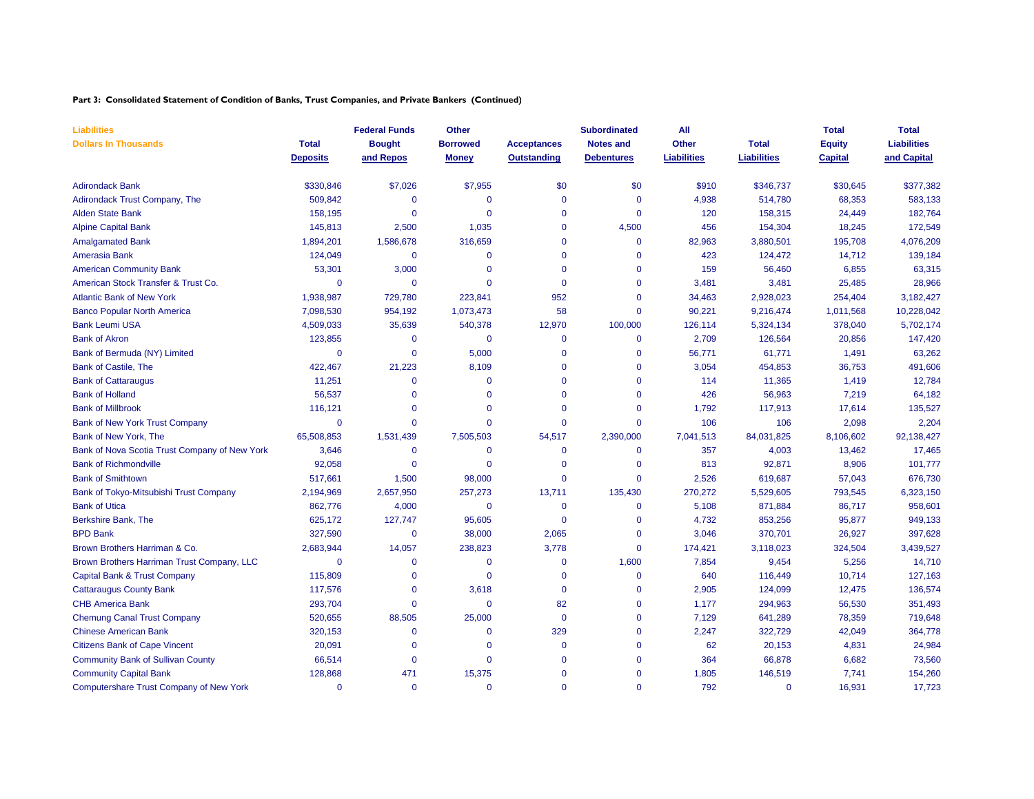**Part 3: Consolidated Statement of Condition of Banks, Trust Companies, and Private Bankers (Continued)**

| Liabilities Dollars In Thousands | Total Deposits | Federal Funds Bought and Repos | Other Borrowed Money | Acceptances Outstanding | Subordinated Notes and Debentures | All Other Liabilities | Total Liabilities | Total Equity Capital | Total Liabilities and Capital |
|---|---|---|---|---|---|---|---|---|---|
| Adirondack Bank | $330,846 | $7,026 | $7,955 | $0 | $0 | $910 | $346,737 | $30,645 | $377,382 |
| Adirondack Trust Company, The | 509,842 | 0 | 0 | 0 | 0 | 4,938 | 514,780 | 68,353 | 583,133 |
| Alden State Bank | 158,195 | 0 | 0 | 0 | 0 | 120 | 158,315 | 24,449 | 182,764 |
| Alpine Capital Bank | 145,813 | 2,500 | 1,035 | 0 | 4,500 | 456 | 154,304 | 18,245 | 172,549 |
| Amalgamated Bank | 1,894,201 | 1,586,678 | 316,659 | 0 | 0 | 82,963 | 3,880,501 | 195,708 | 4,076,209 |
| Amerasia Bank | 124,049 | 0 | 0 | 0 | 0 | 423 | 124,472 | 14,712 | 139,184 |
| American Community Bank | 53,301 | 3,000 | 0 | 0 | 0 | 159 | 56,460 | 6,855 | 63,315 |
| American Stock Transfer & Trust Co. | 0 | 0 | 0 | 0 | 0 | 3,481 | 3,481 | 25,485 | 28,966 |
| Atlantic Bank of New York | 1,938,987 | 729,780 | 223,841 | 952 | 0 | 34,463 | 2,928,023 | 254,404 | 3,182,427 |
| Banco Popular North America | 7,098,530 | 954,192 | 1,073,473 | 58 | 0 | 90,221 | 9,216,474 | 1,011,568 | 10,228,042 |
| Bank Leumi USA | 4,509,033 | 35,639 | 540,378 | 12,970 | 100,000 | 126,114 | 5,324,134 | 378,040 | 5,702,174 |
| Bank of Akron | 123,855 | 0 | 0 | 0 | 0 | 2,709 | 126,564 | 20,856 | 147,420 |
| Bank of Bermuda (NY) Limited | 0 | 0 | 5,000 | 0 | 0 | 56,771 | 61,771 | 1,491 | 63,262 |
| Bank of Castile, The | 422,467 | 21,223 | 8,109 | 0 | 0 | 3,054 | 454,853 | 36,753 | 491,606 |
| Bank of Cattaraugus | 11,251 | 0 | 0 | 0 | 0 | 114 | 11,365 | 1,419 | 12,784 |
| Bank of Holland | 56,537 | 0 | 0 | 0 | 0 | 426 | 56,963 | 7,219 | 64,182 |
| Bank of Millbrook | 116,121 | 0 | 0 | 0 | 0 | 1,792 | 117,913 | 17,614 | 135,527 |
| Bank of New York Trust Company | 0 | 0 | 0 | 0 | 0 | 106 | 106 | 2,098 | 2,204 |
| Bank of New York, The | 65,508,853 | 1,531,439 | 7,505,503 | 54,517 | 2,390,000 | 7,041,513 | 84,031,825 | 8,106,602 | 92,138,427 |
| Bank of Nova Scotia Trust Company of New York | 3,646 | 0 | 0 | 0 | 0 | 357 | 4,003 | 13,462 | 17,465 |
| Bank of Richmondville | 92,058 | 0 | 0 | 0 | 0 | 813 | 92,871 | 8,906 | 101,777 |
| Bank of Smithtown | 517,661 | 1,500 | 98,000 | 0 | 0 | 2,526 | 619,687 | 57,043 | 676,730 |
| Bank of Tokyo-Mitsubishi Trust Company | 2,194,969 | 2,657,950 | 257,273 | 13,711 | 135,430 | 270,272 | 5,529,605 | 793,545 | 6,323,150 |
| Bank of Utica | 862,776 | 4,000 | 0 | 0 | 0 | 5,108 | 871,884 | 86,717 | 958,601 |
| Berkshire Bank, The | 625,172 | 127,747 | 95,605 | 0 | 0 | 4,732 | 853,256 | 95,877 | 949,133 |
| BPD Bank | 327,590 | 0 | 38,000 | 2,065 | 0 | 3,046 | 370,701 | 26,927 | 397,628 |
| Brown Brothers Harriman & Co. | 2,683,944 | 14,057 | 238,823 | 3,778 | 0 | 174,421 | 3,118,023 | 324,504 | 3,439,527 |
| Brown Brothers Harriman Trust Company, LLC | 0 | 0 | 0 | 0 | 1,600 | 7,854 | 9,454 | 5,256 | 14,710 |
| Capital Bank & Trust Company | 115,809 | 0 | 0 | 0 | 0 | 640 | 116,449 | 10,714 | 127,163 |
| Cattaraugus County Bank | 117,576 | 0 | 3,618 | 0 | 0 | 2,905 | 124,099 | 12,475 | 136,574 |
| CHB America Bank | 293,704 | 0 | 0 | 82 | 0 | 1,177 | 294,963 | 56,530 | 351,493 |
| Chemung Canal Trust Company | 520,655 | 88,505 | 25,000 | 0 | 0 | 7,129 | 641,289 | 78,359 | 719,648 |
| Chinese American Bank | 320,153 | 0 | 0 | 329 | 0 | 2,247 | 322,729 | 42,049 | 364,778 |
| Citizens Bank of Cape Vincent | 20,091 | 0 | 0 | 0 | 0 | 62 | 20,153 | 4,831 | 24,984 |
| Community Bank of Sullivan County | 66,514 | 0 | 0 | 0 | 0 | 364 | 66,878 | 6,682 | 73,560 |
| Community Capital Bank | 128,868 | 471 | 15,375 | 0 | 0 | 1,805 | 146,519 | 7,741 | 154,260 |
| Computershare Trust Company of New York | 0 | 0 | 0 | 0 | 0 | 792 | 0 | 16,931 | 17,723 |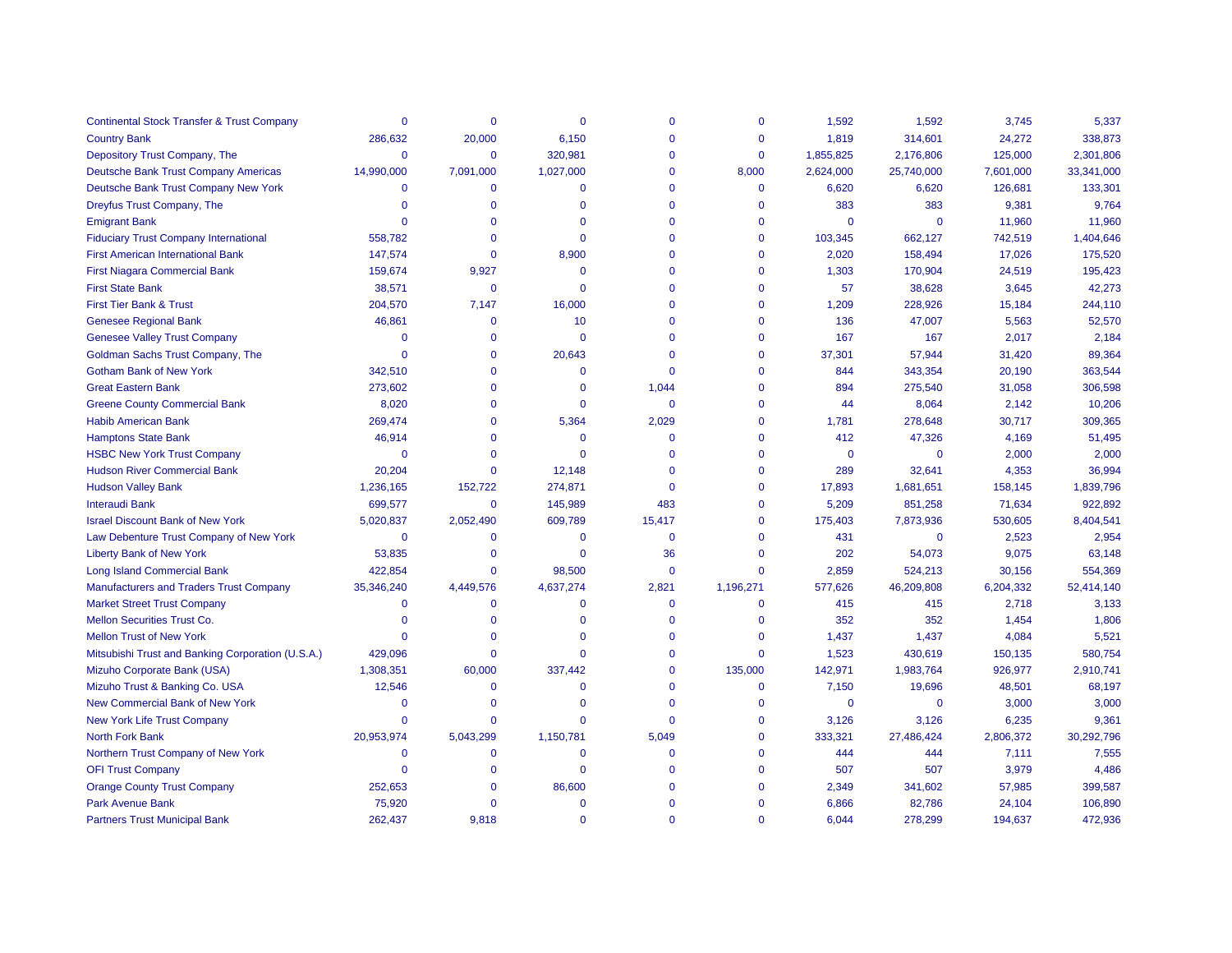| | | | | | | | | | |
|---|---|---|---|---|---|---|---|---|---|
| Continental Stock Transfer & Trust Company | 0 | 0 | 0 | 0 | 0 | 1,592 | 1,592 | 3,745 | 5,337 |
| Country Bank | 286,632 | 20,000 | 6,150 | 0 | 0 | 1,819 | 314,601 | 24,272 | 338,873 |
| Depository Trust Company, The | 0 | 0 | 320,981 | 0 | 0 | 1,855,825 | 2,176,806 | 125,000 | 2,301,806 |
| Deutsche Bank Trust Company Americas | 14,990,000 | 7,091,000 | 1,027,000 | 0 | 8,000 | 2,624,000 | 25,740,000 | 7,601,000 | 33,341,000 |
| Deutsche Bank Trust Company New York | 0 | 0 | 0 | 0 | 0 | 6,620 | 6,620 | 126,681 | 133,301 |
| Dreyfus Trust Company, The | 0 | 0 | 0 | 0 | 0 | 383 | 383 | 9,381 | 9,764 |
| Emigrant Bank | 0 | 0 | 0 | 0 | 0 | 0 | 0 | 11,960 | 11,960 |
| Fiduciary Trust Company International | 558,782 | 0 | 0 | 0 | 0 | 103,345 | 662,127 | 742,519 | 1,404,646 |
| First American International Bank | 147,574 | 0 | 8,900 | 0 | 0 | 2,020 | 158,494 | 17,026 | 175,520 |
| First Niagara Commercial Bank | 159,674 | 9,927 | 0 | 0 | 0 | 1,303 | 170,904 | 24,519 | 195,423 |
| First State Bank | 38,571 | 0 | 0 | 0 | 0 | 57 | 38,628 | 3,645 | 42,273 |
| First Tier Bank & Trust | 204,570 | 7,147 | 16,000 | 0 | 0 | 1,209 | 228,926 | 15,184 | 244,110 |
| Genesee Regional Bank | 46,861 | 0 | 10 | 0 | 0 | 136 | 47,007 | 5,563 | 52,570 |
| Genesee Valley Trust Company | 0 | 0 | 0 | 0 | 0 | 167 | 167 | 2,017 | 2,184 |
| Goldman Sachs Trust Company, The | 0 | 0 | 20,643 | 0 | 0 | 37,301 | 57,944 | 31,420 | 89,364 |
| Gotham Bank of New York | 342,510 | 0 | 0 | 0 | 0 | 844 | 343,354 | 20,190 | 363,544 |
| Great Eastern Bank | 273,602 | 0 | 0 | 1,044 | 0 | 894 | 275,540 | 31,058 | 306,598 |
| Greene County Commercial Bank | 8,020 | 0 | 0 | 0 | 0 | 44 | 8,064 | 2,142 | 10,206 |
| Habib American Bank | 269,474 | 0 | 5,364 | 2,029 | 0 | 1,781 | 278,648 | 30,717 | 309,365 |
| Hamptons State Bank | 46,914 | 0 | 0 | 0 | 0 | 412 | 47,326 | 4,169 | 51,495 |
| HSBC New York Trust Company | 0 | 0 | 0 | 0 | 0 | 0 | 0 | 2,000 | 2,000 |
| Hudson River Commercial Bank | 20,204 | 0 | 12,148 | 0 | 0 | 289 | 32,641 | 4,353 | 36,994 |
| Hudson Valley Bank | 1,236,165 | 152,722 | 274,871 | 0 | 0 | 17,893 | 1,681,651 | 158,145 | 1,839,796 |
| Interaudi Bank | 699,577 | 0 | 145,989 | 483 | 0 | 5,209 | 851,258 | 71,634 | 922,892 |
| Israel Discount Bank of New York | 5,020,837 | 2,052,490 | 609,789 | 15,417 | 0 | 175,403 | 7,873,936 | 530,605 | 8,404,541 |
| Law Debenture Trust Company of New York | 0 | 0 | 0 | 0 | 0 | 431 | 0 | 2,523 | 2,954 |
| Liberty Bank of New York | 53,835 | 0 | 0 | 36 | 0 | 202 | 54,073 | 9,075 | 63,148 |
| Long Island Commercial Bank | 422,854 | 0 | 98,500 | 0 | 0 | 2,859 | 524,213 | 30,156 | 554,369 |
| Manufacturers and Traders Trust Company | 35,346,240 | 4,449,576 | 4,637,274 | 2,821 | 1,196,271 | 577,626 | 46,209,808 | 6,204,332 | 52,414,140 |
| Market Street Trust Company | 0 | 0 | 0 | 0 | 0 | 415 | 415 | 2,718 | 3,133 |
| Mellon Securities Trust Co. | 0 | 0 | 0 | 0 | 0 | 352 | 352 | 1,454 | 1,806 |
| Mellon Trust of New York | 0 | 0 | 0 | 0 | 0 | 1,437 | 1,437 | 4,084 | 5,521 |
| Mitsubishi Trust and Banking Corporation (U.S.A.) | 429,096 | 0 | 0 | 0 | 0 | 1,523 | 430,619 | 150,135 | 580,754 |
| Mizuho Corporate Bank (USA) | 1,308,351 | 60,000 | 337,442 | 0 | 135,000 | 142,971 | 1,983,764 | 926,977 | 2,910,741 |
| Mizuho Trust & Banking Co. USA | 12,546 | 0 | 0 | 0 | 0 | 7,150 | 19,696 | 48,501 | 68,197 |
| New Commercial Bank of New York | 0 | 0 | 0 | 0 | 0 | 0 | 0 | 3,000 | 3,000 |
| New York Life Trust Company | 0 | 0 | 0 | 0 | 0 | 3,126 | 3,126 | 6,235 | 9,361 |
| North Fork Bank | 20,953,974 | 5,043,299 | 1,150,781 | 5,049 | 0 | 333,321 | 27,486,424 | 2,806,372 | 30,292,796 |
| Northern Trust Company of New York | 0 | 0 | 0 | 0 | 0 | 444 | 444 | 7,111 | 7,555 |
| OFI Trust Company | 0 | 0 | 0 | 0 | 0 | 507 | 507 | 3,979 | 4,486 |
| Orange County Trust Company | 252,653 | 0 | 86,600 | 0 | 0 | 2,349 | 341,602 | 57,985 | 399,587 |
| Park Avenue Bank | 75,920 | 0 | 0 | 0 | 0 | 6,866 | 82,786 | 24,104 | 106,890 |
| Partners Trust Municipal Bank | 262,437 | 9,818 | 0 | 0 | 0 | 6,044 | 278,299 | 194,637 | 472,936 |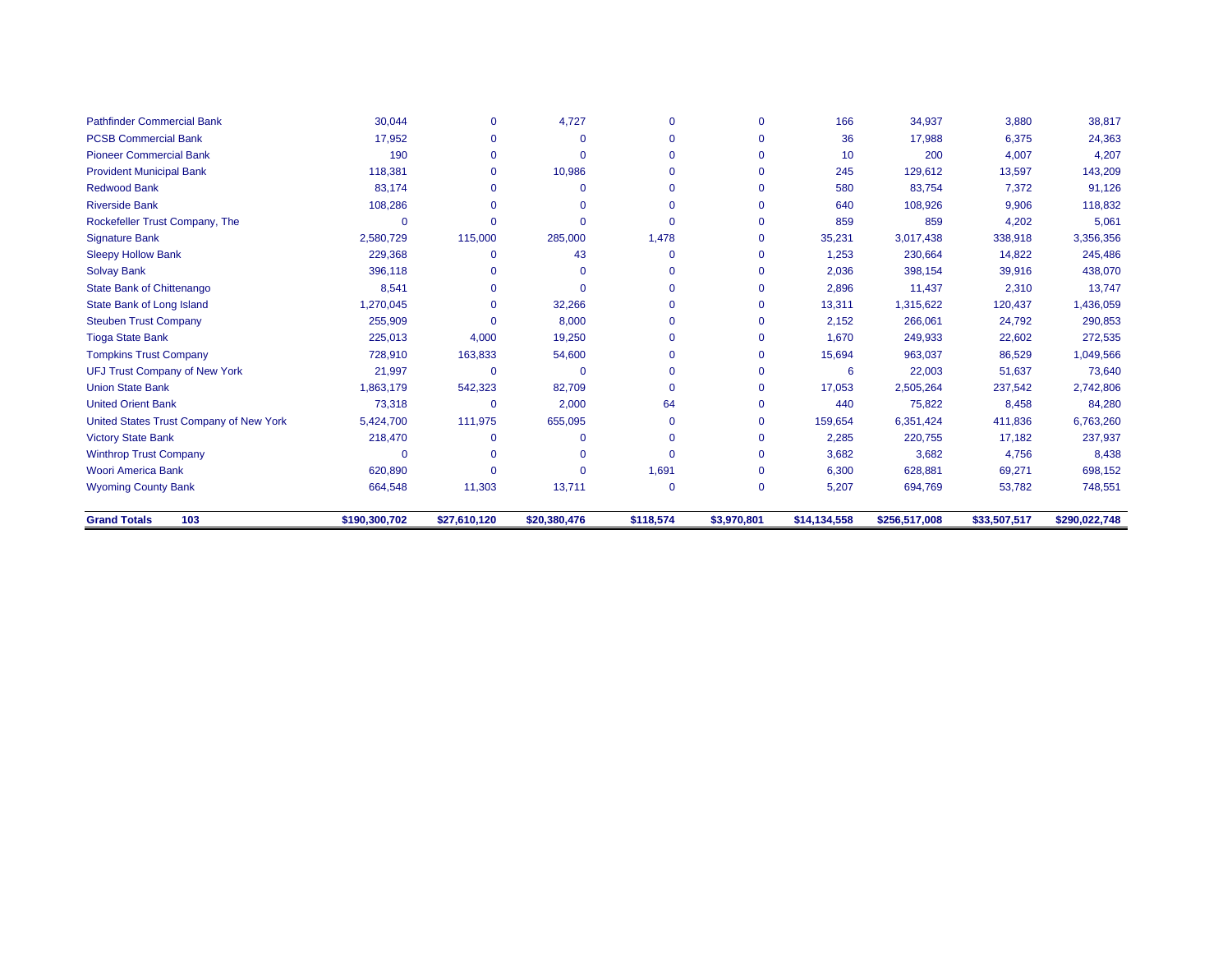| | | | | | | | | | |
|---|---|---|---|---|---|---|---|---|---|
| Pathfinder Commercial Bank | 30,044 | 0 | 4,727 | 0 | 0 | 166 | 34,937 | 3,880 | 38,817 |
| PCSB Commercial Bank | 17,952 | 0 | 0 | 0 | 0 | 36 | 17,988 | 6,375 | 24,363 |
| Pioneer Commercial Bank | 190 | 0 | 0 | 0 | 0 | 10 | 200 | 4,007 | 4,207 |
| Provident Municipal Bank | 118,381 | 0 | 10,986 | 0 | 0 | 245 | 129,612 | 13,597 | 143,209 |
| Redwood Bank | 83,174 | 0 | 0 | 0 | 0 | 580 | 83,754 | 7,372 | 91,126 |
| Riverside Bank | 108,286 | 0 | 0 | 0 | 0 | 640 | 108,926 | 9,906 | 118,832 |
| Rockefeller Trust Company, The | 0 | 0 | 0 | 0 | 0 | 859 | 859 | 4,202 | 5,061 |
| Signature Bank | 2,580,729 | 115,000 | 285,000 | 1,478 | 0 | 35,231 | 3,017,438 | 338,918 | 3,356,356 |
| Sleepy Hollow Bank | 229,368 | 0 | 43 | 0 | 0 | 1,253 | 230,664 | 14,822 | 245,486 |
| Solvay Bank | 396,118 | 0 | 0 | 0 | 0 | 2,036 | 398,154 | 39,916 | 438,070 |
| State Bank of Chittenango | 8,541 | 0 | 0 | 0 | 0 | 2,896 | 11,437 | 2,310 | 13,747 |
| State Bank of Long Island | 1,270,045 | 0 | 32,266 | 0 | 0 | 13,311 | 1,315,622 | 120,437 | 1,436,059 |
| Steuben Trust Company | 255,909 | 0 | 8,000 | 0 | 0 | 2,152 | 266,061 | 24,792 | 290,853 |
| Tioga State Bank | 225,013 | 4,000 | 19,250 | 0 | 0 | 1,670 | 249,933 | 22,602 | 272,535 |
| Tompkins Trust Company | 728,910 | 163,833 | 54,600 | 0 | 0 | 15,694 | 963,037 | 86,529 | 1,049,566 |
| UFJ Trust Company of New York | 21,997 | 0 | 0 | 0 | 0 | 6 | 22,003 | 51,637 | 73,640 |
| Union State Bank | 1,863,179 | 542,323 | 82,709 | 0 | 0 | 17,053 | 2,505,264 | 237,542 | 2,742,806 |
| United Orient Bank | 73,318 | 0 | 2,000 | 64 | 0 | 440 | 75,822 | 8,458 | 84,280 |
| United States Trust Company of New York | 5,424,700 | 111,975 | 655,095 | 0 | 0 | 159,654 | 6,351,424 | 411,836 | 6,763,260 |
| Victory State Bank | 218,470 | 0 | 0 | 0 | 0 | 2,285 | 220,755 | 17,182 | 237,937 |
| Winthrop Trust Company | 0 | 0 | 0 | 0 | 0 | 3,682 | 3,682 | 4,756 | 8,438 |
| Woori America Bank | 620,890 | 0 | 0 | 1,691 | 0 | 6,300 | 628,881 | 69,271 | 698,152 |
| Wyoming County Bank | 664,548 | 11,303 | 13,711 | 0 | 0 | 5,207 | 694,769 | 53,782 | 748,551 |
| **Grand Totals 103** | **$190,300,702** | **$27,610,120** | **$20,380,476** | **$118,574** | **$3,970,801** | **$14,134,558** | **$256,517,008** | **$33,507,517** | **$290,022,748** |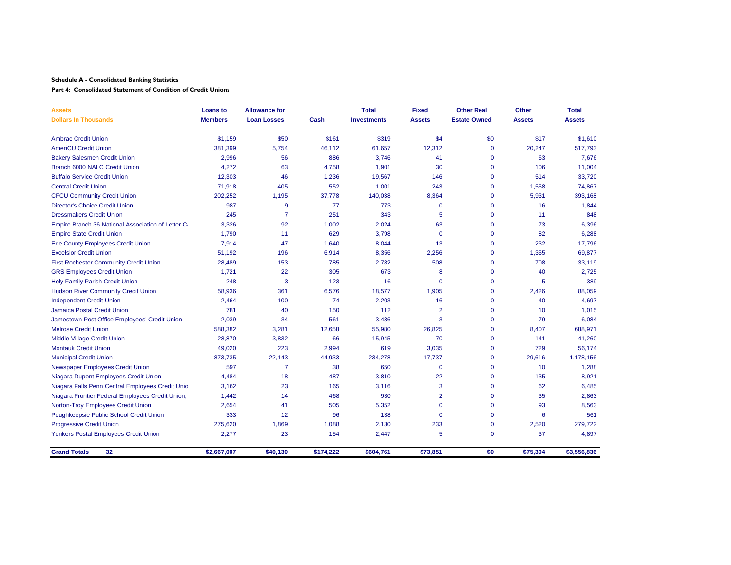**Schedule A - Consolidated Banking Statistics**

**Part 4: Consolidated Statement of Condition of Credit Unions**

| Assets<br>Dollars In Thousands | | Loans to Members | Allowance for Loan Losses | Cash | Total Investments | Fixed Assets | Other Real Estate Owned | Other Assets | Total Assets |
|---|---|---|---|---|---|---|---|---|---|
| Ambrac Credit Union | | $1,159 | $50 | $161 | $319 | $4 | $0 | $17 | $1,610 |
| AmeriCU Credit Union | | 381,399 | 5,754 | 46,112 | 61,657 | 12,312 | 0 | 20,247 | 517,793 |
| Bakery Salesmen Credit Union | | 2,996 | 56 | 886 | 3,746 | 41 | 0 | 63 | 7,676 |
| Branch 6000 NALC Credit Union | | 4,272 | 63 | 4,758 | 1,901 | 30 | 0 | 106 | 11,004 |
| Buffalo Service Credit Union | | 12,303 | 46 | 1,236 | 19,567 | 146 | 0 | 514 | 33,720 |
| Central Credit Union | | 71,918 | 405 | 552 | 1,001 | 243 | 0 | 1,558 | 74,867 |
| CFCU Community Credit Union | | 202,252 | 1,195 | 37,778 | 140,038 | 8,364 | 0 | 5,931 | 393,168 |
| Director's Choice Credit Union | | 987 | 9 | 77 | 773 | 0 | 0 | 16 | 1,844 |
| Dressmakers Credit Union | | 245 | 7 | 251 | 343 | 5 | 0 | 11 | 848 |
| Empire Branch 36 National Association of Letter Ca | | 3,326 | 92 | 1,002 | 2,024 | 63 | 0 | 73 | 6,396 |
| Empire State Credit Union | | 1,790 | 11 | 629 | 3,798 | 0 | 0 | 82 | 6,288 |
| Erie County Employees Credit Union | | 7,914 | 47 | 1,640 | 8,044 | 13 | 0 | 232 | 17,796 |
| Excelsior Credit Union | | 51,192 | 196 | 6,914 | 8,356 | 2,256 | 0 | 1,355 | 69,877 |
| First Rochester Community Credit Union | | 28,489 | 153 | 785 | 2,782 | 508 | 0 | 708 | 33,119 |
| GRS Employees Credit Union | | 1,721 | 22 | 305 | 673 | 8 | 0 | 40 | 2,725 |
| Holy Family Parish Credit Union | | 248 | 3 | 123 | 16 | 0 | 0 | 5 | 389 |
| Hudson River Community Credit Union | | 58,936 | 361 | 6,576 | 18,577 | 1,905 | 0 | 2,426 | 88,059 |
| Independent Credit Union | | 2,464 | 100 | 74 | 2,203 | 16 | 0 | 40 | 4,697 |
| Jamaica Postal Credit Union | | 781 | 40 | 150 | 112 | 2 | 0 | 10 | 1,015 |
| Jamestown Post Office Employees' Credit Union | | 2,039 | 34 | 561 | 3,436 | 3 | 0 | 79 | 6,084 |
| Melrose Credit Union | | 588,382 | 3,281 | 12,658 | 55,980 | 26,825 | 0 | 8,407 | 688,971 |
| Middle Village Credit Union | | 28,870 | 3,832 | 66 | 15,945 | 70 | 0 | 141 | 41,260 |
| Montauk Credit Union | | 49,020 | 223 | 2,994 | 619 | 3,035 | 0 | 729 | 56,174 |
| Municipal Credit Union | | 873,735 | 22,143 | 44,933 | 234,278 | 17,737 | 0 | 29,616 | 1,178,156 |
| Newspaper Employees Credit Union | | 597 | 7 | 38 | 650 | 0 | 0 | 10 | 1,288 |
| Niagara Dupont Employees Credit Union | | 4,484 | 18 | 487 | 3,810 | 22 | 0 | 135 | 8,921 |
| Niagara Falls Penn Central Employees Credit Unio | | 3,162 | 23 | 165 | 3,116 | 3 | 0 | 62 | 6,485 |
| Niagara Frontier Federal Employees Credit Union, | | 1,442 | 14 | 468 | 930 | 2 | 0 | 35 | 2,863 |
| Norton-Troy Employees Credit Union | | 2,654 | 41 | 505 | 5,352 | 0 | 0 | 93 | 8,563 |
| Poughkeepsie Public School Credit Union | | 333 | 12 | 96 | 138 | 0 | 0 | 6 | 561 |
| Progressive Credit Union | | 275,620 | 1,869 | 1,088 | 2,130 | 233 | 0 | 2,520 | 279,722 |
| Yonkers Postal Employees Credit Union | | 2,277 | 23 | 154 | 2,447 | 5 | 0 | 37 | 4,897 |
| **Grand Totals** | **32** | **$2,667,007** | **$40,130** | **$174,222** | **$604,761** | **$73,851** | **$0** | **$75,304** | **$3,556,836** |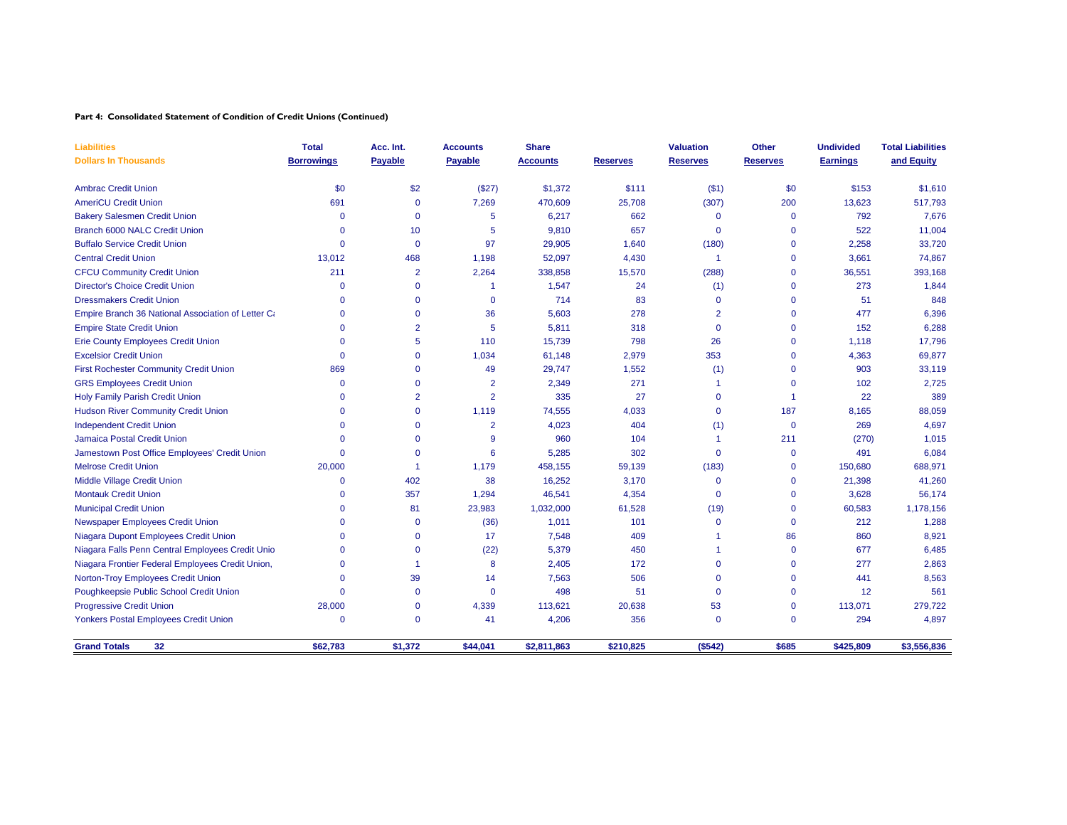**Part 4: Consolidated Statement of Condition of Credit Unions (Continued)**

| Liabilities<br>Dollars In Thousands | Total<br>Borrowings | Acc. Int.<br>Payable | Accounts<br>Payable | Share<br>Accounts | Reserves | Valuation<br>Reserves | Other<br>Reserves | Undivided<br>Earnings | Total Liabilities<br>and Equity |
|---|---|---|---|---|---|---|---|---|---|
| Ambrac Credit Union | $0 | $2 | ($27) | $1,372 | $111 | ($1) | $0 | $153 | $1,610 |
| AmeriCU Credit Union | 691 | 0 | 7,269 | 470,609 | 25,708 | (307) | 200 | 13,623 | 517,793 |
| Bakery Salesmen Credit Union | 0 | 0 | 5 | 6,217 | 662 | 0 | 0 | 792 | 7,676 |
| Branch 6000 NALC Credit Union | 0 | 10 | 5 | 9,810 | 657 | 0 | 0 | 522 | 11,004 |
| Buffalo Service Credit Union | 0 | 0 | 97 | 29,905 | 1,640 | (180) | 0 | 2,258 | 33,720 |
| Central Credit Union | 13,012 | 468 | 1,198 | 52,097 | 4,430 | 1 | 0 | 3,661 | 74,867 |
| CFCU Community Credit Union | 211 | 2 | 2,264 | 338,858 | 15,570 | (288) | 0 | 36,551 | 393,168 |
| Director's Choice Credit Union | 0 | 0 | 1 | 1,547 | 24 | (1) | 0 | 273 | 1,844 |
| Dressmakers Credit Union | 0 | 0 | 0 | 714 | 83 | 0 | 0 | 51 | 848 |
| Empire Branch 36 National Association of Letter Ca | 0 | 0 | 36 | 5,603 | 278 | 2 | 0 | 477 | 6,396 |
| Empire State Credit Union | 0 | 2 | 5 | 5,811 | 318 | 0 | 0 | 152 | 6,288 |
| Erie County Employees Credit Union | 0 | 5 | 110 | 15,739 | 798 | 26 | 0 | 1,118 | 17,796 |
| Excelsior Credit Union | 0 | 0 | 1,034 | 61,148 | 2,979 | 353 | 0 | 4,363 | 69,877 |
| First Rochester Community Credit Union | 869 | 0 | 49 | 29,747 | 1,552 | (1) | 0 | 903 | 33,119 |
| GRS Employees Credit Union | 0 | 0 | 2 | 2,349 | 271 | 1 | 0 | 102 | 2,725 |
| Holy Family Parish Credit Union | 0 | 2 | 2 | 335 | 27 | 0 | 1 | 22 | 389 |
| Hudson River Community Credit Union | 0 | 0 | 1,119 | 74,555 | 4,033 | 0 | 187 | 8,165 | 88,059 |
| Independent Credit Union | 0 | 0 | 2 | 4,023 | 404 | (1) | 0 | 269 | 4,697 |
| Jamaica Postal Credit Union | 0 | 0 | 9 | 960 | 104 | 1 | 211 | (270) | 1,015 |
| Jamestown Post Office Employees' Credit Union | 0 | 0 | 6 | 5,285 | 302 | 0 | 0 | 491 | 6,084 |
| Melrose Credit Union | 20,000 | 1 | 1,179 | 458,155 | 59,139 | (183) | 0 | 150,680 | 688,971 |
| Middle Village Credit Union | 0 | 402 | 38 | 16,252 | 3,170 | 0 | 0 | 21,398 | 41,260 |
| Montauk Credit Union | 0 | 357 | 1,294 | 46,541 | 4,354 | 0 | 0 | 3,628 | 56,174 |
| Municipal Credit Union | 0 | 81 | 23,983 | 1,032,000 | 61,528 | (19) | 0 | 60,583 | 1,178,156 |
| Newspaper Employees Credit Union | 0 | 0 | (36) | 1,011 | 101 | 0 | 0 | 212 | 1,288 |
| Niagara Dupont Employees Credit Union | 0 | 0 | 17 | 7,548 | 409 | 1 | 86 | 860 | 8,921 |
| Niagara Falls Penn Central Employees Credit Unio | 0 | 0 | (22) | 5,379 | 450 | 1 | 0 | 677 | 6,485 |
| Niagara Frontier Federal Employees Credit Union, | 0 | 1 | 8 | 2,405 | 172 | 0 | 0 | 277 | 2,863 |
| Norton-Troy Employees Credit Union | 0 | 39 | 14 | 7,563 | 506 | 0 | 0 | 441 | 8,563 |
| Poughkeepsie Public School Credit Union | 0 | 0 | 0 | 498 | 51 | 0 | 0 | 12 | 561 |
| Progressive Credit Union | 28,000 | 0 | 4,339 | 113,621 | 20,638 | 53 | 0 | 113,071 | 279,722 |
| Yonkers Postal Employees Credit Union | 0 | 0 | 41 | 4,206 | 356 | 0 | 0 | 294 | 4,897 |
| **Grand Totals 32** | **$62,783** | **$1,372** | **$44,041** | **$2,811,863** | **$210,825** | **($542)** | **$685** | **$425,809** | **$3,556,836** |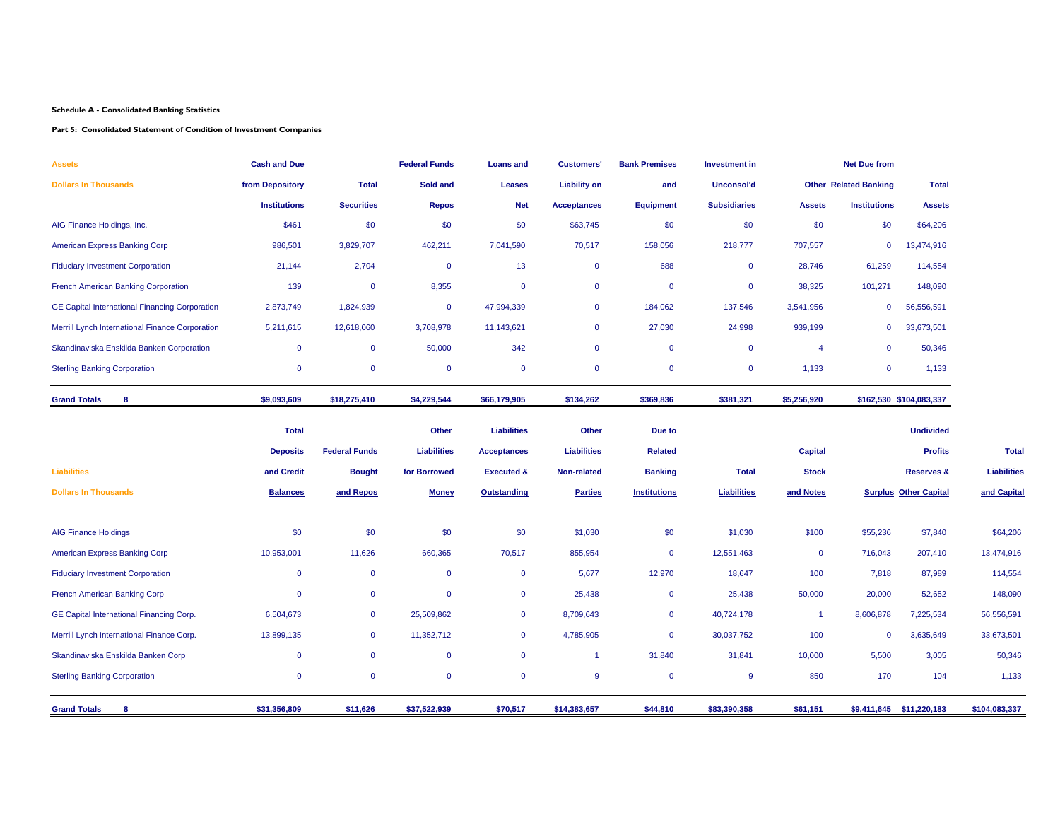**Schedule A - Consolidated Banking Statistics**

**Part 5: Consolidated Statement of Condition of Investment Companies**

| Assets<br>Dollars In Thousands | Cash and Due from Depository Institutions | Total Securities | Federal Funds Sold and Repos | Loans and Leases Net | Customers' Liability on Acceptances | Bank Premises and Equipment | Investment in Unconsol'd Subsidiaries | Other Assets | Net Due from Related Banking Institutions | Total Assets |
|---|---|---|---|---|---|---|---|---|---|---|
| AIG Finance Holdings, Inc. | $461 | $0 | $0 | $0 | $63,745 | $0 | $0 | $0 | $0 | $64,206 |
| American Express Banking Corp | 986,501 | 3,829,707 | 462,211 | 7,041,590 | 70,517 | 158,056 | 218,777 | 707,557 | 0 | 13,474,916 |
| Fiduciary Investment Corporation | 21,144 | 2,704 | 0 | 13 | 0 | 688 | 0 | 28,746 | 61,259 | 114,554 |
| French American Banking Corporation | 139 | 0 | 8,355 | 0 | 0 | 0 | 0 | 38,325 | 101,271 | 148,090 |
| GE Capital International Financing Corporation | 2,873,749 | 1,824,939 | 0 | 47,994,339 | 0 | 184,062 | 137,546 | 3,541,956 | 0 | 56,556,591 |
| Merrill Lynch International Finance Corporation | 5,211,615 | 12,618,060 | 3,708,978 | 11,143,621 | 0 | 27,030 | 24,998 | 939,199 | 0 | 33,673,501 |
| Skandinaviska Enskilda Banken Corporation | 0 | 0 | 50,000 | 342 | 0 | 0 | 0 | 4 | 0 | 50,346 |
| Sterling Banking Corporation | 0 | 0 | 0 | 0 | 0 | 0 | 0 | 1,133 | 0 | 1,133 |
| **Grand Totals 8** | **$9,093,609** | **$18,275,410** | **$4,229,544** | **$66,179,905** | **$134,262** | **$369,836** | **$381,321** | **$5,256,920** | **$162,530** | **$104,083,337** |

| Liabilities<br>Dollars In Thousands | Total Deposits and Credit Balances | Federal Funds Bought and Repos | Other Liabilities for Borrowed Money | Liabilities Acceptances Executed & Outstanding | Other Liabilities Non-related Parties | Due to Related Banking Institutions | Total Liabilities | Capital Stock and Notes | Surplus | Undivided Profits Reserves & Other Capital | Total Liabilities and Capital |
|---|---|---|---|---|---|---|---|---|---|---|---|
| AIG Finance Holdings | $0 | $0 | $0 | $0 | $1,030 | $0 | $1,030 | $100 | $55,236 | $7,840 | $64,206 |
| American Express Banking Corp | 10,953,001 | 11,626 | 660,365 | 70,517 | 855,954 | 0 | 12,551,463 | 0 | 716,043 | 207,410 | 13,474,916 |
| Fiduciary Investment Corporation | 0 | 0 | 0 | 0 | 5,677 | 12,970 | 18,647 | 100 | 7,818 | 87,989 | 114,554 |
| French American Banking Corp | 0 | 0 | 0 | 0 | 25,438 | 0 | 25,438 | 50,000 | 20,000 | 52,652 | 148,090 |
| GE Capital International Financing Corp. | 6,504,673 | 0 | 25,509,862 | 0 | 8,709,643 | 0 | 40,724,178 | 1 | 8,606,878 | 7,225,534 | 56,556,591 |
| Merrill Lynch International Finance Corp. | 13,899,135 | 0 | 11,352,712 | 0 | 4,785,905 | 0 | 30,037,752 | 100 | 0 | 3,635,649 | 33,673,501 |
| Skandinaviska Enskilda Banken Corp | 0 | 0 | 0 | 0 | 1 | 31,840 | 31,841 | 10,000 | 5,500 | 3,005 | 50,346 |
| Sterling Banking Corporation | 0 | 0 | 0 | 0 | 9 | 0 | 9 | 850 | 170 | 104 | 1,133 |
| **Grand Totals 8** | **$31,356,809** | **$11,626** | **$37,522,939** | **$70,517** | **$14,383,657** | **$44,810** | **$83,390,358** | **$61,151** | **$9,411,645** | **$11,220,183** | **$104,083,337** |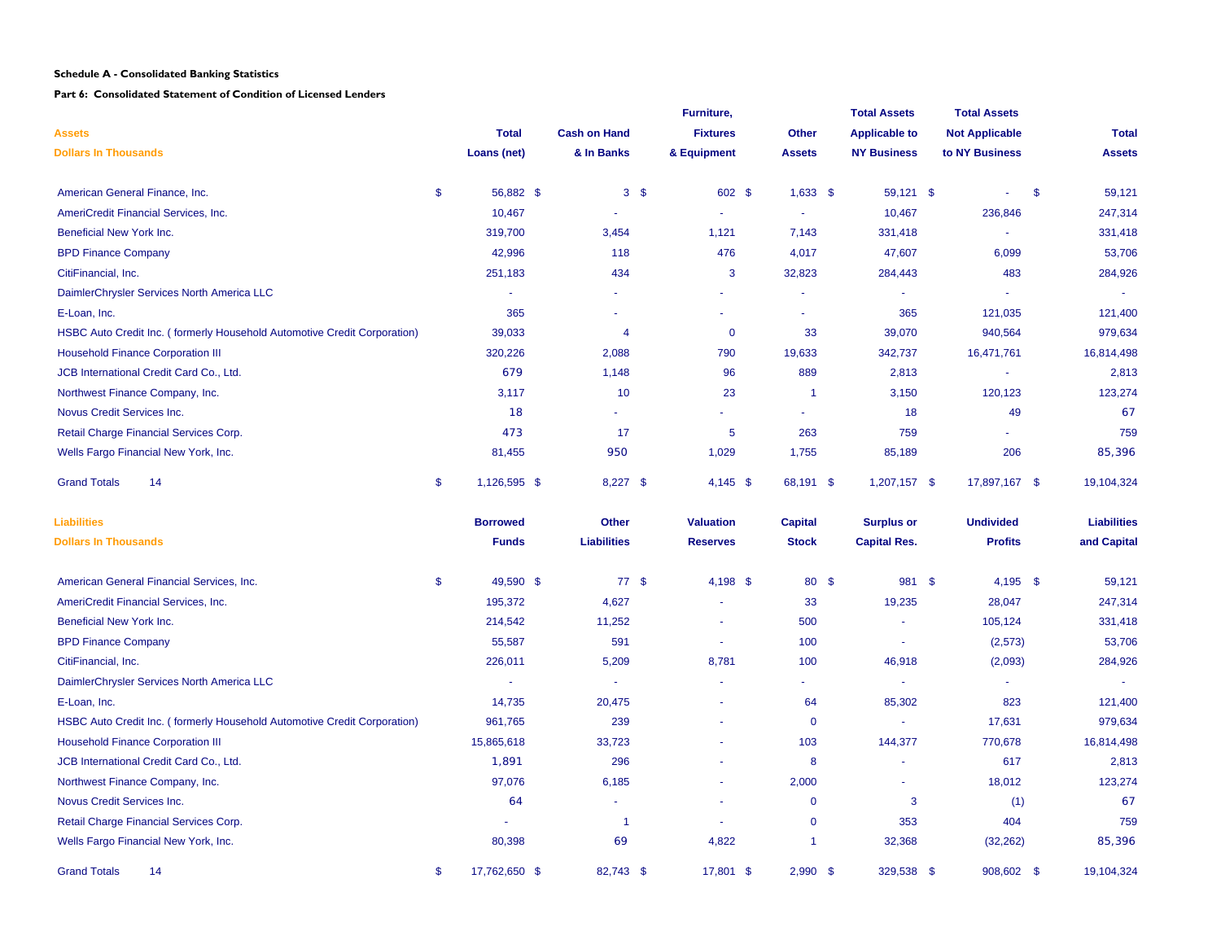**Schedule A - Consolidated Banking Statistics**

**Part 6: Consolidated Statement of Condition of Licensed Lenders**

| Assets<br>Dollars In Thousands | Total Loans (net) | Cash on Hand & In Banks | Furniture, Fixtures & Equipment | Other Assets | Total Assets Applicable to NY Business | Total Assets Not Applicable to NY Business | Total Assets |
|---|---|---|---|---|---|---|---|
| American General Finance, Inc. | $ 56,882 | $ 3 | $ 602 | $ 1,633 | $ 59,121 | $ - | $ 59,121 |
| AmeriCredit Financial Services, Inc. | 10,467 | - | - | - | 10,467 | 236,846 | 247,314 |
| Beneficial New York Inc. | 319,700 | 3,454 | 1,121 | 7,143 | 331,418 | - | 331,418 |
| BPD Finance Company | 42,996 | 118 | 476 | 4,017 | 47,607 | 6,099 | 53,706 |
| CitiFinancial, Inc. | 251,183 | 434 | 3 | 32,823 | 284,443 | 483 | 284,926 |
| DaimlerChrysler Services North America LLC | - | - | - | - | - | - | - |
| E-Loan, Inc. | 365 | - | - | - | 365 | 121,035 | 121,400 |
| HSBC Auto Credit Inc. ( formerly Household Automotive Credit Corporation) | 39,033 | 4 | 0 | 33 | 39,070 | 940,564 | 979,634 |
| Household Finance Corporation III | 320,226 | 2,088 | 790 | 19,633 | 342,737 | 16,471,761 | 16,814,498 |
| JCB International Credit Card Co., Ltd. | 679 | 1,148 | 96 | 889 | 2,813 | - | 2,813 |
| Northwest Finance Company, Inc. | 3,117 | 10 | 23 | 1 | 3,150 | 120,123 | 123,274 |
| Novus Credit Services Inc. | 18 | - | - | - | 18 | 49 | 67 |
| Retail Charge Financial Services Corp. | 473 | 17 | 5 | 263 | 759 | - | 759 |
| Wells Fargo Financial New York, Inc. | 81,455 | 950 | 1,029 | 1,755 | 85,189 | 206 | 85,396 |
| Grand Totals 14 | $ 1,126,595 | $ 8,227 | $ 4,145 | $ 68,191 | $ 1,207,157 | $ 17,897,167 | $ 19,104,324 |

| Liabilities<br>Dollars In Thousands | Borrowed Funds | Other Liabilities | Valuation Reserves | Capital Stock | Surplus or Capital Res. | Undivided Profits | Liabilities and Capital |
|---|---|---|---|---|---|---|---|
| American General Financial Services, Inc. | $ 49,590 | $ 77 | $ 4,198 | $ 80 | $ 981 | $ 4,195 | $ 59,121 |
| AmeriCredit Financial Services, Inc. | 195,372 | 4,627 | - | 33 | 19,235 | 28,047 | 247,314 |
| Beneficial New York Inc. | 214,542 | 11,252 | - | 500 | - | 105,124 | 331,418 |
| BPD Finance Company | 55,587 | 591 | - | 100 | - | (2,573) | 53,706 |
| CitiFinancial, Inc. | 226,011 | 5,209 | 8,781 | 100 | 46,918 | (2,093) | 284,926 |
| DaimlerChrysler Services North America LLC | - | - | - | - | - | - | - |
| E-Loan, Inc. | 14,735 | 20,475 | - | 64 | 85,302 | 823 | 121,400 |
| HSBC Auto Credit Inc. ( formerly Household Automotive Credit Corporation) | 961,765 | 239 | - | 0 | - | 17,631 | 979,634 |
| Household Finance Corporation III | 15,865,618 | 33,723 | - | 103 | 144,377 | 770,678 | 16,814,498 |
| JCB International Credit Card Co., Ltd. | 1,891 | 296 | - | 8 | - | 617 | 2,813 |
| Northwest Finance Company, Inc. | 97,076 | 6,185 | - | 2,000 | - | 18,012 | 123,274 |
| Novus Credit Services Inc. | 64 | - | - | 0 | 3 | (1) | 67 |
| Retail Charge Financial Services Corp. | - | 1 | - | 0 | 353 | 404 | 759 |
| Wells Fargo Financial New York, Inc. | 80,398 | 69 | 4,822 | 1 | 32,368 | (32,262) | 85,396 |
| Grand Totals 14 | $ 17,762,650 | $ 82,743 | $ 17,801 | $ 2,990 | $ 329,538 | $ 908,602 | $ 19,104,324 |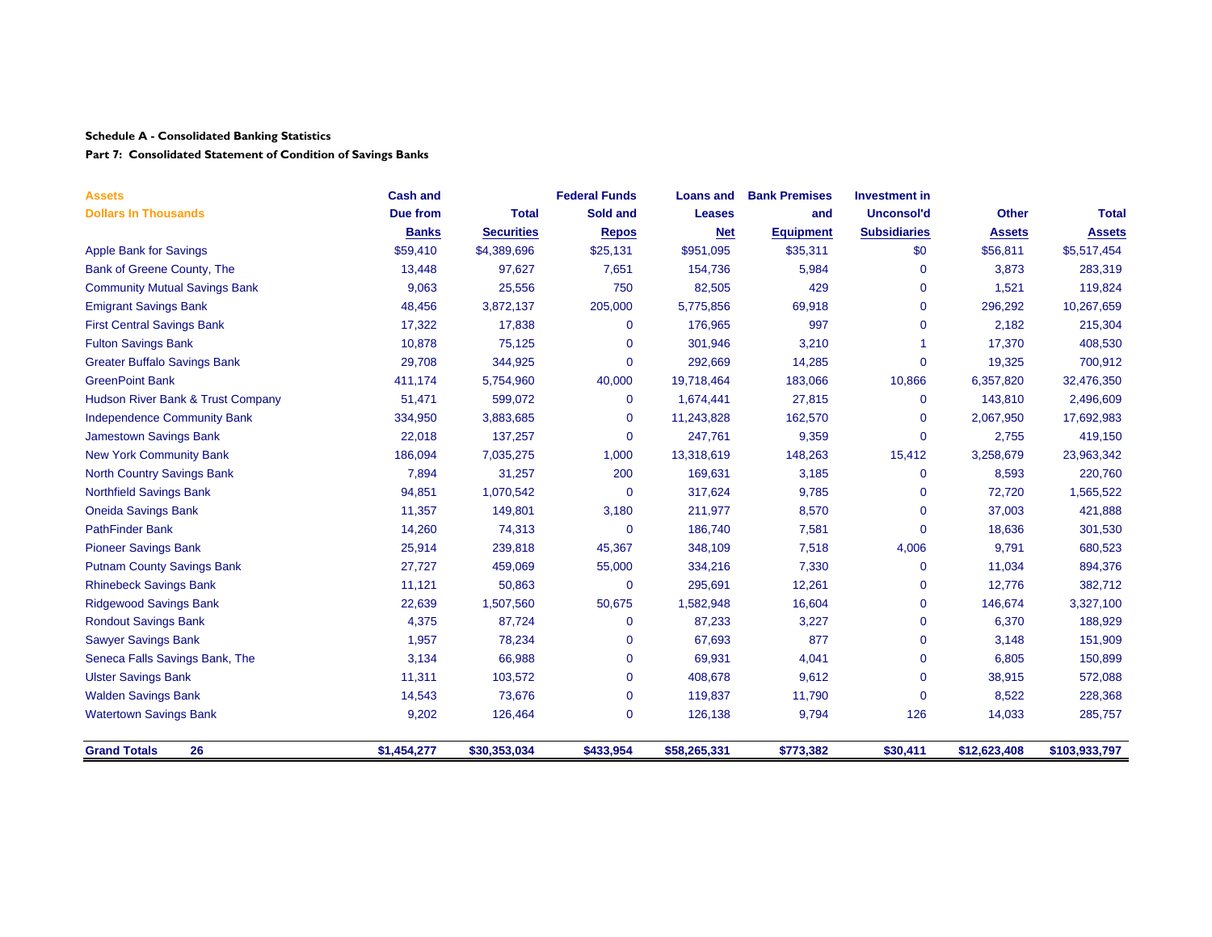**Schedule A - Consolidated Banking Statistics**

**Part 7: Consolidated Statement of Condition of Savings Banks**

| Assets<br>Dollars In Thousands | Cash and Due from Banks | Total Securities | Federal Funds Sold and Repos | Loans and Leases Net | Bank Premises and Equipment | Investment in Unconsol'd Subsidiaries | Other Assets | Total Assets |
|---|---|---|---|---|---|---|---|---|
| Apple Bank for Savings | $59,410 | $4,389,696 | $25,131 | $951,095 | $35,311 | $0 | $56,811 | $5,517,454 |
| Bank of Greene County, The | 13,448 | 97,627 | 7,651 | 154,736 | 5,984 | 0 | 3,873 | 283,319 |
| Community Mutual Savings Bank | 9,063 | 25,556 | 750 | 82,505 | 429 | 0 | 1,521 | 119,824 |
| Emigrant Savings Bank | 48,456 | 3,872,137 | 205,000 | 5,775,856 | 69,918 | 0 | 296,292 | 10,267,659 |
| First Central Savings Bank | 17,322 | 17,838 | 0 | 176,965 | 997 | 0 | 2,182 | 215,304 |
| Fulton Savings Bank | 10,878 | 75,125 | 0 | 301,946 | 3,210 | 1 | 17,370 | 408,530 |
| Greater Buffalo Savings Bank | 29,708 | 344,925 | 0 | 292,669 | 14,285 | 0 | 19,325 | 700,912 |
| GreenPoint Bank | 411,174 | 5,754,960 | 40,000 | 19,718,464 | 183,066 | 10,866 | 6,357,820 | 32,476,350 |
| Hudson River Bank & Trust Company | 51,471 | 599,072 | 0 | 1,674,441 | 27,815 | 0 | 143,810 | 2,496,609 |
| Independence Community Bank | 334,950 | 3,883,685 | 0 | 11,243,828 | 162,570 | 0 | 2,067,950 | 17,692,983 |
| Jamestown Savings Bank | 22,018 | 137,257 | 0 | 247,761 | 9,359 | 0 | 2,755 | 419,150 |
| New York Community Bank | 186,094 | 7,035,275 | 1,000 | 13,318,619 | 148,263 | 15,412 | 3,258,679 | 23,963,342 |
| North Country Savings Bank | 7,894 | 31,257 | 200 | 169,631 | 3,185 | 0 | 8,593 | 220,760 |
| Northfield Savings Bank | 94,851 | 1,070,542 | 0 | 317,624 | 9,785 | 0 | 72,720 | 1,565,522 |
| Oneida Savings Bank | 11,357 | 149,801 | 3,180 | 211,977 | 8,570 | 0 | 37,003 | 421,888 |
| PathFinder Bank | 14,260 | 74,313 | 0 | 186,740 | 7,581 | 0 | 18,636 | 301,530 |
| Pioneer Savings Bank | 25,914 | 239,818 | 45,367 | 348,109 | 7,518 | 4,006 | 9,791 | 680,523 |
| Putnam County Savings Bank | 27,727 | 459,069 | 55,000 | 334,216 | 7,330 | 0 | 11,034 | 894,376 |
| Rhinebeck Savings Bank | 11,121 | 50,863 | 0 | 295,691 | 12,261 | 0 | 12,776 | 382,712 |
| Ridgewood Savings Bank | 22,639 | 1,507,560 | 50,675 | 1,582,948 | 16,604 | 0 | 146,674 | 3,327,100 |
| Rondout Savings Bank | 4,375 | 87,724 | 0 | 87,233 | 3,227 | 0 | 6,370 | 188,929 |
| Sawyer Savings Bank | 1,957 | 78,234 | 0 | 67,693 | 877 | 0 | 3,148 | 151,909 |
| Seneca Falls Savings Bank, The | 3,134 | 66,988 | 0 | 69,931 | 4,041 | 0 | 6,805 | 150,899 |
| Ulster Savings Bank | 11,311 | 103,572 | 0 | 408,678 | 9,612 | 0 | 38,915 | 572,088 |
| Walden Savings Bank | 14,543 | 73,676 | 0 | 119,837 | 11,790 | 0 | 8,522 | 228,368 |
| Watertown Savings Bank | 9,202 | 126,464 | 0 | 126,138 | 9,794 | 126 | 14,033 | 285,757 |
| **Grand Totals 26** | **$1,454,277** | **$30,353,034** | **$433,954** | **$58,265,331** | **$773,382** | **$30,411** | **$12,623,408** | **$103,933,797** |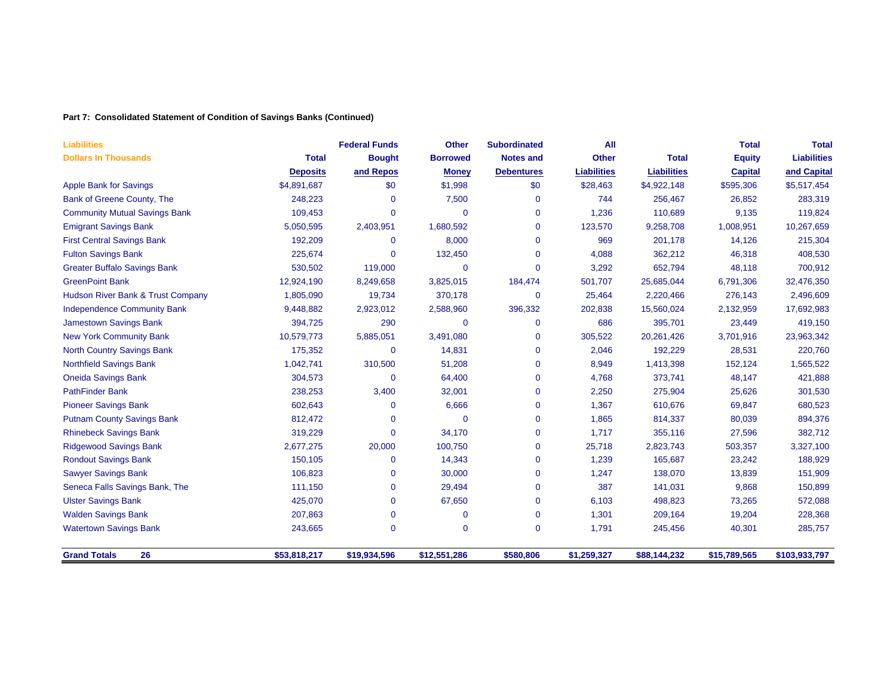**Part 7: Consolidated Statement of Condition of Savings Banks (Continued)**

| Liabilities<br>Dollars In Thousands | Total Deposits | Federal Funds Bought and Repos | Other Borrowed Money | Subordinated Notes and Debentures | All Other Liabilities | Total Liabilities | Total Equity Capital | Total Liabilities and Capital |
|---|---|---|---|---|---|---|---|---|
| Apple Bank for Savings | $4,891,687 | $0 | $1,998 | $0 | $28,463 | $4,922,148 | $595,306 | $5,517,454 |
| Bank of Greene County, The | 248,223 | 0 | 7,500 | 0 | 744 | 256,467 | 26,852 | 283,319 |
| Community Mutual Savings Bank | 109,453 | 0 | 0 | 0 | 1,236 | 110,689 | 9,135 | 119,824 |
| Emigrant Savings Bank | 5,050,595 | 2,403,951 | 1,680,592 | 0 | 123,570 | 9,258,708 | 1,008,951 | 10,267,659 |
| First Central Savings Bank | 192,209 | 0 | 8,000 | 0 | 969 | 201,178 | 14,126 | 215,304 |
| Fulton Savings Bank | 225,674 | 0 | 132,450 | 0 | 4,088 | 362,212 | 46,318 | 408,530 |
| Greater Buffalo Savings Bank | 530,502 | 119,000 | 0 | 0 | 3,292 | 652,794 | 48,118 | 700,912 |
| GreenPoint Bank | 12,924,190 | 8,249,658 | 3,825,015 | 184,474 | 501,707 | 25,685,044 | 6,791,306 | 32,476,350 |
| Hudson River Bank & Trust Company | 1,805,090 | 19,734 | 370,178 | 0 | 25,464 | 2,220,466 | 276,143 | 2,496,609 |
| Independence Community Bank | 9,448,882 | 2,923,012 | 2,588,960 | 396,332 | 202,838 | 15,560,024 | 2,132,959 | 17,692,983 |
| Jamestown Savings Bank | 394,725 | 290 | 0 | 0 | 686 | 395,701 | 23,449 | 419,150 |
| New York Community Bank | 10,579,773 | 5,885,051 | 3,491,080 | 0 | 305,522 | 20,261,426 | 3,701,916 | 23,963,342 |
| North Country Savings Bank | 175,352 | 0 | 14,831 | 0 | 2,046 | 192,229 | 28,531 | 220,760 |
| Northfield Savings Bank | 1,042,741 | 310,500 | 51,208 | 0 | 8,949 | 1,413,398 | 152,124 | 1,565,522 |
| Oneida Savings Bank | 304,573 | 0 | 64,400 | 0 | 4,768 | 373,741 | 48,147 | 421,888 |
| PathFinder Bank | 238,253 | 3,400 | 32,001 | 0 | 2,250 | 275,904 | 25,626 | 301,530 |
| Pioneer Savings Bank | 602,643 | 0 | 6,666 | 0 | 1,367 | 610,676 | 69,847 | 680,523 |
| Putnam County Savings Bank | 812,472 | 0 | 0 | 0 | 1,865 | 814,337 | 80,039 | 894,376 |
| Rhinebeck Savings Bank | 319,229 | 0 | 34,170 | 0 | 1,717 | 355,116 | 27,596 | 382,712 |
| Ridgewood Savings Bank | 2,677,275 | 20,000 | 100,750 | 0 | 25,718 | 2,823,743 | 503,357 | 3,327,100 |
| Rondout Savings Bank | 150,105 | 0 | 14,343 | 0 | 1,239 | 165,687 | 23,242 | 188,929 |
| Sawyer Savings Bank | 106,823 | 0 | 30,000 | 0 | 1,247 | 138,070 | 13,839 | 151,909 |
| Seneca Falls Savings Bank, The | 111,150 | 0 | 29,494 | 0 | 387 | 141,031 | 9,868 | 150,899 |
| Ulster Savings Bank | 425,070 | 0 | 67,650 | 0 | 6,103 | 498,823 | 73,265 | 572,088 |
| Walden Savings Bank | 207,863 | 0 | 0 | 0 | 1,301 | 209,164 | 19,204 | 228,368 |
| Watertown Savings Bank | 243,665 | 0 | 0 | 0 | 1,791 | 245,456 | 40,301 | 285,757 |
| **Grand Totals 26** | **$53,818,217** | **$19,934,596** | **$12,551,286** | **$580,806** | **$1,259,327** | **$88,144,232** | **$15,789,565** | **$103,933,797** |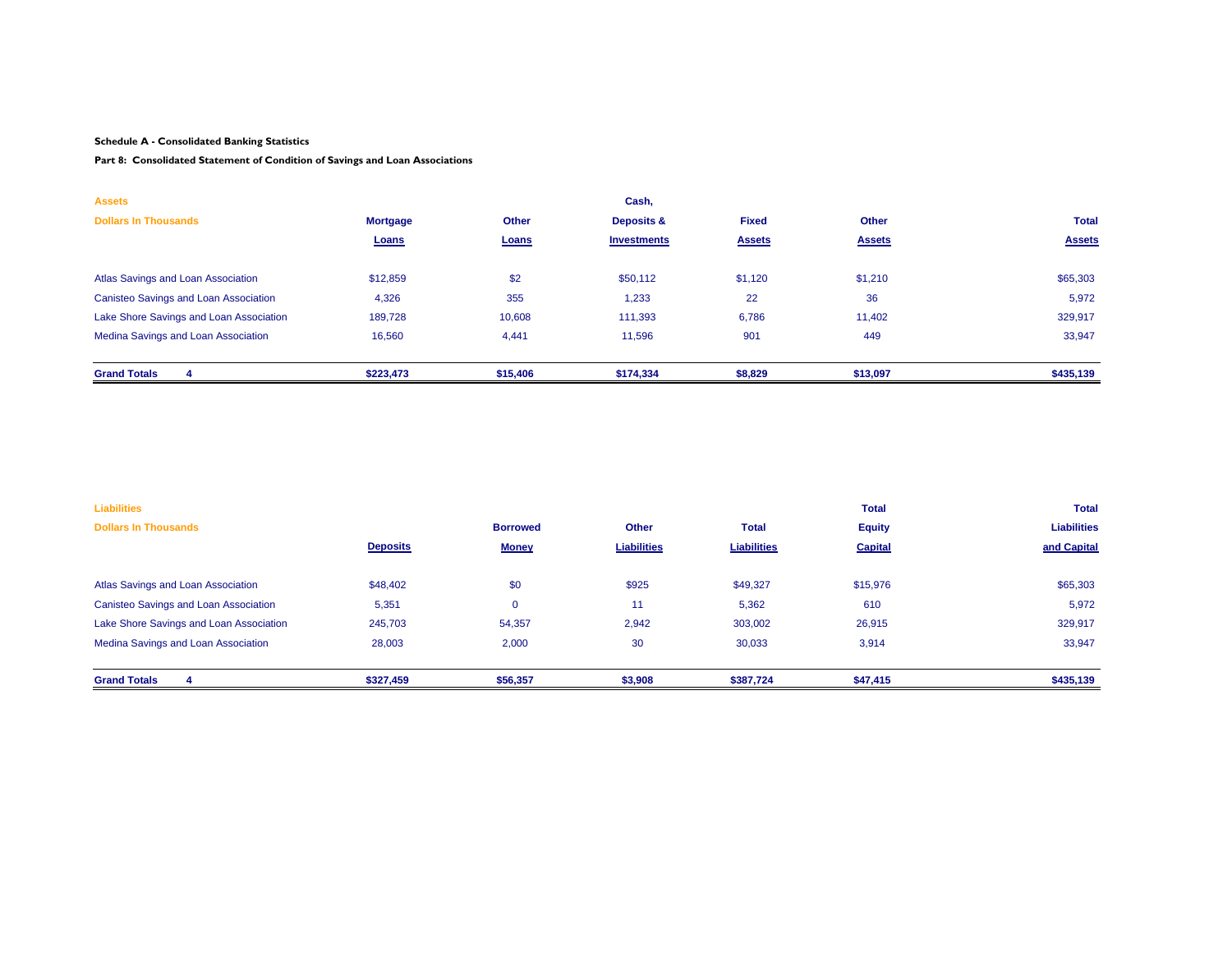**Schedule A - Consolidated Banking Statistics**

**Part 8: Consolidated Statement of Condition of Savings and Loan Associations**

| Assets<br>Dollars In Thousands | Mortgage Loans | Other Loans | Cash, Deposits & Investments | Fixed Assets | Other Assets | Total Assets |
|---|---|---|---|---|---|---|
| Atlas Savings and Loan Association | $12,859 | $2 | $50,112 | $1,120 | $1,210 | $65,303 |
| Canisteo Savings and Loan Association | 4,326 | 355 | 1,233 | 22 | 36 | 5,972 |
| Lake Shore Savings and Loan Association | 189,728 | 10,608 | 111,393 | 6,786 | 11,402 | 329,917 |
| Medina Savings and Loan Association | 16,560 | 4,441 | 11,596 | 901 | 449 | 33,947 |
| **Grand Totals 4** | **$223,473** | **$15,406** | **$174,334** | **$8,829** | **$13,097** | **$435,139** |

| Liabilities<br>Dollars In Thousands | Deposits | Borrowed Money | Other Liabilities | Total Liabilities | Total Equity Capital | Total Liabilities and Capital |
|---|---|---|---|---|---|---|
| Atlas Savings and Loan Association | $48,402 | $0 | $925 | $49,327 | $15,976 | $65,303 |
| Canisteo Savings and Loan Association | 5,351 | 0 | 11 | 5,362 | 610 | 5,972 |
| Lake Shore Savings and Loan Association | 245,703 | 54,357 | 2,942 | 303,002 | 26,915 | 329,917 |
| Medina Savings and Loan Association | 28,003 | 2,000 | 30 | 30,033 | 3,914 | 33,947 |
| **Grand Totals 4** | **$327,459** | **$56,357** | **$3,908** | **$387,724** | **$47,415** | **$435,139** |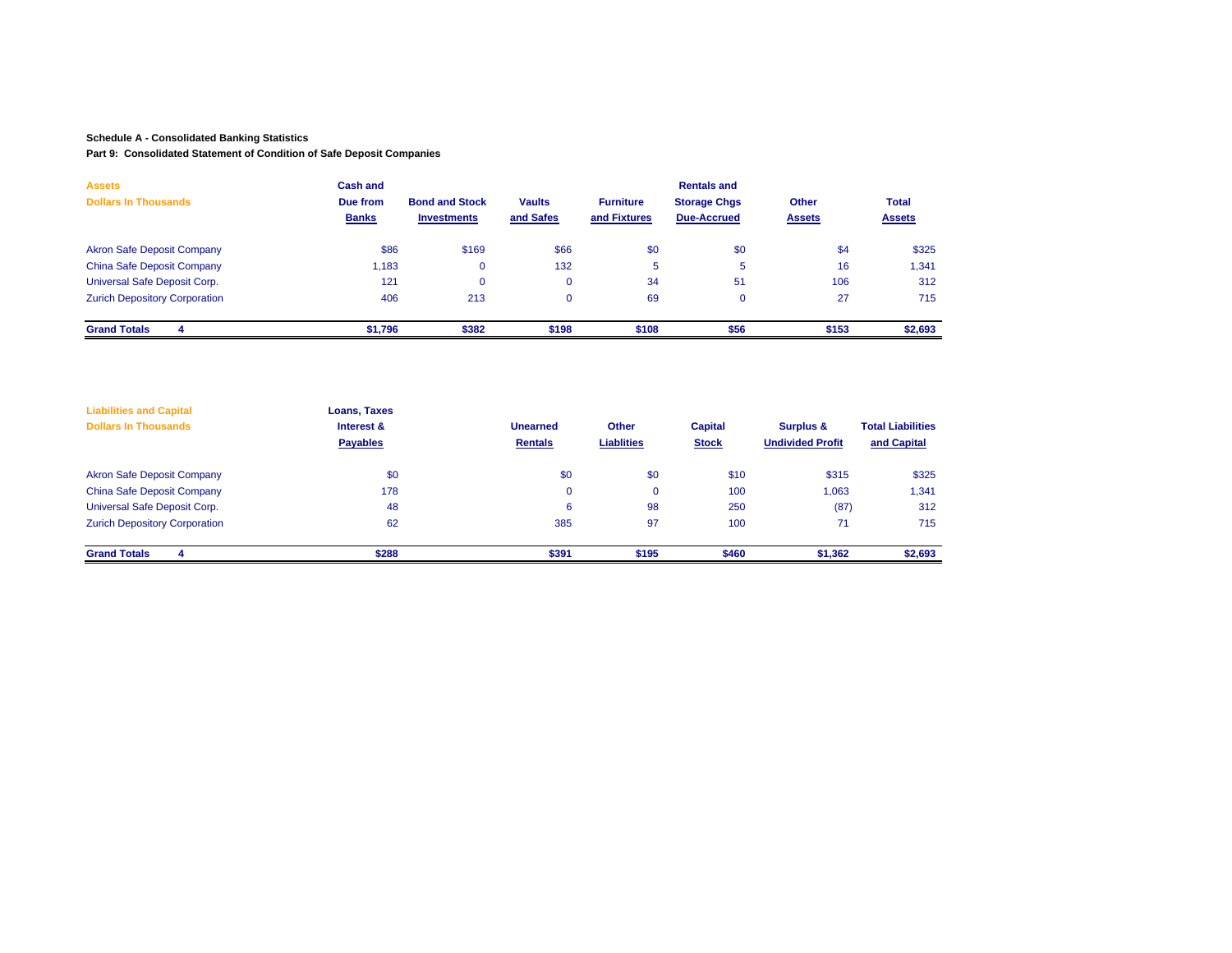**Schedule A - Consolidated Banking Statistics**

**Part 9: Consolidated Statement of Condition of Safe Deposit Companies**

| Assets<br>Dollars In Thousands | Cash and Due from Banks | Bond and Stock Investments | Vaults and Safes | Furniture and Fixtures | Rentals and Storage Chgs Due-Accrued | Other Assets | Total Assets |
|---|---|---|---|---|---|---|---|
| Akron Safe Deposit Company | $86 | $169 | $66 | $0 | $0 | $4 | $325 |
| China Safe Deposit Company | 1,183 | 0 | 132 | 5 | 5 | 16 | 1,341 |
| Universal Safe Deposit Corp. | 121 | 0 | 0 | 34 | 51 | 106 | 312 |
| Zurich Depository Corporation | 406 | 213 | 0 | 69 | 0 | 27 | 715 |
| **Grand Totals 4** | **$1,796** | **$382** | **$198** | **$108** | **$56** | **$153** | **$2,693** |

| Liabilities and Capital<br>Dollars In Thousands | Loans, Taxes Interest & Payables | Unearned Rentals | Other Liablities | Capital Stock | Surplus & Undivided Profit | Total Liabilities and Capital |
|---|---|---|---|---|---|---|
| Akron Safe Deposit Company | $0 | $0 | $0 | $10 | $315 | $325 |
| China Safe Deposit Company | 178 | 0 | 0 | 100 | 1,063 | 1,341 |
| Universal Safe Deposit Corp. | 48 | 6 | 98 | 250 | (87) | 312 |
| Zurich Depository Corporation | 62 | 385 | 97 | 100 | 71 | 715 |
| **Grand Totals 4** | **$288** | **$391** | **$195** | **$460** | **$1,362** | **$2,693** |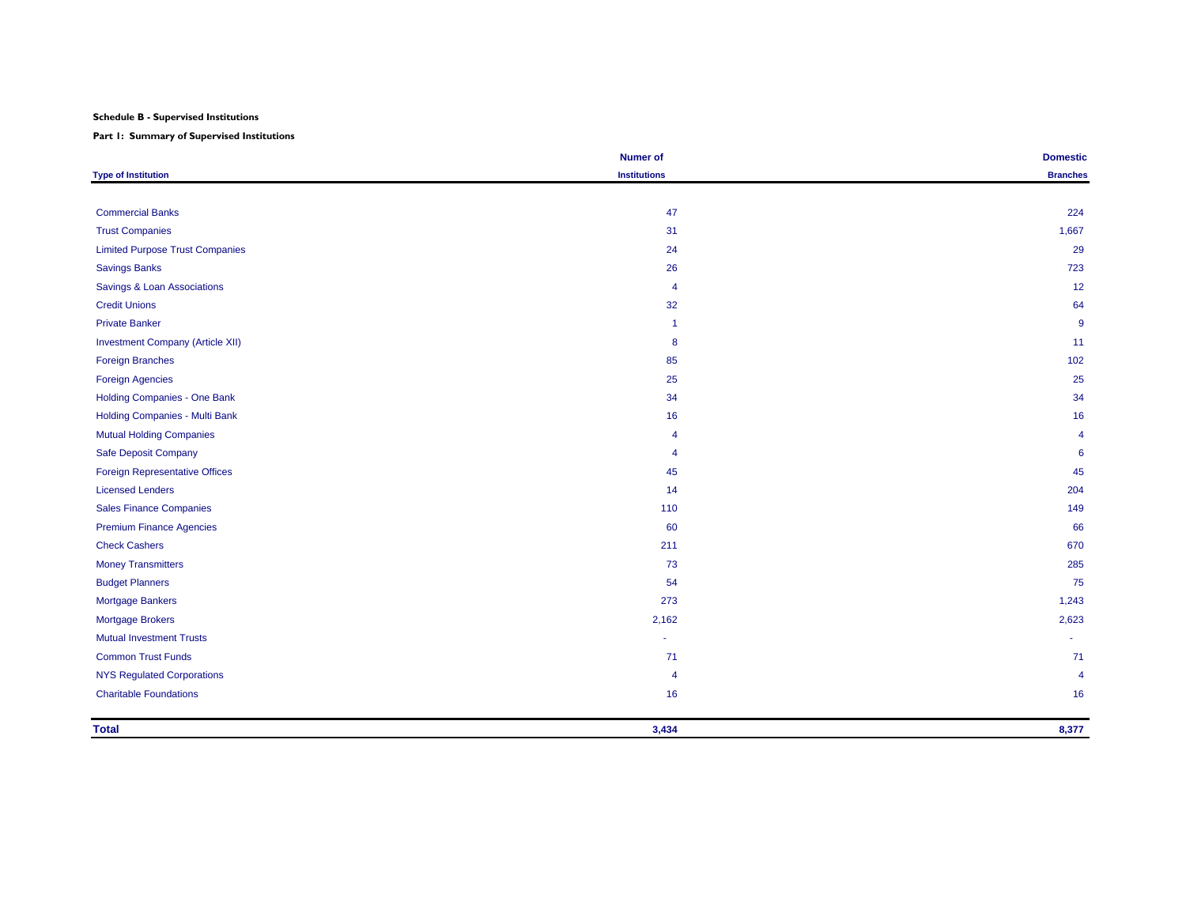**Schedule B - Supervised Institutions**

**Part 1: Summary of Supervised Institutions**

| Type of Institution | Numer of Institutions | Domestic Branches |
|---|---|---|
| Commercial Banks | 47 | 224 |
| Trust Companies | 31 | 1,667 |
| Limited Purpose Trust Companies | 24 | 29 |
| Savings Banks | 26 | 723 |
| Savings & Loan Associations | 4 | 12 |
| Credit Unions | 32 | 64 |
| Private Banker | 1 | 9 |
| Investment Company (Article XII) | 8 | 11 |
| Foreign Branches | 85 | 102 |
| Foreign Agencies | 25 | 25 |
| Holding Companies - One Bank | 34 | 34 |
| Holding Companies - Multi Bank | 16 | 16 |
| Mutual Holding Companies | 4 | 4 |
| Safe Deposit Company | 4 | 6 |
| Foreign Representative Offices | 45 | 45 |
| Licensed Lenders | 14 | 204 |
| Sales Finance Companies | 110 | 149 |
| Premium Finance Agencies | 60 | 66 |
| Check Cashers | 211 | 670 |
| Money Transmitters | 73 | 285 |
| Budget Planners | 54 | 75 |
| Mortgage Bankers | 273 | 1,243 |
| Mortgage Brokers | 2,162 | 2,623 |
| Mutual Investment Trusts | - | - |
| Common Trust Funds | 71 | 71 |
| NYS Regulated Corporations | 4 | 4 |
| Charitable Foundations | 16 | 16 |
| **Total** | **3,434** | **8,377** |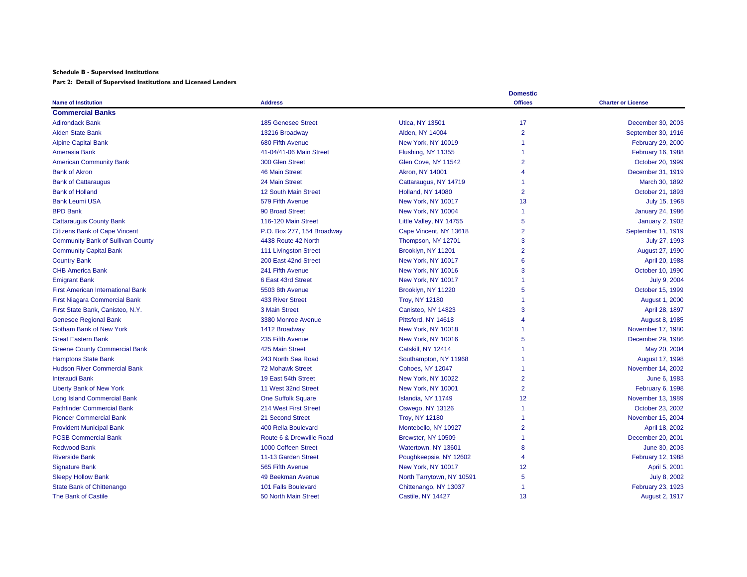**Schedule B - Supervised Institutions**

**Part 2: Detail of Supervised Institutions and Licensed Lenders**

| Name of Institution | Address | | Domestic Offices | Charter or License |
|---|---|---|---|---|
| **Commercial Banks** | | | | |
| Adirondack Bank | 185 Genesee Street | Utica, NY 13501 | 17 | December 30, 2003 |
| Alden State Bank | 13216 Broadway | Alden, NY 14004 | 2 | September 30, 1916 |
| Alpine Capital Bank | 680 Fifth Avenue | New York, NY 10019 | 1 | February 29, 2000 |
| Amerasia Bank | 41-04/41-06 Main Street | Flushing, NY 11355 | 1 | February 16, 1988 |
| American Community Bank | 300 Glen Street | Glen Cove, NY 11542 | 2 | October 20, 1999 |
| Bank of Akron | 46 Main Street | Akron, NY 14001 | 4 | December 31, 1919 |
| Bank of Cattaraugus | 24 Main Street | Cattaraugus, NY 14719 | 1 | March 30, 1892 |
| Bank of Holland | 12 South Main Street | Holland, NY 14080 | 2 | October 21, 1893 |
| Bank Leumi USA | 579 Fifth Avenue | New York, NY 10017 | 13 | July 15, 1968 |
| BPD Bank | 90 Broad Street | New York, NY 10004 | 1 | January 24, 1986 |
| Cattaraugus County Bank | 116-120 Main Street | Little Valley, NY 14755 | 5 | January 2, 1902 |
| Citizens Bank of Cape Vincent | P.O. Box 277, 154 Broadway | Cape Vincent, NY 13618 | 2 | September 11, 1919 |
| Community Bank of Sullivan County | 4438 Route 42 North | Thompson, NY 12701 | 3 | July 27, 1993 |
| Community Capital Bank | 111 Livingston Street | Brooklyn, NY 11201 | 2 | August 27, 1990 |
| Country Bank | 200 East 42nd Street | New York, NY 10017 | 6 | April 20, 1988 |
| CHB America Bank | 241 Fifth Avenue | New York, NY 10016 | 3 | October 10, 1990 |
| Emigrant Bank | 6 East 43rd Street | New York, NY 10017 | 1 | July 9, 2004 |
| First American International Bank | 5503 8th Avenue | Brooklyn, NY 11220 | 5 | October 15, 1999 |
| First Niagara Commercial Bank | 433 River Street | Troy, NY 12180 | 1 | August 1, 2000 |
| First State Bank, Canisteo, N.Y. | 3 Main Street | Canisteo, NY 14823 | 3 | April 28, 1897 |
| Genesee Regional Bank | 3380 Monroe Avenue | Pittsford, NY 14618 | 4 | August 8, 1985 |
| Gotham Bank of New York | 1412 Broadway | New York, NY 10018 | 1 | November 17, 1980 |
| Great Eastern Bank | 235 Fifth Avenue | New York, NY 10016 | 5 | December 29, 1986 |
| Greene County Commercial Bank | 425 Main Street | Catskill, NY 12414 | 1 | May 20, 2004 |
| Hamptons State Bank | 243 North Sea Road | Southampton, NY 11968 | 1 | August 17, 1998 |
| Hudson River Commercial Bank | 72 Mohawk Street | Cohoes, NY 12047 | 1 | November 14, 2002 |
| Interaudi Bank | 19 East 54th Street | New York, NY 10022 | 2 | June 6, 1983 |
| Liberty Bank of New York | 11 West 32nd Street | New York, NY 10001 | 2 | February 6, 1998 |
| Long Island Commercial Bank | One Suffolk Square | Islandia, NY 11749 | 12 | November 13, 1989 |
| Pathfinder Commercial Bank | 214 West First Street | Oswego, NY 13126 | 1 | October 23, 2002 |
| Pioneer Commercial Bank | 21 Second Street | Troy, NY 12180 | 1 | November 15, 2004 |
| Provident Municipal Bank | 400 Rella Boulevard | Montebello, NY 10927 | 2 | April 18, 2002 |
| PCSB Commercial Bank | Route 6 & Drewville Road | Brewster, NY 10509 | 1 | December 20, 2001 |
| Redwood Bank | 1000 Coffeen Street | Watertown, NY 13601 | 8 | June 30, 2003 |
| Riverside Bank | 11-13 Garden Street | Poughkeepsie, NY 12602 | 4 | February 12, 1988 |
| Signature Bank | 565 Fifth Avenue | New York, NY 10017 | 12 | April 5, 2001 |
| Sleepy Hollow Bank | 49 Beekman Avenue | North Tarrytown, NY 10591 | 5 | July 8, 2002 |
| State Bank of Chittenango | 101 Falls Boulevard | Chittenango, NY 13037 | 1 | February 23, 1923 |
| The Bank of Castile | 50 North Main Street | Castile, NY 14427 | 13 | August 2, 1917 |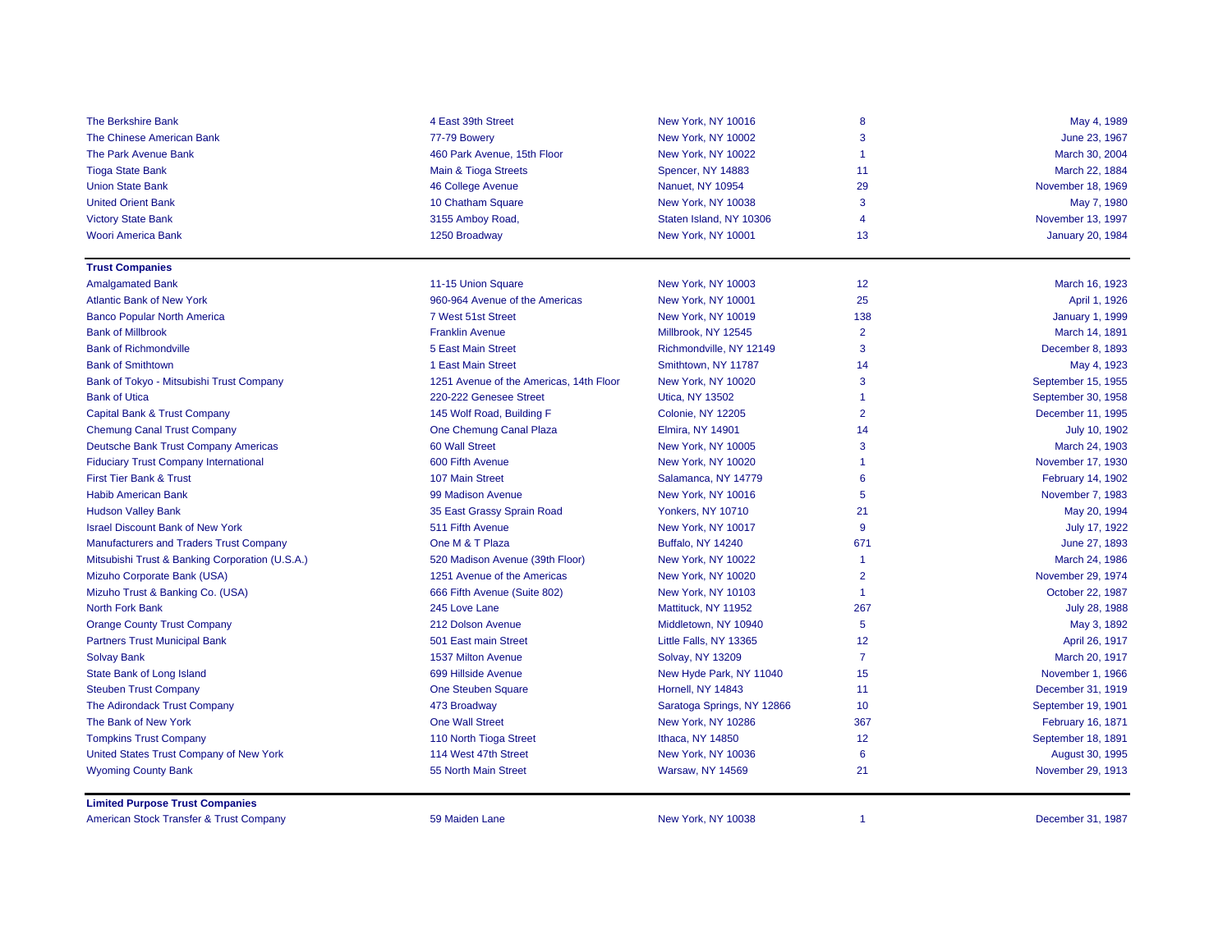| | | | | |
|---|---|---|---|---|
| The Berkshire Bank | 4 East 39th Street | New York, NY 10016 | 8 | May 4, 1989 |
| The Chinese American Bank | 77-79 Bowery | New York, NY 10002 | 3 | June 23, 1967 |
| The Park Avenue Bank | 460 Park Avenue, 15th Floor | New York, NY 10022 | 1 | March 30, 2004 |
| Tioga State Bank | Main & Tioga Streets | Spencer, NY 14883 | 11 | March 22, 1884 |
| Union State Bank | 46 College Avenue | Nanuet, NY 10954 | 29 | November 18, 1969 |
| United Orient Bank | 10 Chatham Square | New York, NY 10038 | 3 | May 7, 1980 |
| Victory State Bank | 3155 Amboy Road, | Staten Island, NY 10306 | 4 | November 13, 1997 |
| Woori America Bank | 1250 Broadway | New York, NY 10001 | 13 | January 20, 1984 |

**Trust Companies**

| | | | | |
|---|---|---|---|---|
| Amalgamated Bank | 11-15 Union Square | New York, NY 10003 | 12 | March 16, 1923 |
| Atlantic Bank of New York | 960-964 Avenue of the Americas | New York, NY 10001 | 25 | April 1, 1926 |
| Banco Popular North America | 7 West 51st Street | New York, NY 10019 | 138 | January 1, 1999 |
| Bank of Millbrook | Franklin Avenue | Millbrook, NY 12545 | 2 | March 14, 1891 |
| Bank of Richmondville | 5 East Main Street | Richmondville, NY 12149 | 3 | December 8, 1893 |
| Bank of Smithtown | 1 East Main Street | Smithtown, NY 11787 | 14 | May 4, 1923 |
| Bank of Tokyo - Mitsubishi Trust Company | 1251 Avenue of the Americas, 14th Floor | New York, NY 10020 | 3 | September 15, 1955 |
| Bank of Utica | 220-222 Genesee Street | Utica, NY 13502 | 1 | September 30, 1958 |
| Capital Bank & Trust Company | 145 Wolf Road, Building F | Colonie, NY 12205 | 2 | December 11, 1995 |
| Chemung Canal Trust Company | One Chemung Canal Plaza | Elmira, NY 14901 | 14 | July 10, 1902 |
| Deutsche Bank Trust Company Americas | 60 Wall Street | New York, NY 10005 | 3 | March 24, 1903 |
| Fiduciary Trust Company International | 600 Fifth Avenue | New York, NY 10020 | 1 | November 17, 1930 |
| First Tier Bank & Trust | 107 Main Street | Salamanca, NY 14779 | 6 | February 14, 1902 |
| Habib American Bank | 99 Madison Avenue | New York, NY 10016 | 5 | November 7, 1983 |
| Hudson Valley Bank | 35 East Grassy Sprain Road | Yonkers, NY 10710 | 21 | May 20, 1994 |
| Israel Discount Bank of New York | 511 Fifth Avenue | New York, NY 10017 | 9 | July 17, 1922 |
| Manufacturers and Traders Trust Company | One M & T Plaza | Buffalo, NY 14240 | 671 | June 27, 1893 |
| Mitsubishi Trust & Banking Corporation (U.S.A.) | 520 Madison Avenue (39th Floor) | New York, NY 10022 | 1 | March 24, 1986 |
| Mizuho Corporate Bank (USA) | 1251 Avenue of the Americas | New York, NY 10020 | 2 | November 29, 1974 |
| Mizuho Trust & Banking Co. (USA) | 666 Fifth Avenue (Suite 802) | New York, NY 10103 | 1 | October 22, 1987 |
| North Fork Bank | 245 Love Lane | Mattituck, NY 11952 | 267 | July 28, 1988 |
| Orange County Trust Company | 212 Dolson Avenue | Middletown, NY 10940 | 5 | May 3, 1892 |
| Partners Trust Municipal Bank | 501 East main Street | Little Falls, NY 13365 | 12 | April 26, 1917 |
| Solvay Bank | 1537 Milton Avenue | Solvay, NY 13209 | 7 | March 20, 1917 |
| State Bank of Long Island | 699 Hillside Avenue | New Hyde Park, NY 11040 | 15 | November 1, 1966 |
| Steuben Trust Company | One Steuben Square | Hornell, NY 14843 | 11 | December 31, 1919 |
| The Adirondack Trust Company | 473 Broadway | Saratoga Springs, NY 12866 | 10 | September 19, 1901 |
| The Bank of New York | One Wall Street | New York, NY 10286 | 367 | February 16, 1871 |
| Tompkins Trust Company | 110 North Tioga Street | Ithaca, NY 14850 | 12 | September 18, 1891 |
| United States Trust Company of New York | 114 West 47th Street | New York, NY 10036 | 6 | August 30, 1995 |
| Wyoming County Bank | 55 North Main Street | Warsaw, NY 14569 | 21 | November 29, 1913 |

**Limited Purpose Trust Companies**

| | | | | |
|---|---|---|---|---|
| American Stock Transfer & Trust Company | 59 Maiden Lane | New York, NY 10038 | 1 | December 31, 1987 |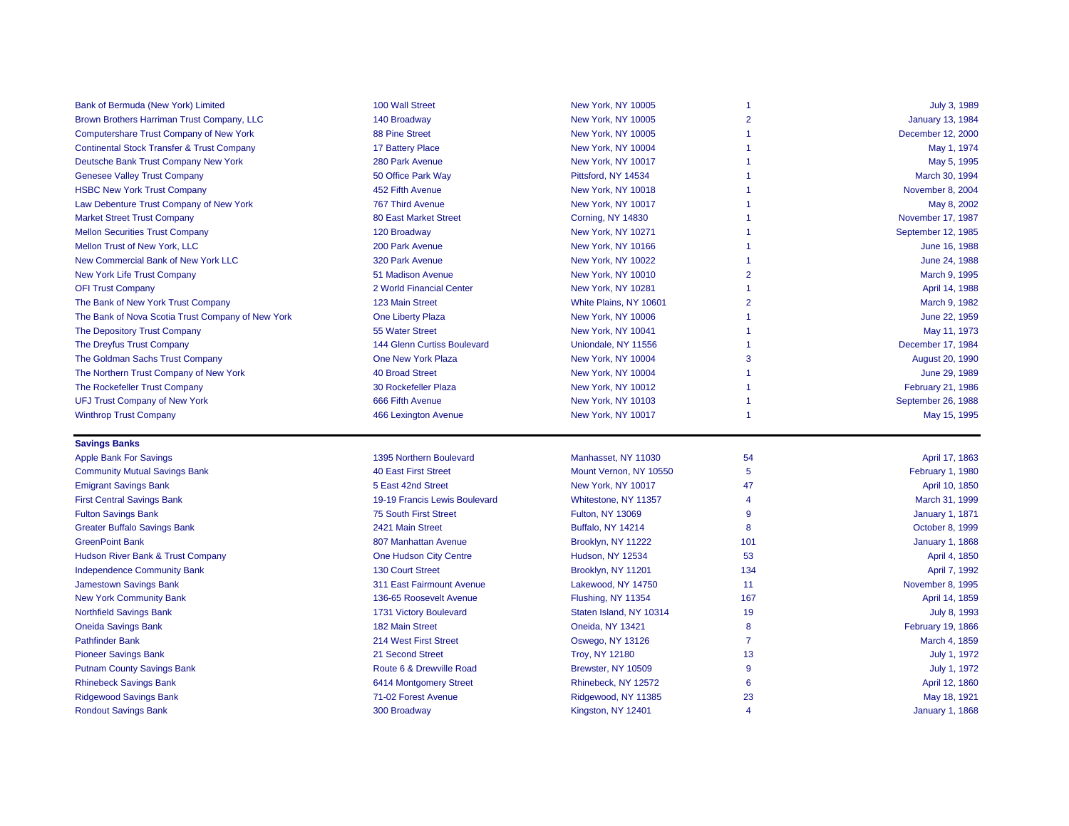| | | | | |
|---|---|---|---|---|
| Bank of Bermuda (New York) Limited | 100 Wall Street | New York, NY 10005 | 1 | July 3, 1989 |
| Brown Brothers Harriman Trust Company, LLC | 140 Broadway | New York, NY 10005 | 2 | January 13, 1984 |
| Computershare Trust Company of New York | 88 Pine Street | New York, NY 10005 | 1 | December 12, 2000 |
| Continental Stock Transfer & Trust Company | 17 Battery Place | New York, NY 10004 | 1 | May 1, 1974 |
| Deutsche Bank Trust Company New York | 280 Park Avenue | New York, NY 10017 | 1 | May 5, 1995 |
| Genesee Valley Trust Company | 50 Office Park Way | Pittsford, NY 14534 | 1 | March 30, 1994 |
| HSBC New York Trust Company | 452 Fifth Avenue | New York, NY 10018 | 1 | November 8, 2004 |
| Law Debenture Trust Company of New York | 767 Third Avenue | New York, NY 10017 | 1 | May 8, 2002 |
| Market Street Trust Company | 80 East Market Street | Corning, NY 14830 | 1 | November 17, 1987 |
| Mellon Securities Trust Company | 120 Broadway | New York, NY 10271 | 1 | September 12, 1985 |
| Mellon Trust of New York, LLC | 200 Park Avenue | New York, NY 10166 | 1 | June 16, 1988 |
| New Commercial Bank of New York LLC | 320 Park Avenue | New York, NY 10022 | 1 | June 24, 1988 |
| New York Life Trust Company | 51 Madison Avenue | New York, NY 10010 | 2 | March 9, 1995 |
| OFI Trust Company | 2 World Financial Center | New York, NY 10281 | 1 | April 14, 1988 |
| The Bank of New York Trust Company | 123 Main Street | White Plains, NY 10601 | 2 | March 9, 1982 |
| The Bank of Nova Scotia Trust Company of New York | One Liberty Plaza | New York, NY 10006 | 1 | June 22, 1959 |
| The Depository Trust Company | 55 Water Street | New York, NY 10041 | 1 | May 11, 1973 |
| The Dreyfus Trust Company | 144 Glenn Curtiss Boulevard | Uniondale, NY 11556 | 1 | December 17, 1984 |
| The Goldman Sachs Trust Company | One New York Plaza | New York, NY 10004 | 3 | August 20, 1990 |
| The Northern Trust Company of New York | 40 Broad Street | New York, NY 10004 | 1 | June 29, 1989 |
| The Rockefeller Trust Company | 30 Rockefeller Plaza | New York, NY 10012 | 1 | February 21, 1986 |
| UFJ Trust Company of New York | 666 Fifth Avenue | New York, NY 10103 | 1 | September 26, 1988 |
| Winthrop Trust Company | 466 Lexington Avenue | New York, NY 10017 | 1 | May 15, 1995 |

**Savings Banks**

| | | | | |
|---|---|---|---|---|
| Apple Bank For Savings | 1395 Northern Boulevard | Manhasset, NY 11030 | 54 | April 17, 1863 |
| Community Mutual Savings Bank | 40 East First Street | Mount Vernon, NY 10550 | 5 | February 1, 1980 |
| Emigrant Savings Bank | 5 East 42nd Street | New York, NY 10017 | 47 | April 10, 1850 |
| First Central Savings Bank | 19-19 Francis Lewis Boulevard | Whitestone, NY 11357 | 4 | March 31, 1999 |
| Fulton Savings Bank | 75 South First Street | Fulton, NY 13069 | 9 | January 1, 1871 |
| Greater Buffalo Savings Bank | 2421 Main Street | Buffalo, NY 14214 | 8 | October 8, 1999 |
| GreenPoint Bank | 807 Manhattan Avenue | Brooklyn, NY 11222 | 101 | January 1, 1868 |
| Hudson River Bank & Trust Company | One Hudson City Centre | Hudson, NY 12534 | 53 | April 4, 1850 |
| Independence Community Bank | 130 Court Street | Brooklyn, NY 11201 | 134 | April 7, 1992 |
| Jamestown Savings Bank | 311 East Fairmount Avenue | Lakewood, NY 14750 | 11 | November 8, 1995 |
| New York Community Bank | 136-65 Roosevelt Avenue | Flushing, NY 11354 | 167 | April 14, 1859 |
| Northfield Savings Bank | 1731 Victory Boulevard | Staten Island, NY 10314 | 19 | July 8, 1993 |
| Oneida Savings Bank | 182 Main Street | Oneida, NY 13421 | 8 | February 19, 1866 |
| Pathfinder Bank | 214 West First Street | Oswego, NY 13126 | 7 | March 4, 1859 |
| Pioneer Savings Bank | 21 Second Street | Troy, NY 12180 | 13 | July 1, 1972 |
| Putnam County Savings Bank | Route 6 & Drewville Road | Brewster, NY 10509 | 9 | July 1, 1972 |
| Rhinebeck Savings Bank | 6414 Montgomery Street | Rhinebeck, NY 12572 | 6 | April 12, 1860 |
| Ridgewood Savings Bank | 71-02 Forest Avenue | Ridgewood, NY 11385 | 23 | May 18, 1921 |
| Rondout Savings Bank | 300 Broadway | Kingston, NY 12401 | 4 | January 1, 1868 |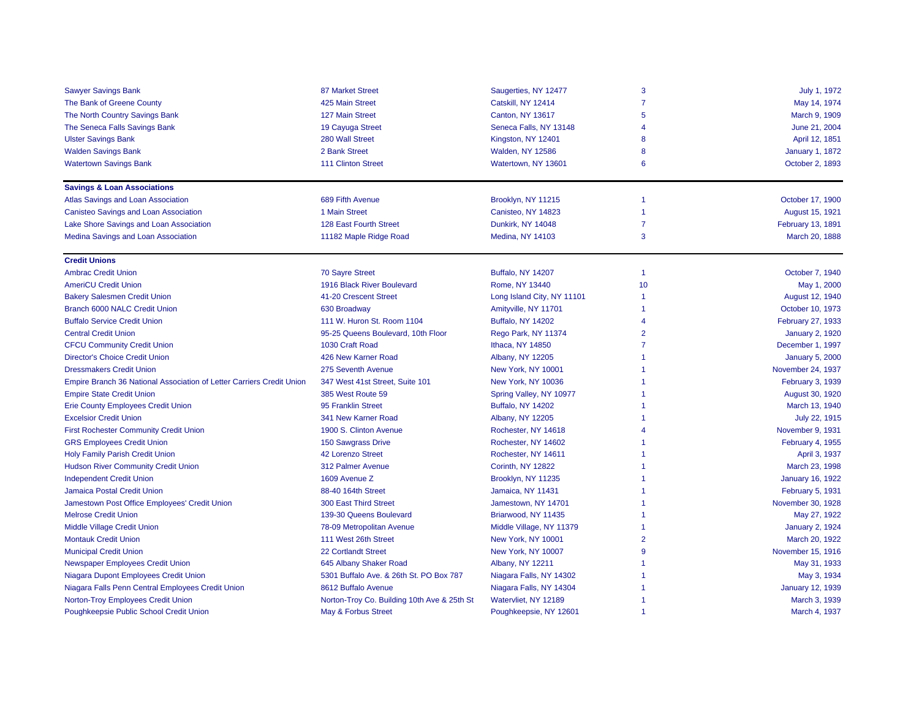| | | | | |
|---|---|---|---|---|
| Sawyer Savings Bank | 87 Market Street | Saugerties, NY 12477 | 3 | July 1, 1972 |
| The Bank of Greene County | 425 Main Street | Catskill, NY 12414 | 7 | May 14, 1974 |
| The North Country Savings Bank | 127 Main Street | Canton, NY 13617 | 5 | March 9, 1909 |
| The Seneca Falls Savings Bank | 19 Cayuga Street | Seneca Falls, NY 13148 | 4 | June 21, 2004 |
| Ulster Savings Bank | 280 Wall Street | Kingston, NY 12401 | 8 | April 12, 1851 |
| Walden Savings Bank | 2 Bank Street | Walden, NY 12586 | 8 | January 1, 1872 |
| Watertown Savings Bank | 111 Clinton Street | Watertown, NY 13601 | 6 | October 2, 1893 |
| **Savings & Loan Associations** | | | | |
| Atlas Savings and Loan Association | 689 Fifth Avenue | Brooklyn, NY 11215 | 1 | October 17, 1900 |
| Canisteo Savings and Loan Association | 1 Main Street | Canisteo, NY 14823 | 1 | August 15, 1921 |
| Lake Shore Savings and Loan Association | 128 East Fourth Street | Dunkirk, NY 14048 | 7 | February 13, 1891 |
| Medina Savings and Loan Association | 11182 Maple Ridge Road | Medina, NY 14103 | 3 | March 20, 1888 |
| **Credit Unions** | | | | |
| Ambrac Credit Union | 70 Sayre Street | Buffalo, NY 14207 | 1 | October 7, 1940 |
| AmeriCU Credit Union | 1916 Black River Boulevard | Rome, NY 13440 | 10 | May 1, 2000 |
| Bakery Salesmen Credit Union | 41-20 Crescent Street | Long Island City, NY 11101 | 1 | August 12, 1940 |
| Branch 6000 NALC Credit Union | 630 Broadway | Amityville, NY 11701 | 1 | October 10, 1973 |
| Buffalo Service Credit Union | 111 W. Huron St. Room 1104 | Buffalo, NY 14202 | 4 | February 27, 1933 |
| Central Credit Union | 95-25 Queens Boulevard, 10th Floor | Rego Park, NY 11374 | 2 | January 2, 1920 |
| CFCU Community Credit Union | 1030 Craft Road | Ithaca, NY 14850 | 7 | December 1, 1997 |
| Director's Choice Credit Union | 426 New Karner Road | Albany, NY 12205 | 1 | January 5, 2000 |
| Dressmakers Credit Union | 275 Seventh Avenue | New York, NY 10001 | 1 | November 24, 1937 |
| Empire Branch 36 National Association of Letter Carriers Credit Union | 347 West 41st Street, Suite 101 | New York, NY 10036 | 1 | February 3, 1939 |
| Empire State Credit Union | 385 West Route 59 | Spring Valley, NY 10977 | 1 | August 30, 1920 |
| Erie County Employees Credit Union | 95 Franklin Street | Buffalo, NY 14202 | 1 | March 13, 1940 |
| Excelsior Credit Union | 341 New Karner Road | Albany, NY 12205 | 1 | July 22, 1915 |
| First Rochester Community Credit Union | 1900 S. Clinton Avenue | Rochester, NY 14618 | 4 | November 9, 1931 |
| GRS Employees Credit Union | 150 Sawgrass Drive | Rochester, NY 14602 | 1 | February 4, 1955 |
| Holy Family Parish Credit Union | 42 Lorenzo Street | Rochester, NY 14611 | 1 | April 3, 1937 |
| Hudson River Community Credit Union | 312 Palmer Avenue | Corinth, NY 12822 | 1 | March 23, 1998 |
| Independent Credit Union | 1609 Avenue Z | Brooklyn, NY 11235 | 1 | January 16, 1922 |
| Jamaica Postal Credit Union | 88-40 164th Street | Jamaica, NY 11431 | 1 | February 5, 1931 |
| Jamestown Post Office Employees' Credit Union | 300 East Third Street | Jamestown, NY 14701 | 1 | November 30, 1928 |
| Melrose Credit Union | 139-30 Queens Boulevard | Briarwood, NY 11435 | 1 | May 27, 1922 |
| Middle Village Credit Union | 78-09 Metropolitan Avenue | Middle Village, NY 11379 | 1 | January 2, 1924 |
| Montauk Credit Union | 111 West 26th Street | New York, NY 10001 | 2 | March 20, 1922 |
| Municipal Credit Union | 22 Cortlandt Street | New York, NY 10007 | 9 | November 15, 1916 |
| Newspaper Employees Credit Union | 645 Albany Shaker Road | Albany, NY 12211 | 1 | May 31, 1933 |
| Niagara Dupont Employees Credit Union | 5301 Buffalo Ave. & 26th St. PO Box 787 | Niagara Falls, NY 14302 | 1 | May 3, 1934 |
| Niagara Falls Penn Central Employees Credit Union | 8612 Buffalo Avenue | Niagara Falls, NY 14304 | 1 | January 12, 1939 |
| Norton-Troy Employees Credit Union | Norton-Troy Co. Building 10th Ave & 25th St | Watervliet, NY 12189 | 1 | March 3, 1939 |
| Poughkeepsie Public School Credit Union | May & Forbus Street | Poughkeepsie, NY 12601 | 1 | March 4, 1937 |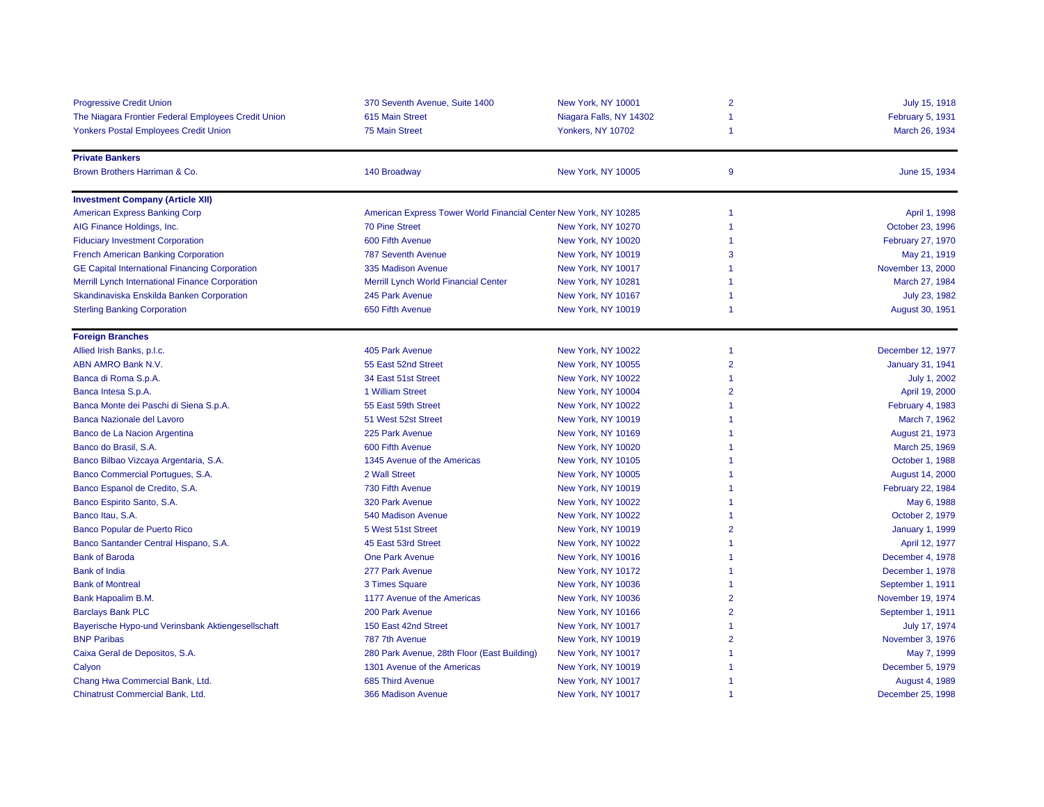| | | | | |
|---|---|---|---|---|
| Progressive Credit Union | 370 Seventh Avenue, Suite 1400 | New York, NY 10001 | 2 | July 15, 1918 |
| The Niagara Frontier Federal Employees Credit Union | 615 Main Street | Niagara Falls, NY 14302 | 1 | February 5, 1931 |
| Yonkers Postal Employees Credit Union | 75 Main Street | Yonkers, NY 10702 | 1 | March 26, 1934 |
| **Private Bankers** | | | | |
| Brown Brothers Harriman & Co. | 140 Broadway | New York, NY 10005 | 9 | June 15, 1934 |
| **Investment Company (Article XII)** | | | | |
| American Express Banking Corp | American Express Tower World Financial Center | New York, NY 10285 | 1 | April 1, 1998 |
| AIG Finance Holdings, Inc. | 70 Pine Street | New York, NY 10270 | 1 | October 23, 1996 |
| Fiduciary Investment Corporation | 600 Fifth Avenue | New York, NY 10020 | 1 | February 27, 1970 |
| French American Banking Corporation | 787 Seventh Avenue | New York, NY 10019 | 3 | May 21, 1919 |
| GE Capital International Financing Corporation | 335 Madison Avenue | New York, NY 10017 | 1 | November 13, 2000 |
| Merrill Lynch International Finance Corporation | Merrill Lynch World Financial Center | New York, NY 10281 | 1 | March 27, 1984 |
| Skandinaviska Enskilda Banken Corporation | 245 Park Avenue | New York, NY 10167 | 1 | July 23, 1982 |
| Sterling Banking Corporation | 650 Fifth Avenue | New York, NY 10019 | 1 | August 30, 1951 |
| **Foreign Branches** | | | | |
| Allied Irish Banks, p.l.c. | 405 Park Avenue | New York, NY 10022 | 1 | December 12, 1977 |
| ABN AMRO Bank N.V. | 55 East 52nd Street | New York, NY 10055 | 2 | January 31, 1941 |
| Banca di Roma S.p.A. | 34 East 51st Street | New York, NY 10022 | 1 | July 1, 2002 |
| Banca Intesa S.p.A. | 1 William Street | New York, NY 10004 | 2 | April 19, 2000 |
| Banca Monte dei Paschi di Siena S.p.A. | 55 East 59th Street | New York, NY 10022 | 1 | February 4, 1983 |
| Banca Nazionale del Lavoro | 51 West 52st Street | New York, NY 10019 | 1 | March 7, 1962 |
| Banco de La Nacion Argentina | 225 Park Avenue | New York, NY 10169 | 1 | August 21, 1973 |
| Banco do Brasil, S.A. | 600 Fifth Avenue | New York, NY 10020 | 1 | March 25, 1969 |
| Banco Bilbao Vizcaya Argentaria, S.A. | 1345 Avenue of the Americas | New York, NY 10105 | 1 | October 1, 1988 |
| Banco Commercial Portugues, S.A. | 2 Wall Street | New York, NY 10005 | 1 | August 14, 2000 |
| Banco Espanol de Credito, S.A. | 730 Fifth Avenue | New York, NY 10019 | 1 | February 22, 1984 |
| Banco Espirito Santo, S.A. | 320 Park Avenue | New York, NY 10022 | 1 | May 6, 1988 |
| Banco Itau, S.A. | 540 Madison Avenue | New York, NY 10022 | 1 | October 2, 1979 |
| Banco Popular de Puerto Rico | 5 West 51st Street | New York, NY 10019 | 2 | January 1, 1999 |
| Banco Santander Central Hispano, S.A. | 45 East 53rd Street | New York, NY 10022 | 1 | April 12, 1977 |
| Bank of Baroda | One Park Avenue | New York, NY 10016 | 1 | December 4, 1978 |
| Bank of India | 277 Park Avenue | New York, NY 10172 | 1 | December 1, 1978 |
| Bank of Montreal | 3 Times Square | New York, NY 10036 | 1 | September 1, 1911 |
| Bank Hapoalim B.M. | 1177 Avenue of the Americas | New York, NY 10036 | 2 | November 19, 1974 |
| Barclays Bank PLC | 200 Park Avenue | New York, NY 10166 | 2 | September 1, 1911 |
| Bayerische Hypo-und Verinsbank Aktiengesellschaft | 150 East 42nd Street | New York, NY 10017 | 1 | July 17, 1974 |
| BNP Paribas | 787 7th Avenue | New York, NY 10019 | 2 | November 3, 1976 |
| Caixa Geral de Depositos, S.A. | 280 Park Avenue, 28th Floor (East Building) | New York, NY 10017 | 1 | May 7, 1999 |
| Calyon | 1301 Avenue of the Americas | New York, NY 10019 | 1 | December 5, 1979 |
| Chang Hwa Commercial Bank, Ltd. | 685 Third Avenue | New York, NY 10017 | 1 | August 4, 1989 |
| Chinatrust Commercial Bank, Ltd. | 366 Madison Avenue | New York, NY 10017 | 1 | December 25, 1998 |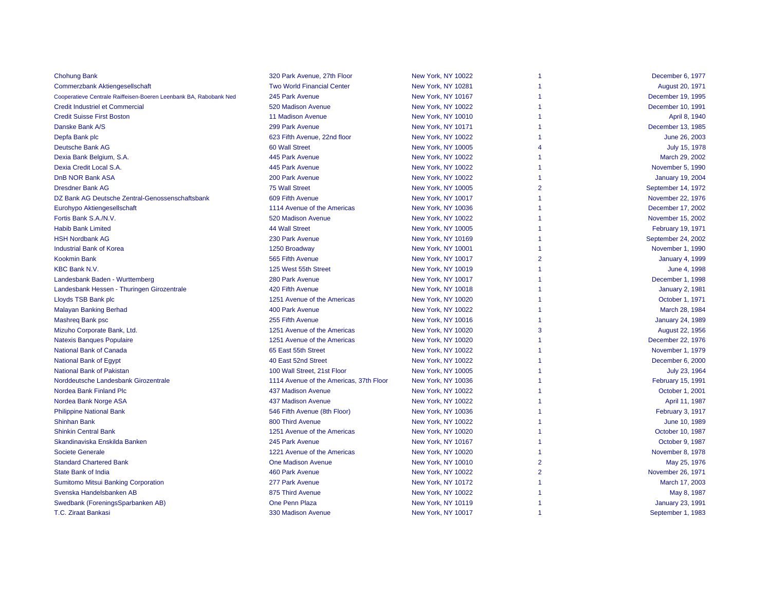| | | | | |
|---|---|---|---|---|
| Chohung Bank | 320 Park Avenue, 27th Floor | New York, NY 10022 | 1 | December 6, 1977 |
| Commerzbank Aktiengesellschaft | Two World Financial Center | New York, NY 10281 | 1 | August 20, 1971 |
| Cooperatieve Centrale Raiffeisen-Boeren Leenbank BA, Rabobank Ned | 245 Park Avenue | New York, NY 10167 | 1 | December 19, 1995 |
| Credit Industriel et Commercial | 520 Madison Avenue | New York, NY 10022 | 1 | December 10, 1991 |
| Credit Suisse First Boston | 11 Madison Avenue | New York, NY 10010 | 1 | April 8, 1940 |
| Danske Bank A/S | 299 Park Avenue | New York, NY 10171 | 1 | December 13, 1985 |
| Depfa Bank plc | 623 Fifth Avenue, 22nd floor | New York, NY 10022 | 1 | June 26, 2003 |
| Deutsche Bank AG | 60 Wall Street | New York, NY 10005 | 4 | July 15, 1978 |
| Dexia Bank Belgium, S.A. | 445 Park Avenue | New York, NY 10022 | 1 | March 29, 2002 |
| Dexia Credit Local S.A. | 445 Park Avenue | New York, NY 10022 | 1 | November 5, 1990 |
| DnB NOR Bank ASA | 200 Park Avenue | New York, NY 10022 | 1 | January 19, 2004 |
| Dresdner Bank AG | 75 Wall Street | New York, NY 10005 | 2 | September 14, 1972 |
| DZ Bank AG Deutsche Zentral-Genossenschaftsbank | 609 Fifth Avenue | New York, NY 10017 | 1 | November 22, 1976 |
| Eurohypo Aktiengesellschaft | 1114 Avenue of the Americas | New York, NY 10036 | 1 | December 17, 2002 |
| Fortis Bank S.A./N.V. | 520 Madison Avenue | New York, NY 10022 | 1 | November 15, 2002 |
| Habib Bank Limited | 44 Wall Street | New York, NY 10005 | 1 | February 19, 1971 |
| HSH Nordbank AG | 230 Park Avenue | New York, NY 10169 | 1 | September 24, 2002 |
| Industrial Bank of Korea | 1250 Broadway | New York, NY 10001 | 1 | November 1, 1990 |
| Kookmin Bank | 565 Fifth Avenue | New York, NY 10017 | 2 | January 4, 1999 |
| KBC Bank N.V. | 125 West 55th Street | New York, NY 10019 | 1 | June 4, 1998 |
| Landesbank Baden - Wurttemberg | 280 Park Avenue | New York, NY 10017 | 1 | December 1, 1998 |
| Landesbank Hessen - Thuringen Girozentrale | 420 Fifth Avenue | New York, NY 10018 | 1 | January 2, 1981 |
| Lloyds TSB Bank plc | 1251 Avenue of the Americas | New York, NY 10020 | 1 | October 1, 1971 |
| Malayan Banking Berhad | 400 Park Avenue | New York, NY 10022 | 1 | March 28, 1984 |
| Mashreq Bank psc | 255 Fifth Avenue | New York, NY 10016 | 1 | January 24, 1989 |
| Mizuho Corporate Bank, Ltd. | 1251 Avenue of the Americas | New York, NY 10020 | 3 | August 22, 1956 |
| Natexis Banques Populaire | 1251 Avenue of the Americas | New York, NY 10020 | 1 | December 22, 1976 |
| National Bank of Canada | 65 East 55th Street | New York, NY 10022 | 1 | November 1, 1979 |
| National Bank of Egypt | 40 East 52nd Street | New York, NY 10022 | 1 | December 6, 2000 |
| National Bank of Pakistan | 100 Wall Street, 21st Floor | New York, NY 10005 | 1 | July 23, 1964 |
| Norddeutsche Landesbank Girozentrale | 1114 Avenue of the Americas, 37th Floor | New York, NY 10036 | 1 | February 15, 1991 |
| Nordea Bank Finland Plc | 437 Madison Avenue | New York, NY 10022 | 1 | October 1, 2001 |
| Nordea Bank Norge ASA | 437 Madison Avenue | New York, NY 10022 | 1 | April 11, 1987 |
| Philippine National Bank | 546 Fifth Avenue (8th Floor) | New York, NY 10036 | 1 | February 3, 1917 |
| Shinhan Bank | 800 Third Avenue | New York, NY 10022 | 1 | June 10, 1989 |
| Shinkin Central Bank | 1251 Avenue of the Americas | New York, NY 10020 | 1 | October 10, 1987 |
| Skandinaviska Enskilda Banken | 245 Park Avenue | New York, NY 10167 | 1 | October 9, 1987 |
| Societe Generale | 1221 Avenue of the Americas | New York, NY 10020 | 1 | November 8, 1978 |
| Standard Chartered Bank | One Madison Avenue | New York, NY 10010 | 2 | May 25, 1976 |
| State Bank of India | 460 Park Avenue | New York, NY 10022 | 2 | November 26, 1971 |
| Sumitomo Mitsui Banking Corporation | 277 Park Avenue | New York, NY 10172 | 1 | March 17, 2003 |
| Svenska Handelsbanken AB | 875 Third Avenue | New York, NY 10022 | 1 | May 8, 1987 |
| Swedbank (ForeningsSparbanken AB) | One Penn Plaza | New York, NY 10119 | 1 | January 23, 1991 |
| T.C. Ziraat Bankasi | 330 Madison Avenue | New York, NY 10017 | 1 | September 1, 1983 |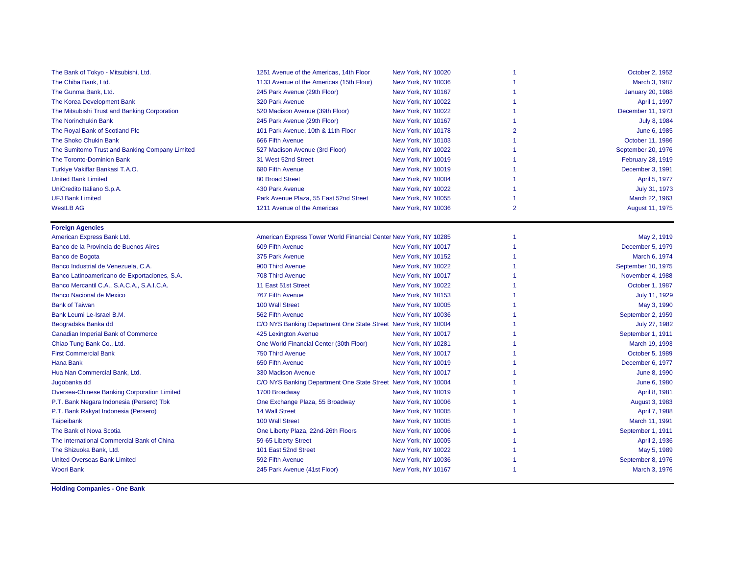| | | | | |
|---|---|---|---|---|
| The Bank of Tokyo - Mitsubishi, Ltd. | 1251 Avenue of the Americas, 14th Floor | New York, NY 10020 | 1 | October 2, 1952 |
| The Chiba Bank, Ltd. | 1133 Avenue of the Americas (15th Floor) | New York, NY 10036 | 1 | March 3, 1987 |
| The Gunma Bank, Ltd. | 245 Park Avenue (29th Floor) | New York, NY 10167 | 1 | January 20, 1988 |
| The Korea Development Bank | 320 Park Avenue | New York, NY 10022 | 1 | April 1, 1997 |
| The Mitsubishi Trust and Banking Corporation | 520 Madison Avenue (39th Floor) | New York, NY 10022 | 1 | December 11, 1973 |
| The Norinchukin Bank | 245 Park Avenue (29th Floor) | New York, NY 10167 | 1 | July 8, 1984 |
| The Royal Bank of Scotland Plc | 101 Park Avenue, 10th & 11th Floor | New York, NY 10178 | 2 | June 6, 1985 |
| The Shoko Chukin Bank | 666 Fifth Avenue | New York, NY 10103 | 1 | October 11, 1986 |
| The Sumitomo Trust and Banking Company Limited | 527 Madison Avenue (3rd Floor) | New York, NY 10022 | 1 | September 20, 1976 |
| The Toronto-Dominion Bank | 31 West 52nd Street | New York, NY 10019 | 1 | February 28, 1919 |
| Turkiye Vakiflar Bankasi T.A.O. | 680 Fifth Avenue | New York, NY 10019 | 1 | December 3, 1991 |
| United Bank Limited | 80 Broad Street | New York, NY 10004 | 1 | April 5, 1977 |
| UniCredito Italiano S.p.A. | 430 Park Avenue | New York, NY 10022 | 1 | July 31, 1973 |
| UFJ Bank Limited | Park Avenue Plaza, 55 East 52nd Street | New York, NY 10055 | 1 | March 22, 1963 |
| WestLB AG | 1211 Avenue of the Americas | New York, NY 10036 | 2 | August 11, 1975 |

**Foreign Agencies**

| | | | | |
|---|---|---|---|---|
| American Express Bank Ltd. | American Express Tower World Financial Center | New York, NY 10285 | 1 | May 2, 1919 |
| Banco de la Provincia de Buenos Aires | 609 Fifth Avenue | New York, NY 10017 | 1 | December 5, 1979 |
| Banco de Bogota | 375 Park Avenue | New York, NY 10152 | 1 | March 6, 1974 |
| Banco Industrial de Venezuela, C.A. | 900 Third Avenue | New York, NY 10022 | 1 | September 10, 1975 |
| Banco Latinoamericano de Exportaciones, S.A. | 708 Third Avenue | New York, NY 10017 | 1 | November 4, 1988 |
| Banco Mercantil C.A., S.A.C.A., S.A.I.C.A. | 11 East 51st Street | New York, NY 10022 | 1 | October 1, 1987 |
| Banco Nacional de Mexico | 767 Fifth Avenue | New York, NY 10153 | 1 | July 11, 1929 |
| Bank of Taiwan | 100 Wall Street | New York, NY 10005 | 1 | May 3, 1990 |
| Bank Leumi Le-Israel B.M. | 562 Fifth Avenue | New York, NY 10036 | 1 | September 2, 1959 |
| Beogradska Banka dd | C/O NYS Banking Department One State Street | New York, NY 10004 | 1 | July 27, 1982 |
| Canadian Imperial Bank of Commerce | 425 Lexington Avenue | New York, NY 10017 | 1 | September 1, 1911 |
| Chiao Tung Bank Co., Ltd. | One World Financial Center (30th Floor) | New York, NY 10281 | 1 | March 19, 1993 |
| First Commercial Bank | 750 Third Avenue | New York, NY 10017 | 1 | October 5, 1989 |
| Hana Bank | 650 Fifth Avenue | New York, NY 10019 | 1 | December 6, 1977 |
| Hua Nan Commercial Bank, Ltd. | 330 Madison Avenue | New York, NY 10017 | 1 | June 8, 1990 |
| Jugobanka dd | C/O NYS Banking Department One State Street | New York, NY 10004 | 1 | June 6, 1980 |
| Oversea-Chinese Banking Corporation Limited | 1700 Broadway | New York, NY 10019 | 1 | April 8, 1981 |
| P.T. Bank Negara Indonesia (Persero) Tbk | One Exchange Plaza, 55 Broadway | New York, NY 10006 | 1 | August 3, 1983 |
| P.T. Bank Rakyat Indonesia (Persero) | 14 Wall Street | New York, NY 10005 | 1 | April 7, 1988 |
| Taipeibank | 100 Wall Street | New York, NY 10005 | 1 | March 11, 1991 |
| The Bank of Nova Scotia | One Liberty Plaza, 22nd-26th Floors | New York, NY 10006 | 1 | September 1, 1911 |
| The International Commercial Bank of China | 59-65 Liberty Street | New York, NY 10005 | 1 | April 2, 1936 |
| The Shizuoka Bank, Ltd. | 101 East 52nd Street | New York, NY 10022 | 1 | May 5, 1989 |
| United Overseas Bank Limited | 592 Fifth Avenue | New York, NY 10036 | 1 | September 8, 1976 |
| Woori Bank | 245 Park Avenue (41st Floor) | New York, NY 10167 | 1 | March 3, 1976 |

**Holding Companies - One Bank**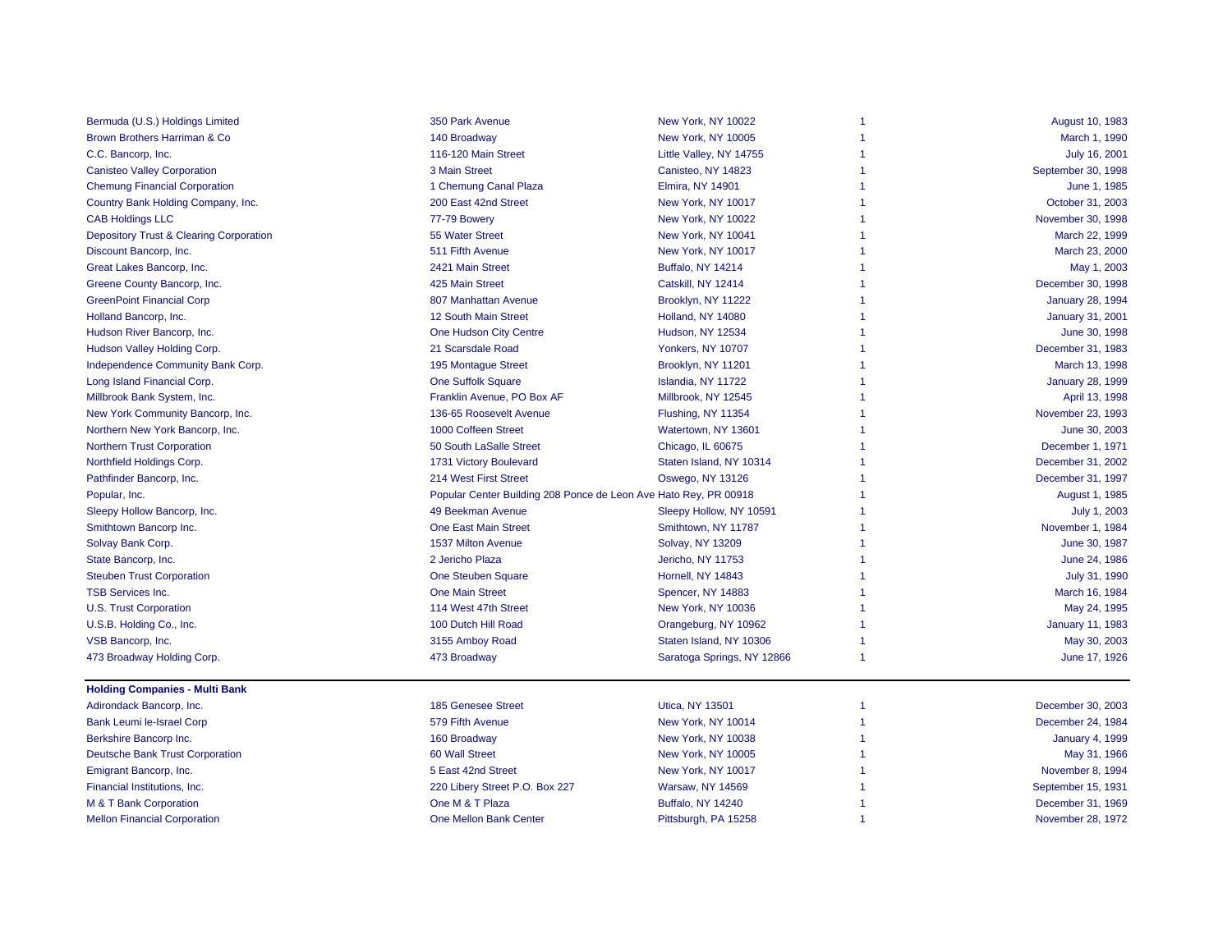| | | | | |
|---|---|---|---|---|
| Bermuda (U.S.) Holdings Limited | 350 Park Avenue | New York, NY 10022 | 1 | August 10, 1983 |
| Brown Brothers Harriman & Co | 140 Broadway | New York, NY 10005 | 1 | March 1, 1990 |
| C.C. Bancorp, Inc. | 116-120 Main Street | Little Valley, NY 14755 | 1 | July 16, 2001 |
| Canisteo Valley Corporation | 3 Main Street | Canisteo, NY 14823 | 1 | September 30, 1998 |
| Chemung Financial Corporation | 1 Chemung Canal Plaza | Elmira, NY 14901 | 1 | June 1, 1985 |
| Country Bank Holding Company, Inc. | 200 East 42nd Street | New York, NY 10017 | 1 | October 31, 2003 |
| CAB Holdings LLC | 77-79 Bowery | New York, NY 10022 | 1 | November 30, 1998 |
| Depository Trust & Clearing Corporation | 55 Water Street | New York, NY 10041 | 1 | March 22, 1999 |
| Discount Bancorp, Inc. | 511 Fifth Avenue | New York, NY 10017 | 1 | March 23, 2000 |
| Great Lakes Bancorp, Inc. | 2421 Main Street | Buffalo, NY 14214 | 1 | May 1, 2003 |
| Greene County Bancorp, Inc. | 425 Main Street | Catskill, NY 12414 | 1 | December 30, 1998 |
| GreenPoint Financial Corp | 807 Manhattan Avenue | Brooklyn, NY 11222 | 1 | January 28, 1994 |
| Holland Bancorp, Inc. | 12 South Main Street | Holland, NY 14080 | 1 | January 31, 2001 |
| Hudson River Bancorp, Inc. | One Hudson City Centre | Hudson, NY 12534 | 1 | June 30, 1998 |
| Hudson Valley Holding Corp. | 21 Scarsdale Road | Yonkers, NY 10707 | 1 | December 31, 1983 |
| Independence Community Bank Corp. | 195 Montague Street | Brooklyn, NY 11201 | 1 | March 13, 1998 |
| Long Island Financial Corp. | One Suffolk Square | Islandia, NY 11722 | 1 | January 28, 1999 |
| Millbrook Bank System, Inc. | Franklin Avenue, PO Box AF | Millbrook, NY 12545 | 1 | April 13, 1998 |
| New York Community Bancorp, Inc. | 136-65 Roosevelt Avenue | Flushing, NY 11354 | 1 | November 23, 1993 |
| Northern New York Bancorp, Inc. | 1000 Coffeen Street | Watertown, NY 13601 | 1 | June 30, 2003 |
| Northern Trust Corporation | 50 South LaSalle Street | Chicago, IL 60675 | 1 | December 1, 1971 |
| Northfield Holdings Corp. | 1731 Victory Boulevard | Staten Island, NY 10314 | 1 | December 31, 2002 |
| Pathfinder Bancorp, Inc. | 214 West First Street | Oswego, NY 13126 | 1 | December 31, 1997 |
| Popular, Inc. | Popular Center Building 208 Ponce de Leon Ave | Hato Rey, PR 00918 | 1 | August 1, 1985 |
| Sleepy Hollow Bancorp, Inc. | 49 Beekman Avenue | Sleepy Hollow, NY 10591 | 1 | July 1, 2003 |
| Smithtown Bancorp Inc. | One East Main Street | Smithtown, NY 11787 | 1 | November 1, 1984 |
| Solvay Bank Corp. | 1537 Milton Avenue | Solvay, NY 13209 | 1 | June 30, 1987 |
| State Bancorp, Inc. | 2 Jericho Plaza | Jericho, NY 11753 | 1 | June 24, 1986 |
| Steuben Trust Corporation | One Steuben Square | Hornell, NY 14843 | 1 | July 31, 1990 |
| TSB Services Inc. | One Main Street | Spencer, NY 14883 | 1 | March 16, 1984 |
| U.S. Trust Corporation | 114 West 47th Street | New York, NY 10036 | 1 | May 24, 1995 |
| U.S.B. Holding Co., Inc. | 100 Dutch Hill Road | Orangeburg, NY 10962 | 1 | January 11, 1983 |
| VSB Bancorp, Inc. | 3155 Amboy Road | Staten Island, NY 10306 | 1 | May 30, 2003 |
| 473 Broadway Holding Corp. | 473 Broadway | Saratoga Springs, NY 12866 | 1 | June 17, 1926 |

**Holding Companies - Multi Bank**

| | | | | |
|---|---|---|---|---|
| Adirondack Bancorp, Inc. | 185 Genesee Street | Utica, NY 13501 | 1 | December 30, 2003 |
| Bank Leumi le-Israel Corp | 579 Fifth Avenue | New York, NY 10014 | 1 | December 24, 1984 |
| Berkshire Bancorp Inc. | 160 Broadway | New York, NY 10038 | 1 | January 4, 1999 |
| Deutsche Bank Trust Corporation | 60 Wall Street | New York, NY 10005 | 1 | May 31, 1966 |
| Emigrant Bancorp, Inc. | 5 East 42nd Street | New York, NY 10017 | 1 | November 8, 1994 |
| Financial Institutions, Inc. | 220 Libery Street P.O. Box 227 | Warsaw, NY 14569 | 1 | September 15, 1931 |
| M & T Bank Corporation | One M & T Plaza | Buffalo, NY 14240 | 1 | December 31, 1969 |
| Mellon Financial Corporation | One Mellon Bank Center | Pittsburgh, PA 15258 | 1 | November 28, 1972 |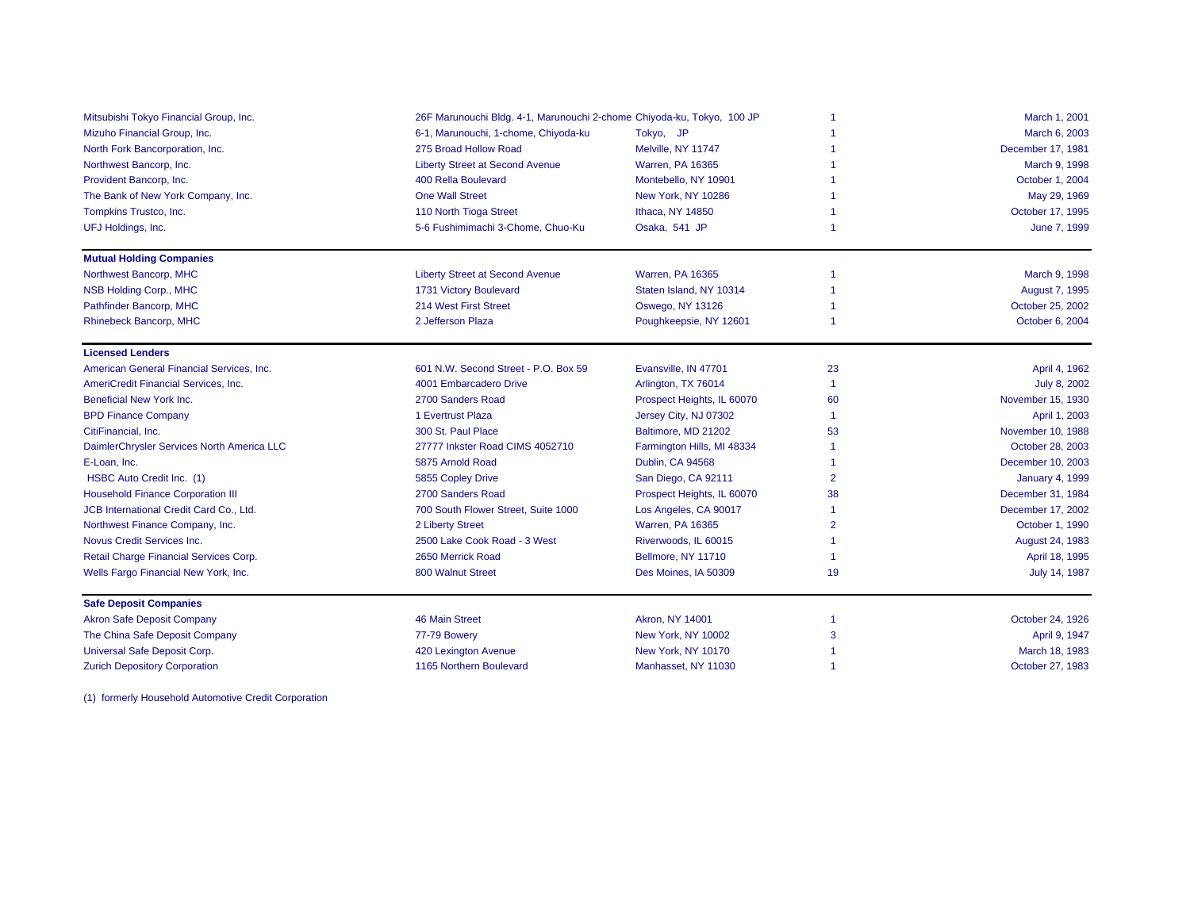| | | | | |
|---|---|---|---|---|
| Mitsubishi Tokyo Financial Group, Inc. | 26F Marunouchi Bldg. 4-1, Marunouchi 2-chome | Chiyoda-ku, Tokyo, 100 JP | 1 | March 1, 2001 |
| Mizuho Financial Group, Inc. | 6-1, Marunouchi, 1-chome, Chiyoda-ku | Tokyo, JP | 1 | March 6, 2003 |
| North Fork Bancorporation, Inc. | 275 Broad Hollow Road | Melville, NY 11747 | 1 | December 17, 1981 |
| Northwest Bancorp, Inc. | Liberty Street at Second Avenue | Warren, PA 16365 | 1 | March 9, 1998 |
| Provident Bancorp, Inc. | 400 Rella Boulevard | Montebello, NY 10901 | 1 | October 1, 2004 |
| The Bank of New York Company, Inc. | One Wall Street | New York, NY 10286 | 1 | May 29, 1969 |
| Tompkins Trustco, Inc. | 110 North Tioga Street | Ithaca, NY 14850 | 1 | October 17, 1995 |
| UFJ Holdings, Inc. | 5-6 Fushimimachi 3-Chome, Chuo-Ku | Osaka, 541 JP | 1 | June 7, 1999 |
| **Mutual Holding Companies** | | | | |
| Northwest Bancorp, MHC | Liberty Street at Second Avenue | Warren, PA 16365 | 1 | March 9, 1998 |
| NSB Holding Corp., MHC | 1731 Victory Boulevard | Staten Island, NY 10314 | 1 | August 7, 1995 |
| Pathfinder Bancorp, MHC | 214 West First Street | Oswego, NY 13126 | 1 | October 25, 2002 |
| Rhinebeck Bancorp, MHC | 2 Jefferson Plaza | Poughkeepsie, NY 12601 | 1 | October 6, 2004 |
| **Licensed Lenders** | | | | |
| American General Financial Services, Inc. | 601 N.W. Second Street - P.O. Box 59 | Evansville, IN 47701 | 23 | April 4, 1962 |
| AmeriCredit Financial Services, Inc. | 4001 Embarcadero Drive | Arlington, TX 76014 | 1 | July 8, 2002 |
| Beneficial New York Inc. | 2700 Sanders Road | Prospect Heights, IL 60070 | 60 | November 15, 1930 |
| BPD Finance Company | 1 Evertrust Plaza | Jersey City, NJ 07302 | 1 | April 1, 2003 |
| CitiFinancial, Inc. | 300 St. Paul Place | Baltimore, MD 21202 | 53 | November 10, 1988 |
| DaimlerChrysler Services North America LLC | 27777 Inkster Road CIMS 4052710 | Farmington Hills, MI 48334 | 1 | October 28, 2003 |
| E-Loan, Inc. | 5875 Arnold Road | Dublin, CA 94568 | 1 | December 10, 2003 |
| HSBC Auto Credit Inc. (1) | 5855 Copley Drive | San Diego, CA 92111 | 2 | January 4, 1999 |
| Household Finance Corporation III | 2700 Sanders Road | Prospect Heights, IL 60070 | 38 | December 31, 1984 |
| JCB International Credit Card Co., Ltd. | 700 South Flower Street, Suite 1000 | Los Angeles, CA 90017 | 1 | December 17, 2002 |
| Northwest Finance Company, Inc. | 2 Liberty Street | Warren, PA 16365 | 2 | October 1, 1990 |
| Novus Credit Services Inc. | 2500 Lake Cook Road - 3 West | Riverwoods, IL 60015 | 1 | August 24, 1983 |
| Retail Charge Financial Services Corp. | 2650 Merrick Road | Bellmore, NY 11710 | 1 | April 18, 1995 |
| Wells Fargo Financial New York, Inc. | 800 Walnut Street | Des Moines, IA 50309 | 19 | July 14, 1987 |
| **Safe Deposit Companies** | | | | |
| Akron Safe Deposit Company | 46 Main Street | Akron, NY 14001 | 1 | October 24, 1926 |
| The China Safe Deposit Company | 77-79 Bowery | New York, NY 10002 | 3 | April 9, 1947 |
| Universal Safe Deposit Corp. | 420 Lexington Avenue | New York, NY 10170 | 1 | March 18, 1983 |
| Zurich Depository Corporation | 1165 Northern Boulevard | Manhasset, NY 11030 | 1 | October 27, 1983 |

(1) formerly Household Automotive Credit Corporation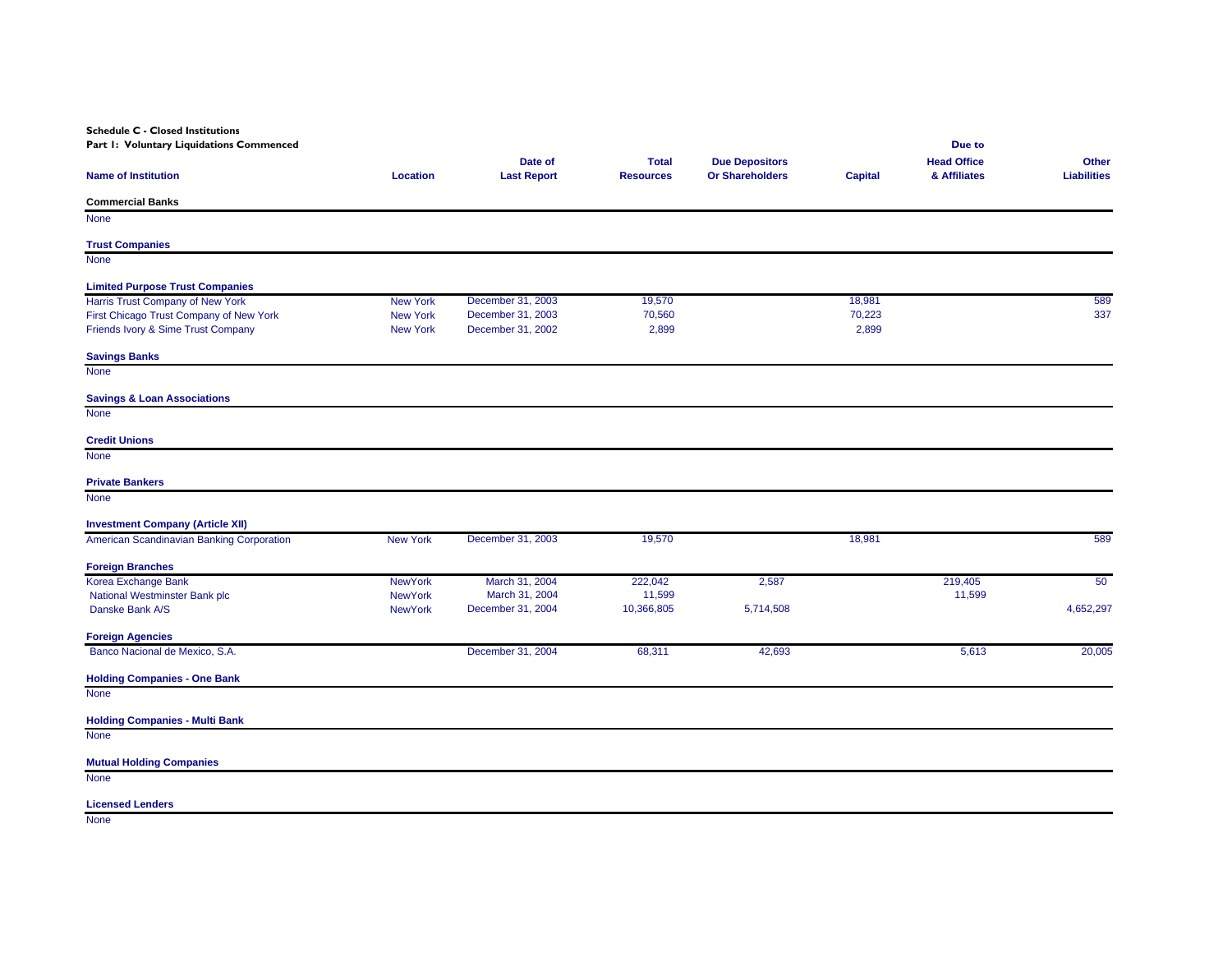**Schedule C - Closed Institutions**
**Part I: Voluntary Liquidations Commenced**

| Name of Institution | Location | Date of Last Report | Total Resources | Due Depositors Or Shareholders | Capital | Due to Head Office & Affiliates | Other Liabilities |
|---|---|---|---|---|---|---|---|
| **Commercial Banks** | | | | | | | |
| None | | | | | | | |
| **Trust Companies** | | | | | | | |
| None | | | | | | | |
| **Limited Purpose Trust Companies** | | | | | | | |
| Harris Trust Company of New York | New York | December 31, 2003 | 19,570 | | 18,981 | | 589 |
| First Chicago Trust Company of New York | New York | December 31, 2003 | 70,560 | | 70,223 | | 337 |
| Friends Ivory & Sime Trust Company | New York | December 31, 2002 | 2,899 | | 2,899 | | |
| **Savings Banks** | | | | | | | |
| None | | | | | | | |
| **Savings & Loan Associations** | | | | | | | |
| None | | | | | | | |
| **Credit Unions** | | | | | | | |
| None | | | | | | | |
| **Private Bankers** | | | | | | | |
| None | | | | | | | |
| **Investment Company (Article XII)** | | | | | | | |
| American Scandinavian Banking Corporation | New York | December 31, 2003 | 19,570 | | 18,981 | | 589 |
| **Foreign Branches** | | | | | | | |
| Korea Exchange Bank | NewYork | March 31, 2004 | 222,042 | 2,587 | | 219,405 | 50 |
| National Westminster Bank plc | NewYork | March 31, 2004 | 11,599 | | | 11,599 | |
| Danske Bank A/S | NewYork | December 31, 2004 | 10,366,805 | 5,714,508 | | | 4,652,297 |
| **Foreign Agencies** | | | | | | | |
| Banco Nacional de Mexico, S.A. | | December 31, 2004 | 68,311 | 42,693 | | 5,613 | 20,005 |
| **Holding Companies - One Bank** | | | | | | | |
| None | | | | | | | |
| **Holding Companies - Multi Bank** | | | | | | | |
| None | | | | | | | |
| **Mutual Holding Companies** | | | | | | | |
| None | | | | | | | |
| **Licensed Lenders** | | | | | | | |
| None | | | | | | | |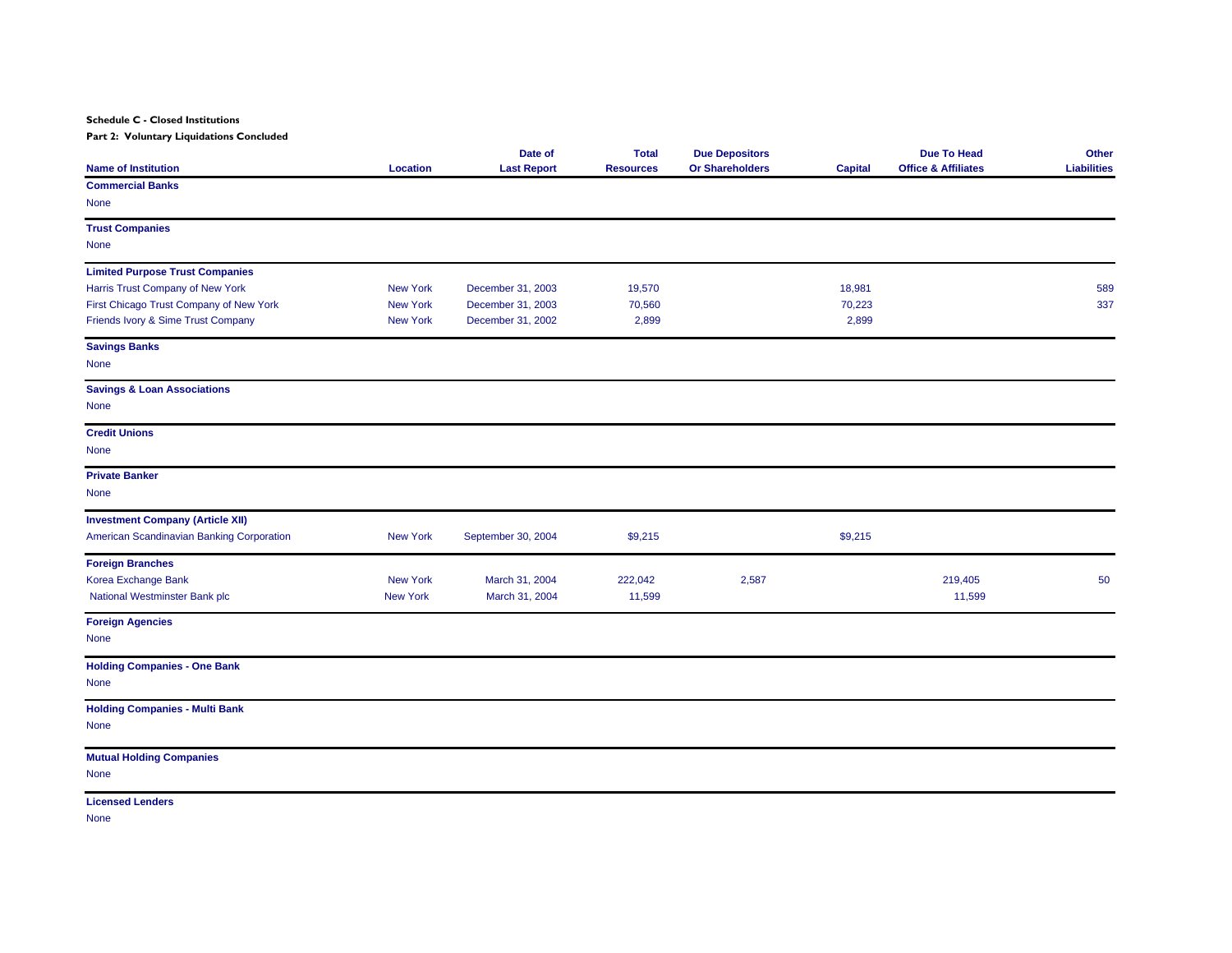**Schedule C - Closed Institutions**

**Part 2: Voluntary Liquidations Concluded**

| Name of Institution | Location | Date of Last Report | Total Resources | Due Depositors Or Shareholders | Capital | Due To Head Office & Affiliates | Other Liabilities |
|---|---|---|---|---|---|---|---|
| **Commercial Banks** | | | | | | | |
| None | | | | | | | |
| **Trust Companies** | | | | | | | |
| None | | | | | | | |
| **Limited Purpose Trust Companies** | | | | | | | |
| Harris Trust Company of New York | New York | December 31, 2003 | 19,570 | | 18,981 | | 589 |
| First Chicago Trust Company of New York | New York | December 31, 2003 | 70,560 | | 70,223 | | 337 |
| Friends Ivory & Sime Trust Company | New York | December 31, 2002 | 2,899 | | 2,899 | | |
| **Savings Banks** | | | | | | | |
| None | | | | | | | |
| **Savings & Loan Associations** | | | | | | | |
| None | | | | | | | |
| **Credit Unions** | | | | | | | |
| None | | | | | | | |
| **Private Banker** | | | | | | | |
| None | | | | | | | |
| **Investment Company (Article XII)** | | | | | | | |
| American Scandinavian Banking Corporation | New York | September 30, 2004 | $9,215 | | $9,215 | | |
| **Foreign Branches** | | | | | | | |
| Korea Exchange Bank | New York | March 31, 2004 | 222,042 | 2,587 | | 219,405 | 50 |
| National Westminster Bank plc | New York | March 31, 2004 | 11,599 | | | 11,599 | |
| **Foreign Agencies** | | | | | | | |
| None | | | | | | | |
| **Holding Companies - One Bank** | | | | | | | |
| None | | | | | | | |
| **Holding Companies - Multi Bank** | | | | | | | |
| None | | | | | | | |
| **Mutual Holding Companies** | | | | | | | |
| None | | | | | | | |
| **Licensed Lenders** | | | | | | | |
| None | | | | | | | |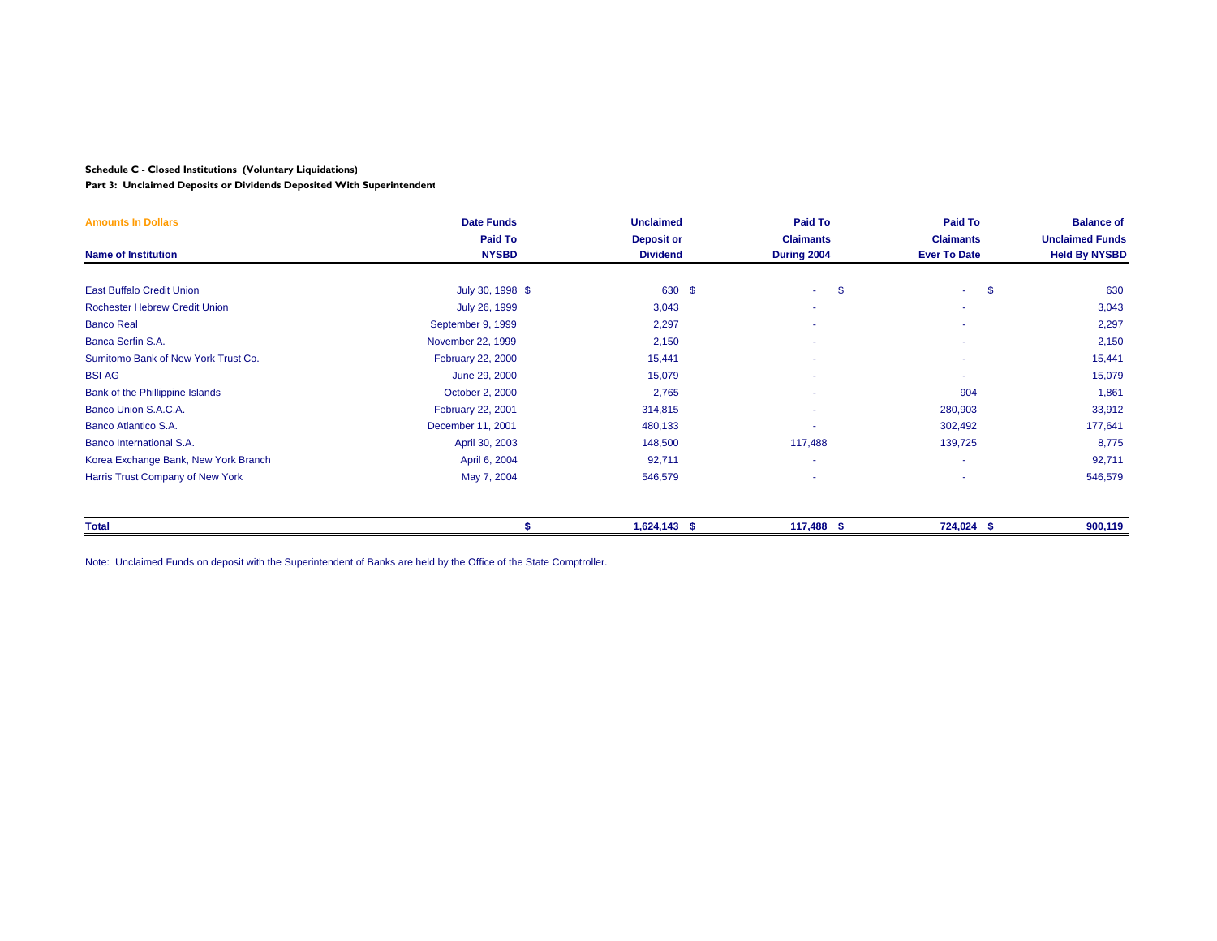**Schedule C - Closed Institutions (Voluntary Liquidations)**

**Part 3: Unclaimed Deposits or Dividends Deposited With Superintendent**

| Amounts In Dollars<br>Name of Institution | Date Funds Paid To NYSBD | Unclaimed Deposit or Dividend | Paid To Claimants During 2004 | Paid To Claimants Ever To Date | Balance of Unclaimed Funds Held By NYSBD |
|---|---|---|---|---|---|
| East Buffalo Credit Union | July 30, 1998 | $ 630 | $ - | $ - | $ 630 |
| Rochester Hebrew Credit Union | July 26, 1999 | 3,043 | - | - | 3,043 |
| Banco Real | September 9, 1999 | 2,297 | - | - | 2,297 |
| Banca Serfin S.A. | November 22, 1999 | 2,150 | - | - | 2,150 |
| Sumitomo Bank of New York Trust Co. | February 22, 2000 | 15,441 | - | - | 15,441 |
| BSI AG | June 29, 2000 | 15,079 | - | - | 15,079 |
| Bank of the Phillippine Islands | October 2, 2000 | 2,765 | - | 904 | 1,861 |
| Banco Union S.A.C.A. | February 22, 2001 | 314,815 | - | 280,903 | 33,912 |
| Banco Atlantico S.A. | December 11, 2001 | 480,133 | - | 302,492 | 177,641 |
| Banco International S.A. | April 30, 2003 | 148,500 | 117,488 | 139,725 | 8,775 |
| Korea Exchange Bank, New York Branch | April 6, 2004 | 92,711 | - | - | 92,711 |
| Harris Trust Company of New York | May 7, 2004 | 546,579 | - | - | 546,579 |
| **Total** | | **$ 1,624,143** | **$ 117,488** | **$ 724,024** | **$ 900,119** |

Note: Unclaimed Funds on deposit with the Superintendent of Banks are held by the Office of the State Comptroller.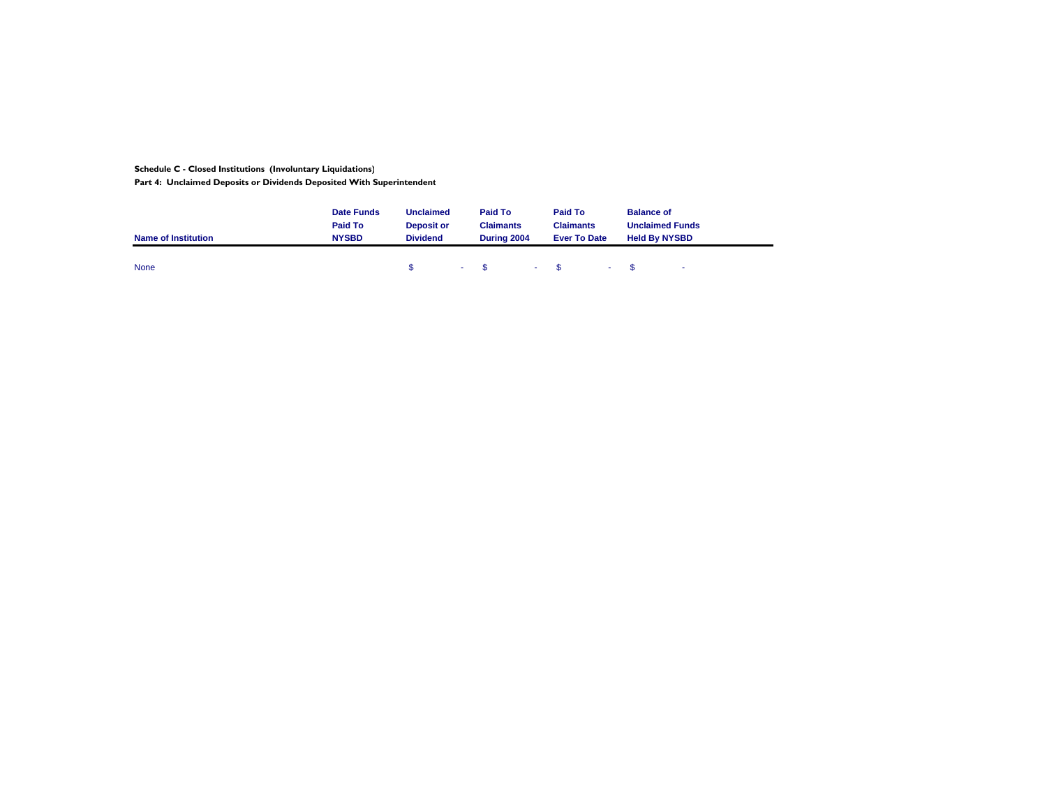**Schedule C - Closed Institutions (Involuntary Liquidations)**

**Part 4: Unclaimed Deposits or Dividends Deposited With Superintendent**

| Name of Institution | Date Funds Paid To NYSBD | Unclaimed Deposit or Dividend | Paid To Claimants During 2004 | Paid To Claimants Ever To Date | Balance of Unclaimed Funds Held By NYSBD |
|---|---|---|---|---|---|
| None | | $ - | $ - | $ - | $ - |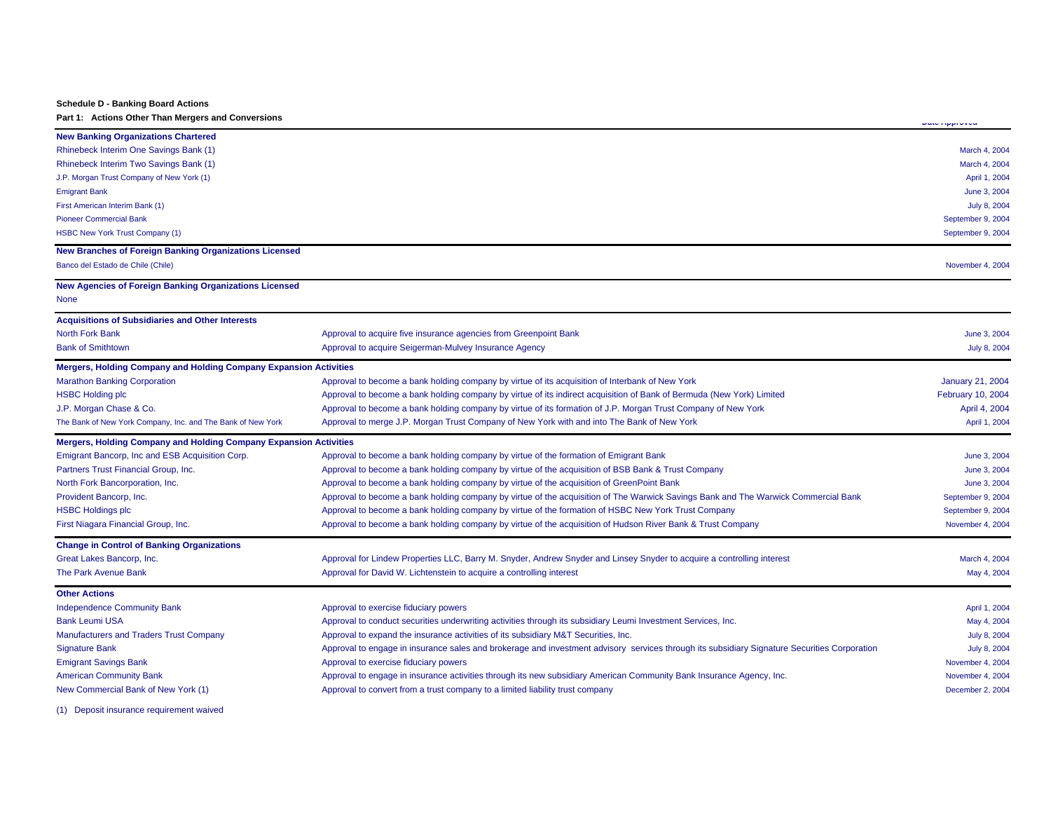**Schedule D - Banking Board Actions**

**Part 1: Actions Other Than Mergers and Conversions**

| | | Date Approved |
|---|---|---|
| **New Banking Organizations Chartered** | | |
| Rhinebeck Interim One Savings Bank (1) | | March 4, 2004 |
| Rhinebeck Interim Two Savings Bank (1) | | March 4, 2004 |
| J.P. Morgan Trust Company of New York (1) | | April 1, 2004 |
| Emigrant Bank | | June 3, 2004 |
| First American Interim Bank (1) | | July 8, 2004 |
| Pioneer Commercial Bank | | September 9, 2004 |
| HSBC New York Trust Company (1) | | September 9, 2004 |
| **New Branches of Foreign Banking Organizations Licensed** | | |
| Banco del Estado de Chile (Chile) | | November 4, 2004 |
| **New Agencies of Foreign Banking Organizations Licensed** | | |
| None | | |
| **Acquisitions of Subsidiaries and Other Interests** | | |
| North Fork Bank | Approval to acquire five insurance agencies from Greenpoint Bank | June 3, 2004 |
| Bank of Smithtown | Approval to acquire Seigerman-Mulvey Insurance Agency | July 8, 2004 |
| **Mergers, Holding Company and Holding Company Expansion Activities** | | |
| Marathon Banking Corporation | Approval to become a bank holding company by virtue of its acquisition of Interbank of New York | January 21, 2004 |
| HSBC Holding plc | Approval to become a bank holding company by virtue of its indirect acquisition of Bank of Bermuda (New York) Limited | February 10, 2004 |
| J.P. Morgan Chase & Co. | Approval to become a bank holding company by virtue of its formation of J.P. Morgan Trust Company of New York | April 4, 2004 |
| The Bank of New York Company, Inc. and The Bank of New York | Approval to merge J.P. Morgan Trust Company of New York with and into The Bank of New York | April 1, 2004 |
| **Mergers, Holding Company and Holding Company Expansion Activities** | | |
| Emigrant Bancorp, Inc and ESB Acquisition Corp. | Approval to become a bank holding company by virtue of the formation of Emigrant Bank | June 3, 2004 |
| Partners Trust Financial Group, Inc. | Approval to become a bank holding company by virtue of the acquisition of BSB Bank & Trust Company | June 3, 2004 |
| North Fork Bancorporation, Inc. | Approval to become a bank holding company by virtue of the acquisition of GreenPoint Bank | June 3, 2004 |
| Provident Bancorp, Inc. | Approval to become a bank holding company by virtue of the acquisition of The Warwick Savings Bank and The Warwick Commercial Bank | September 9, 2004 |
| HSBC Holdings plc | Approval to become a bank holding company by virtue of the formation of HSBC New York Trust Company | September 9, 2004 |
| First Niagara Financial Group, Inc. | Approval to become a bank holding company by virtue of the acquisition of Hudson River Bank & Trust Company | November 4, 2004 |
| **Change in Control of Banking Organizations** | | |
| Great Lakes Bancorp, Inc. | Approval for Lindew Properties LLC, Barry M. Snyder, Andrew Snyder and Linsey Snyder to acquire a controlling interest | March 4, 2004 |
| The Park Avenue Bank | Approval for David W. Lichtenstein to acquire a controlling interest | May 4, 2004 |
| **Other Actions** | | |
| Independence Community Bank | Approval to exercise fiduciary powers | April 1, 2004 |
| Bank Leumi USA | Approval to conduct securities underwriting activities through its subsidiary Leumi Investment Services, Inc. | May 4, 2004 |
| Manufacturers and Traders Trust Company | Approval to expand the insurance activities of its subsidiary M&T Securities, Inc. | July 8, 2004 |
| Signature Bank | Approval to engage in insurance sales and brokerage and investment advisory services through its subsidiary Signature Securities Corporation | July 8, 2004 |
| Emigrant Savings Bank | Approval to exercise fiduciary powers | November 4, 2004 |
| American Community Bank | Approval to engage in insurance activities through its new subsidiary American Community Bank Insurance Agency, Inc. | November 4, 2004 |
| New Commercial Bank of New York (1) | Approval to convert from a trust company to a limited liability trust company | December 2, 2004 |

(1) Deposit insurance requirement waived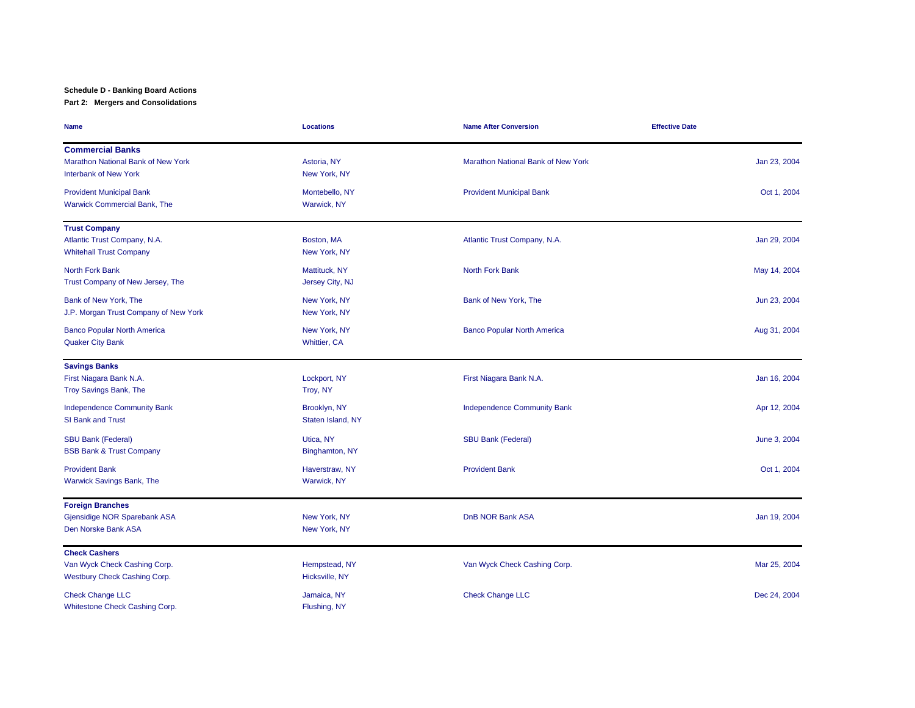**Schedule D - Banking Board Actions**

**Part 2: Mergers and Consolidations**

| Name | Locations | Name After Conversion | Effective Date |
|---|---|---|---|
| **Commercial Banks** | | | |
| Marathon National Bank of New York | Astoria, NY | Marathon National Bank of New York | Jan 23, 2004 |
| Interbank of New York | New York, NY | | |
| Provident Municipal Bank | Montebello, NY | Provident Municipal Bank | Oct 1, 2004 |
| Warwick Commercial Bank, The | Warwick, NY | | |
| **Trust Company** | | | |
| Atlantic Trust Company, N.A. | Boston, MA | Atlantic Trust Company, N.A. | Jan 29, 2004 |
| Whitehall Trust Company | New York, NY | | |
| North Fork Bank | Mattituck, NY | North Fork Bank | May 14, 2004 |
| Trust Company of New Jersey, The | Jersey City, NJ | | |
| Bank of New York, The | New York, NY | Bank of New York, The | Jun 23, 2004 |
| J.P. Morgan Trust Company of New York | New York, NY | | |
| Banco Popular North America | New York, NY | Banco Popular North America | Aug 31, 2004 |
| Quaker City Bank | Whittier, CA | | |
| **Savings Banks** | | | |
| First Niagara Bank N.A. | Lockport, NY | First Niagara Bank N.A. | Jan 16, 2004 |
| Troy Savings Bank, The | Troy, NY | | |
| Independence Community Bank | Brooklyn, NY | Independence Community Bank | Apr 12, 2004 |
| SI Bank and Trust | Staten Island, NY | | |
| SBU Bank (Federal) | Utica, NY | SBU Bank (Federal) | June 3, 2004 |
| BSB Bank & Trust Company | Binghamton, NY | | |
| Provident Bank | Haverstraw, NY | Provident Bank | Oct 1, 2004 |
| Warwick Savings Bank, The | Warwick, NY | | |
| **Foreign Branches** | | | |
| Gjensidige NOR Sparebank ASA | New York, NY | DnB NOR Bank ASA | Jan 19, 2004 |
| Den Norske Bank ASA | New York, NY | | |
| **Check Cashers** | | | |
| Van Wyck Check Cashing Corp. | Hempstead, NY | Van Wyck Check Cashing Corp. | Mar 25, 2004 |
| Westbury Check Cashing Corp. | Hicksville, NY | | |
| Check Change LLC | Jamaica, NY | Check Change LLC | Dec 24, 2004 |
| Whitestone Check Cashing Corp. | Flushing, NY | | |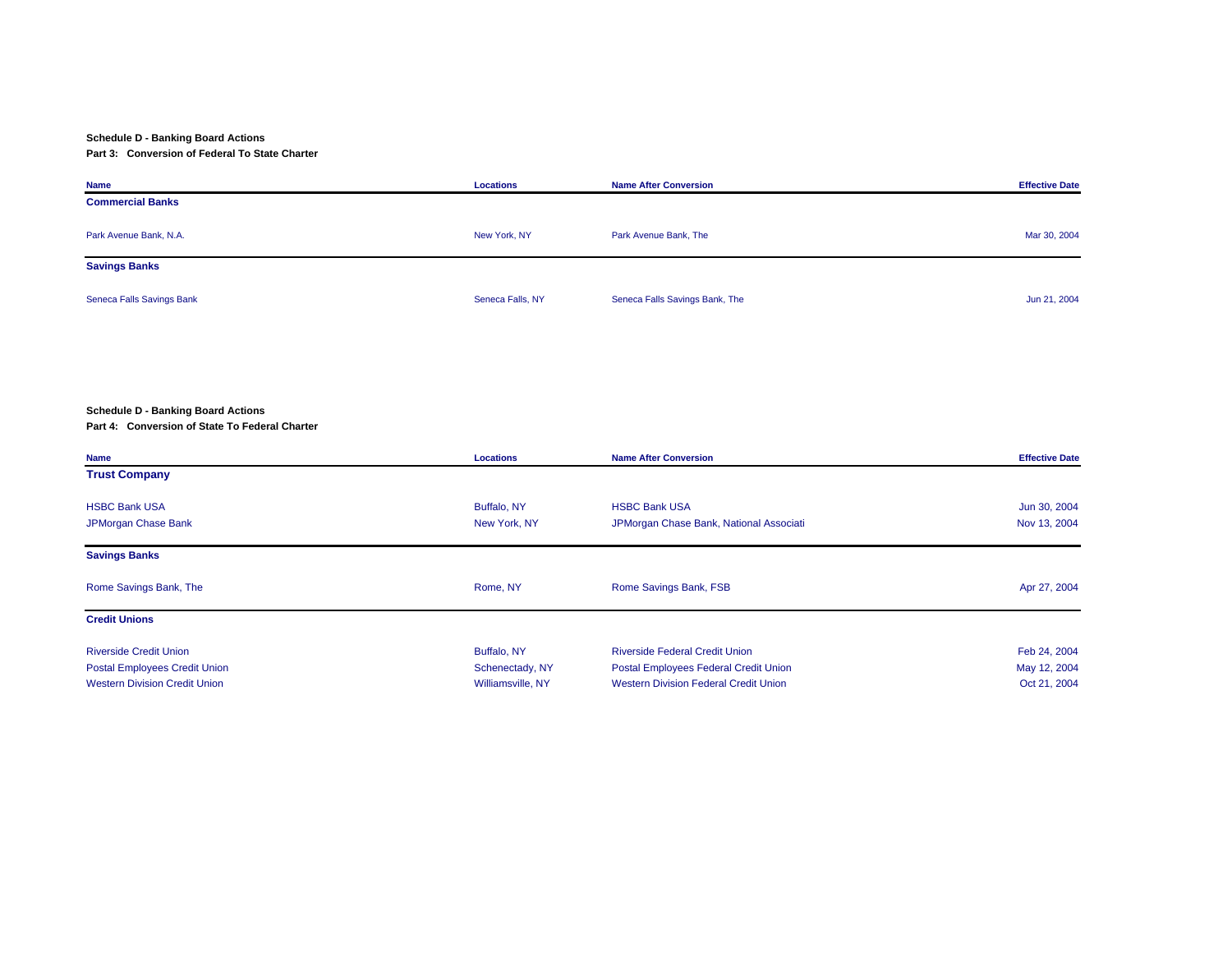**Schedule D - Banking Board Actions**

**Part 3: Conversion of Federal To State Charter**

| Name | Locations | Name After Conversion | Effective Date |
|---|---|---|---|
| **Commercial Banks** | | | |
| Park Avenue Bank, N.A. | New York, NY | Park Avenue Bank, The | Mar 30, 2004 |
| **Savings Banks** | | | |
| Seneca Falls Savings Bank | Seneca Falls, NY | Seneca Falls Savings Bank, The | Jun 21, 2004 |

**Schedule D - Banking Board Actions**

**Part 4: Conversion of State To Federal Charter**

| Name | Locations | Name After Conversion | Effective Date |
|---|---|---|---|
| **Trust Company** | | | |
| HSBC Bank USA | Buffalo, NY | HSBC Bank USA | Jun 30, 2004 |
| JPMorgan Chase Bank | New York, NY | JPMorgan Chase Bank, National Associati | Nov 13, 2004 |
| **Savings Banks** | | | |
| Rome Savings Bank, The | Rome, NY | Rome Savings Bank, FSB | Apr 27, 2004 |
| **Credit Unions** | | | |
| Riverside Credit Union | Buffalo, NY | Riverside Federal Credit Union | Feb 24, 2004 |
| Postal Employees Credit Union | Schenectady, NY | Postal Employees Federal Credit Union | May 12, 2004 |
| Western Division Credit Union | Williamsville, NY | Western Division Federal Credit Union | Oct 21, 2004 |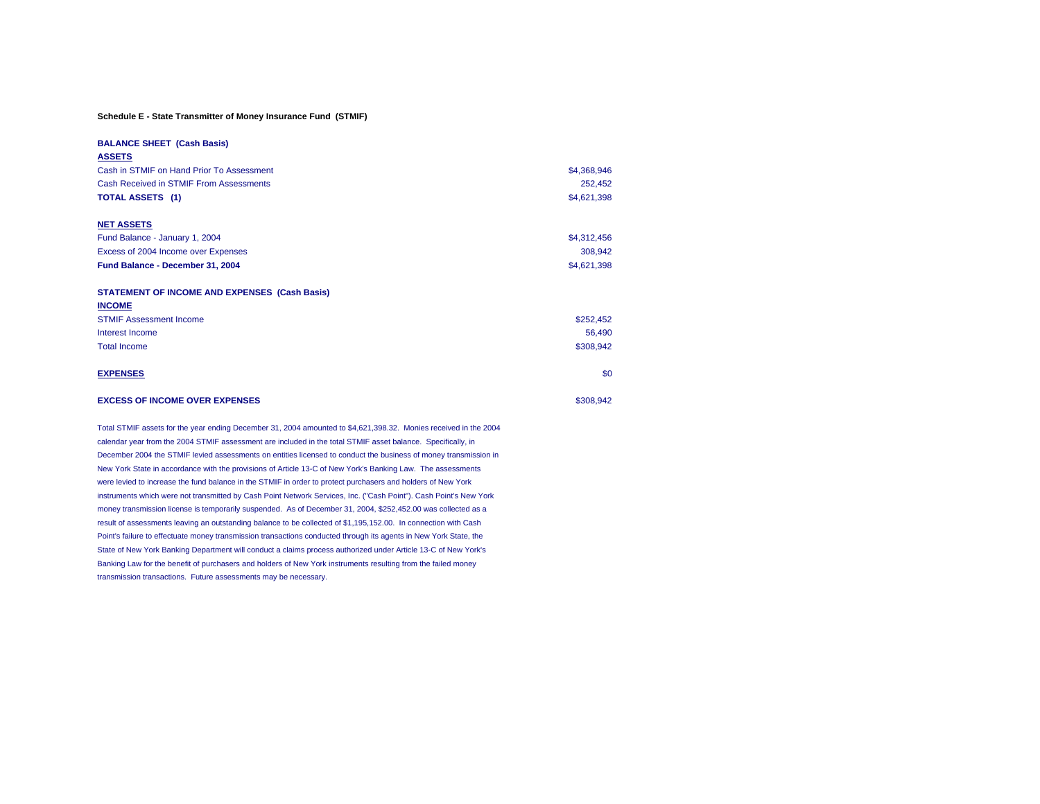**Schedule E - State Transmitter of Money Insurance Fund (STMIF)**

**BALANCE SHEET (Cash Basis)**

| **ASSETS** | |
|---|---|
| Cash in STMIF on Hand Prior To Assessment | $4,368,946 |
| Cash Received in STMIF From Assessments | 252,452 |
| **TOTAL ASSETS (1)** | $4,621,398 |
| | |
| **NET ASSETS** | |
| Fund Balance - January 1, 2004 | $4,312,456 |
| Excess of 2004 Income over Expenses | 308,942 |
| **Fund Balance - December 31, 2004** | $4,621,398 |

**STATEMENT OF INCOME AND EXPENSES (Cash Basis)**

| **INCOME** | |
|---|---|
| STMIF Assessment Income | $252,452 |
| Interest Income | 56,490 |
| Total Income | $308,942 |
| | |
| **EXPENSES** | $0 |
| | |
| **EXCESS OF INCOME OVER EXPENSES** | $308,942 |

Total STMIF assets for the year ending December 31, 2004 amounted to $4,621,398.32. Monies received in the 2004 calendar year from the 2004 STMIF assessment are included in the total STMIF asset balance. Specifically, in December 2004 the STMIF levied assessments on entities licensed to conduct the business of money transmission in New York State in accordance with the provisions of Article 13-C of New York's Banking Law. The assessments were levied to increase the fund balance in the STMIF in order to protect purchasers and holders of New York instruments which were not transmitted by Cash Point Network Services, Inc. ("Cash Point"). Cash Point's New York money transmission license is temporarily suspended. As of December 31, 2004, $252,452.00 was collected as a result of assessments leaving an outstanding balance to be collected of $1,195,152.00. In connection with Cash Point's failure to effectuate money transmission transactions conducted through its agents in New York State, the State of New York Banking Department will conduct a claims process authorized under Article 13-C of New York's Banking Law for the benefit of purchasers and holders of New York instruments resulting from the failed money transmission transactions. Future assessments may be necessary.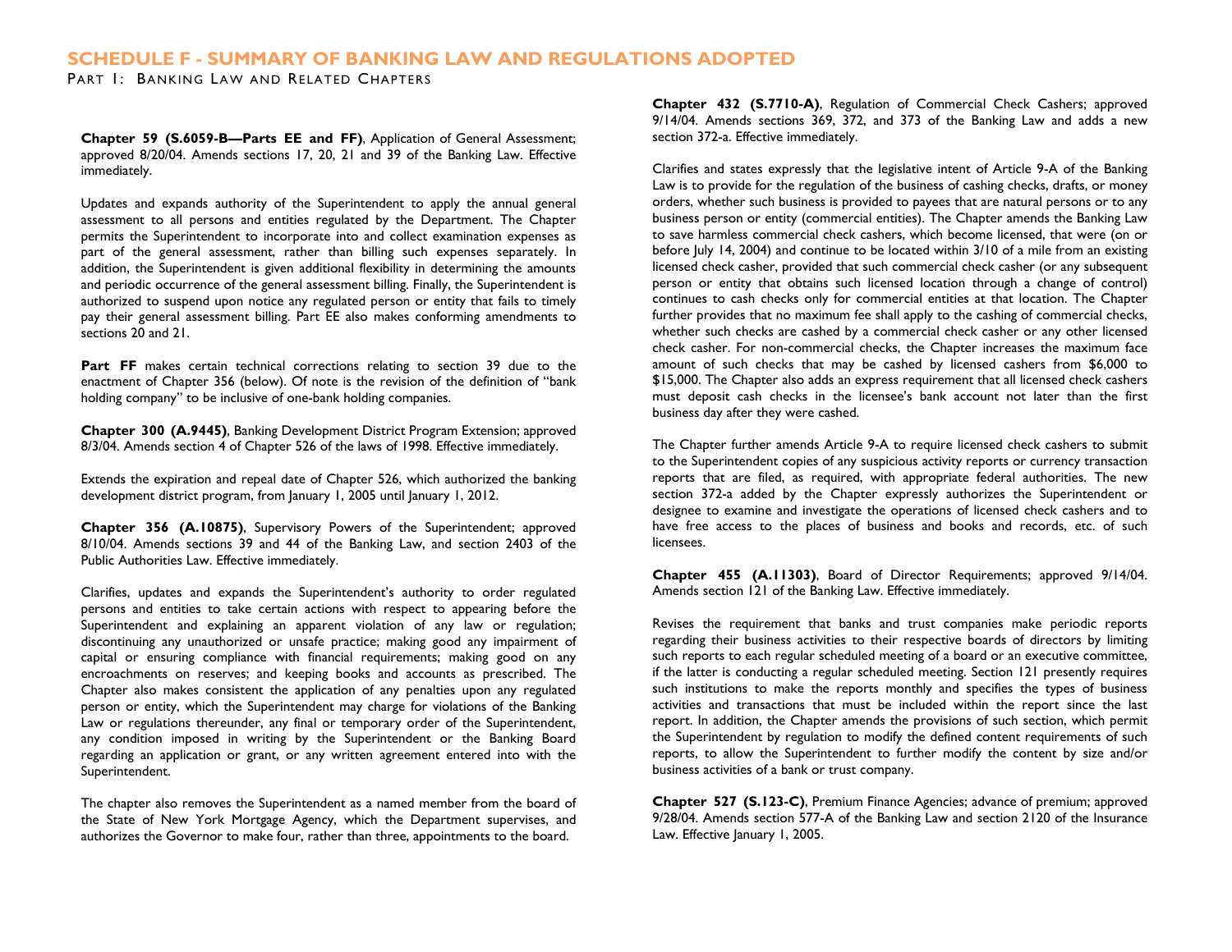# SCHEDULE F - SUMMARY OF BANKING LAW AND REGULATIONS ADOPTED

## PART I: BANKING LAW AND RELATED CHAPTERS

**Chapter 59 (S.6059-B—Parts EE and FF)**, Application of General Assessment; approved 8/20/04. Amends sections 17, 20, 21 and 39 of the Banking Law. Effective immediately.

Updates and expands authority of the Superintendent to apply the annual general assessment to all persons and entities regulated by the Department. The Chapter permits the Superintendent to incorporate into and collect examination expenses as part of the general assessment, rather than billing such expenses separately. In addition, the Superintendent is given additional flexibility in determining the amounts and periodic occurrence of the general assessment billing. Finally, the Superintendent is authorized to suspend upon notice any regulated person or entity that fails to timely pay their general assessment billing. Part EE also makes conforming amendments to sections 20 and 21.

**Part FF** makes certain technical corrections relating to section 39 due to the enactment of Chapter 356 (below). Of note is the revision of the definition of "bank holding company" to be inclusive of one-bank holding companies.

**Chapter 300 (A.9445)**, Banking Development District Program Extension; approved 8/3/04. Amends section 4 of Chapter 526 of the laws of 1998. Effective immediately.

Extends the expiration and repeal date of Chapter 526, which authorized the banking development district program, from January 1, 2005 until January 1, 2012.

**Chapter 356 (A.10875)**, Supervisory Powers of the Superintendent; approved 8/10/04. Amends sections 39 and 44 of the Banking Law, and section 2403 of the Public Authorities Law. Effective immediately.

Clarifies, updates and expands the Superintendent's authority to order regulated persons and entities to take certain actions with respect to appearing before the Superintendent and explaining an apparent violation of any law or regulation; discontinuing any unauthorized or unsafe practice; making good any impairment of capital or ensuring compliance with financial requirements; making good on any encroachments on reserves; and keeping books and accounts as prescribed. The Chapter also makes consistent the application of any penalties upon any regulated person or entity, which the Superintendent may charge for violations of the Banking Law or regulations thereunder, any final or temporary order of the Superintendent, any condition imposed in writing by the Superintendent or the Banking Board regarding an application or grant, or any written agreement entered into with the Superintendent.

The chapter also removes the Superintendent as a named member from the board of the State of New York Mortgage Agency, which the Department supervises, and authorizes the Governor to make four, rather than three, appointments to the board.

**Chapter 432 (S.7710-A)**, Regulation of Commercial Check Cashers; approved 9/14/04. Amends sections 369, 372, and 373 of the Banking Law and adds a new section 372-a. Effective immediately.

Clarifies and states expressly that the legislative intent of Article 9-A of the Banking Law is to provide for the regulation of the business of cashing checks, drafts, or money orders, whether such business is provided to payees that are natural persons or to any business person or entity (commercial entities). The Chapter amends the Banking Law to save harmless commercial check cashers, which become licensed, that were (on or before July 14, 2004) and continue to be located within 3/10 of a mile from an existing licensed check casher, provided that such commercial check casher (or any subsequent person or entity that obtains such licensed location through a change of control) continues to cash checks only for commercial entities at that location. The Chapter further provides that no maximum fee shall apply to the cashing of commercial checks, whether such checks are cashed by a commercial check casher or any other licensed check casher. For non-commercial checks, the Chapter increases the maximum face amount of such checks that may be cashed by licensed cashers from $6,000 to $15,000. The Chapter also adds an express requirement that all licensed check cashers must deposit cash checks in the licensee's bank account not later than the first business day after they were cashed.

The Chapter further amends Article 9-A to require licensed check cashers to submit to the Superintendent copies of any suspicious activity reports or currency transaction reports that are filed, as required, with appropriate federal authorities. The new section 372-a added by the Chapter expressly authorizes the Superintendent or designee to examine and investigate the operations of licensed check cashers and to have free access to the places of business and books and records, etc. of such licensees.

**Chapter 455 (A.11303)**, Board of Director Requirements; approved 9/14/04. Amends section 121 of the Banking Law. Effective immediately.

Revises the requirement that banks and trust companies make periodic reports regarding their business activities to their respective boards of directors by limiting such reports to each regular scheduled meeting of a board or an executive committee, if the latter is conducting a regular scheduled meeting. Section 121 presently requires such institutions to make the reports monthly and specifies the types of business activities and transactions that must be included within the report since the last report. In addition, the Chapter amends the provisions of such section, which permit the Superintendent by regulation to modify the defined content requirements of such reports, to allow the Superintendent to further modify the content by size and/or business activities of a bank or trust company.

**Chapter 527 (S.123-C)**, Premium Finance Agencies; advance of premium; approved 9/28/04. Amends section 577-A of the Banking Law and section 2120 of the Insurance Law. Effective January 1, 2005.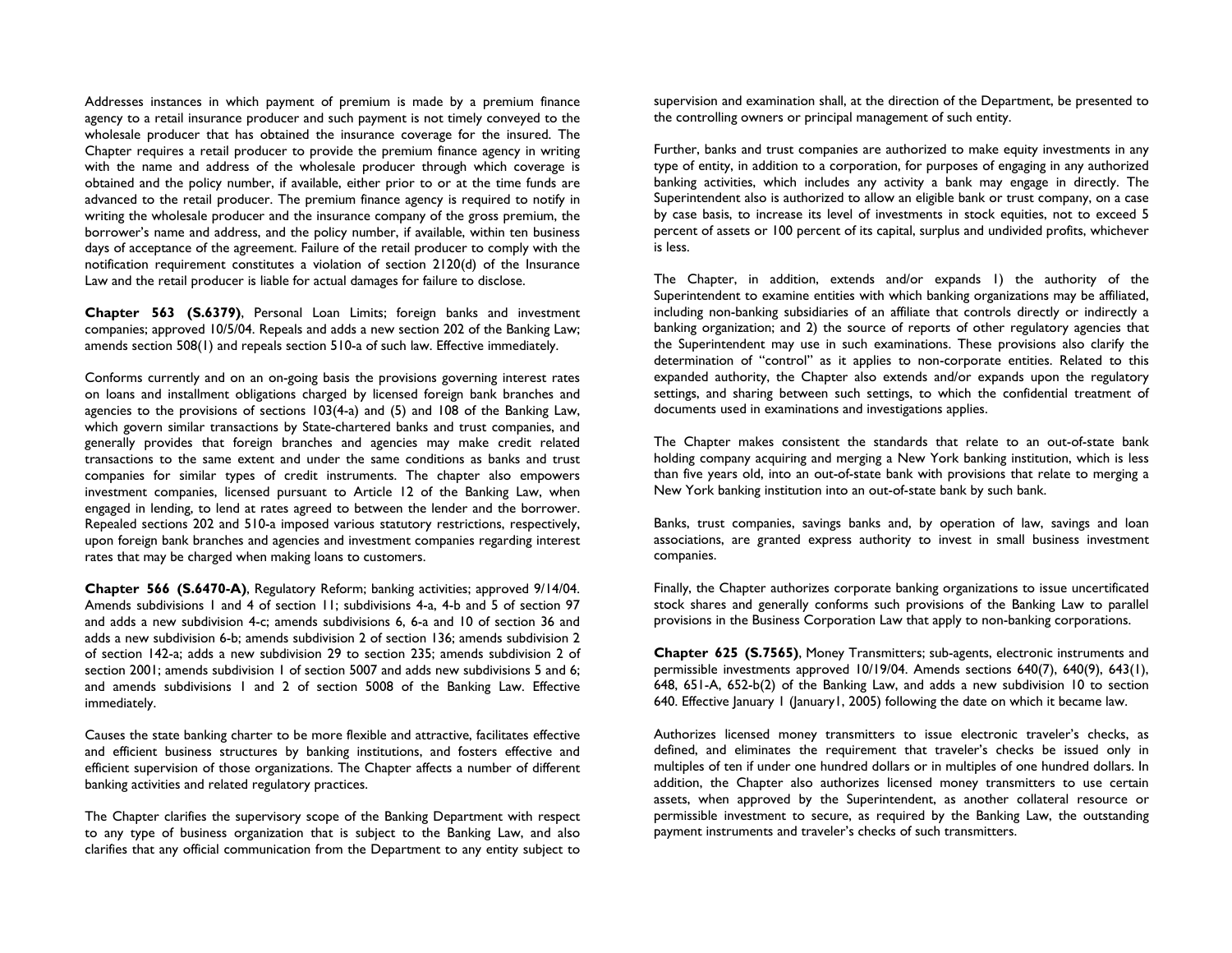Addresses instances in which payment of premium is made by a premium finance agency to a retail insurance producer and such payment is not timely conveyed to the wholesale producer that has obtained the insurance coverage for the insured. The Chapter requires a retail producer to provide the premium finance agency in writing with the name and address of the wholesale producer through which coverage is obtained and the policy number, if available, either prior to or at the time funds are advanced to the retail producer. The premium finance agency is required to notify in writing the wholesale producer and the insurance company of the gross premium, the borrower's name and address, and the policy number, if available, within ten business days of acceptance of the agreement. Failure of the retail producer to comply with the notification requirement constitutes a violation of section 2120(d) of the Insurance Law and the retail producer is liable for actual damages for failure to disclose.

**Chapter 563 (S.6379)**, Personal Loan Limits; foreign banks and investment companies; approved 10/5/04. Repeals and adds a new section 202 of the Banking Law; amends section 508(1) and repeals section 510-a of such law. Effective immediately.

Conforms currently and on an on-going basis the provisions governing interest rates on loans and installment obligations charged by licensed foreign bank branches and agencies to the provisions of sections 103(4-a) and (5) and 108 of the Banking Law, which govern similar transactions by State-chartered banks and trust companies, and generally provides that foreign branches and agencies may make credit related transactions to the same extent and under the same conditions as banks and trust companies for similar types of credit instruments. The chapter also empowers investment companies, licensed pursuant to Article 12 of the Banking Law, when engaged in lending, to lend at rates agreed to between the lender and the borrower. Repealed sections 202 and 510-a imposed various statutory restrictions, respectively, upon foreign bank branches and agencies and investment companies regarding interest rates that may be charged when making loans to customers.

**Chapter 566 (S.6470-A)**, Regulatory Reform; banking activities; approved 9/14/04. Amends subdivisions 1 and 4 of section 11; subdivisions 4-a, 4-b and 5 of section 97 and adds a new subdivision 4-c; amends subdivisions 6, 6-a and 10 of section 36 and adds a new subdivision 6-b; amends subdivision 2 of section 136; amends subdivision 2 of section 142-a; adds a new subdivision 29 to section 235; amends subdivision 2 of section 2001; amends subdivision 1 of section 5007 and adds new subdivisions 5 and 6; and amends subdivisions 1 and 2 of section 5008 of the Banking Law. Effective immediately.

Causes the state banking charter to be more flexible and attractive, facilitates effective and efficient business structures by banking institutions, and fosters effective and efficient supervision of those organizations. The Chapter affects a number of different banking activities and related regulatory practices.

The Chapter clarifies the supervisory scope of the Banking Department with respect to any type of business organization that is subject to the Banking Law, and also clarifies that any official communication from the Department to any entity subject to supervision and examination shall, at the direction of the Department, be presented to the controlling owners or principal management of such entity.

Further, banks and trust companies are authorized to make equity investments in any type of entity, in addition to a corporation, for purposes of engaging in any authorized banking activities, which includes any activity a bank may engage in directly. The Superintendent also is authorized to allow an eligible bank or trust company, on a case by case basis, to increase its level of investments in stock equities, not to exceed 5 percent of assets or 100 percent of its capital, surplus and undivided profits, whichever is less.

The Chapter, in addition, extends and/or expands 1) the authority of the Superintendent to examine entities with which banking organizations may be affiliated, including non-banking subsidiaries of an affiliate that controls directly or indirectly a banking organization; and 2) the source of reports of other regulatory agencies that the Superintendent may use in such examinations. These provisions also clarify the determination of "control" as it applies to non-corporate entities. Related to this expanded authority, the Chapter also extends and/or expands upon the regulatory settings, and sharing between such settings, to which the confidential treatment of documents used in examinations and investigations applies.

The Chapter makes consistent the standards that relate to an out-of-state bank holding company acquiring and merging a New York banking institution, which is less than five years old, into an out-of-state bank with provisions that relate to merging a New York banking institution into an out-of-state bank by such bank.

Banks, trust companies, savings banks and, by operation of law, savings and loan associations, are granted express authority to invest in small business investment companies.

Finally, the Chapter authorizes corporate banking organizations to issue uncertificated stock shares and generally conforms such provisions of the Banking Law to parallel provisions in the Business Corporation Law that apply to non-banking corporations.

**Chapter 625 (S.7565)**, Money Transmitters; sub-agents, electronic instruments and permissible investments approved 10/19/04. Amends sections 640(7), 640(9), 643(1), 648, 651-A, 652-b(2) of the Banking Law, and adds a new subdivision 10 to section 640. Effective January 1 (January1, 2005) following the date on which it became law.

Authorizes licensed money transmitters to issue electronic traveler's checks, as defined, and eliminates the requirement that traveler's checks be issued only in multiples of ten if under one hundred dollars or in multiples of one hundred dollars. In addition, the Chapter also authorizes licensed money transmitters to use certain assets, when approved by the Superintendent, as another collateral resource or permissible investment to secure, as required by the Banking Law, the outstanding payment instruments and traveler's checks of such transmitters.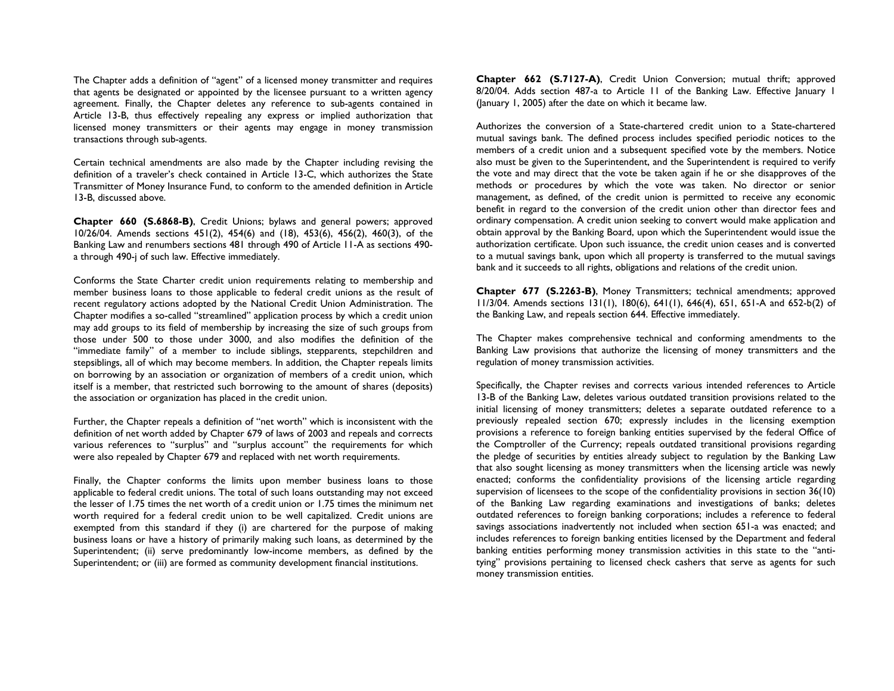The Chapter adds a definition of "agent" of a licensed money transmitter and requires that agents be designated or appointed by the licensee pursuant to a written agency agreement. Finally, the Chapter deletes any reference to sub-agents contained in Article 13-B, thus effectively repealing any express or implied authorization that licensed money transmitters or their agents may engage in money transmission transactions through sub-agents.

Certain technical amendments are also made by the Chapter including revising the definition of a traveler's check contained in Article 13-C, which authorizes the State Transmitter of Money Insurance Fund, to conform to the amended definition in Article 13-B, discussed above.

**Chapter 660 (S.6868-B)**, Credit Unions; bylaws and general powers; approved 10/26/04. Amends sections 451(2), 454(6) and (18), 453(6), 456(2), 460(3), of the Banking Law and renumbers sections 481 through 490 of Article 11-A as sections 490-a through 490-j of such law. Effective immediately.

Conforms the State Charter credit union requirements relating to membership and member business loans to those applicable to federal credit unions as the result of recent regulatory actions adopted by the National Credit Union Administration. The Chapter modifies a so-called "streamlined" application process by which a credit union may add groups to its field of membership by increasing the size of such groups from those under 500 to those under 3000, and also modifies the definition of the "immediate family" of a member to include siblings, stepparents, stepchildren and stepsiblings, all of which may become members. In addition, the Chapter repeals limits on borrowing by an association or organization of members of a credit union, which itself is a member, that restricted such borrowing to the amount of shares (deposits) the association or organization has placed in the credit union.

Further, the Chapter repeals a definition of "net worth" which is inconsistent with the definition of net worth added by Chapter 679 of laws of 2003 and repeals and corrects various references to "surplus" and "surplus account" the requirements for which were also repealed by Chapter 679 and replaced with net worth requirements.

Finally, the Chapter conforms the limits upon member business loans to those applicable to federal credit unions. The total of such loans outstanding may not exceed the lesser of 1.75 times the net worth of a credit union or 1.75 times the minimum net worth required for a federal credit union to be well capitalized. Credit unions are exempted from this standard if they (i) are chartered for the purpose of making business loans or have a history of primarily making such loans, as determined by the Superintendent; (ii) serve predominantly low-income members, as defined by the Superintendent; or (iii) are formed as community development financial institutions.

**Chapter 662 (S.7127-A)**, Credit Union Conversion; mutual thrift; approved 8/20/04. Adds section 487-a to Article 11 of the Banking Law. Effective January 1 (January 1, 2005) after the date on which it became law.

Authorizes the conversion of a State-chartered credit union to a State-chartered mutual savings bank. The defined process includes specified periodic notices to the members of a credit union and a subsequent specified vote by the members. Notice also must be given to the Superintendent, and the Superintendent is required to verify the vote and may direct that the vote be taken again if he or she disapproves of the methods or procedures by which the vote was taken. No director or senior management, as defined, of the credit union is permitted to receive any economic benefit in regard to the conversion of the credit union other than director fees and ordinary compensation. A credit union seeking to convert would make application and obtain approval by the Banking Board, upon which the Superintendent would issue the authorization certificate. Upon such issuance, the credit union ceases and is converted to a mutual savings bank, upon which all property is transferred to the mutual savings bank and it succeeds to all rights, obligations and relations of the credit union.

**Chapter 677 (S.2263-B)**, Money Transmitters; technical amendments; approved 11/3/04. Amends sections 131(1), 180(6), 641(1), 646(4), 651, 651-A and 652-b(2) of the Banking Law, and repeals section 644. Effective immediately.

The Chapter makes comprehensive technical and conforming amendments to the Banking Law provisions that authorize the licensing of money transmitters and the regulation of money transmission activities.

Specifically, the Chapter revises and corrects various intended references to Article 13-B of the Banking Law, deletes various outdated transition provisions related to the initial licensing of money transmitters; deletes a separate outdated reference to a previously repealed section 670; expressly includes in the licensing exemption provisions a reference to foreign banking entities supervised by the federal Office of the Comptroller of the Currency; repeals outdated transitional provisions regarding the pledge of securities by entities already subject to regulation by the Banking Law that also sought licensing as money transmitters when the licensing article was newly enacted; conforms the confidentiality provisions of the licensing article regarding supervision of licensees to the scope of the confidentiality provisions in section 36(10) of the Banking Law regarding examinations and investigations of banks; deletes outdated references to foreign banking corporations; includes a reference to federal savings associations inadvertently not included when section 651-a was enacted; and includes references to foreign banking entities licensed by the Department and federal banking entities performing money transmission activities in this state to the "anti-tying" provisions pertaining to licensed check cashers that serve as agents for such money transmission entities.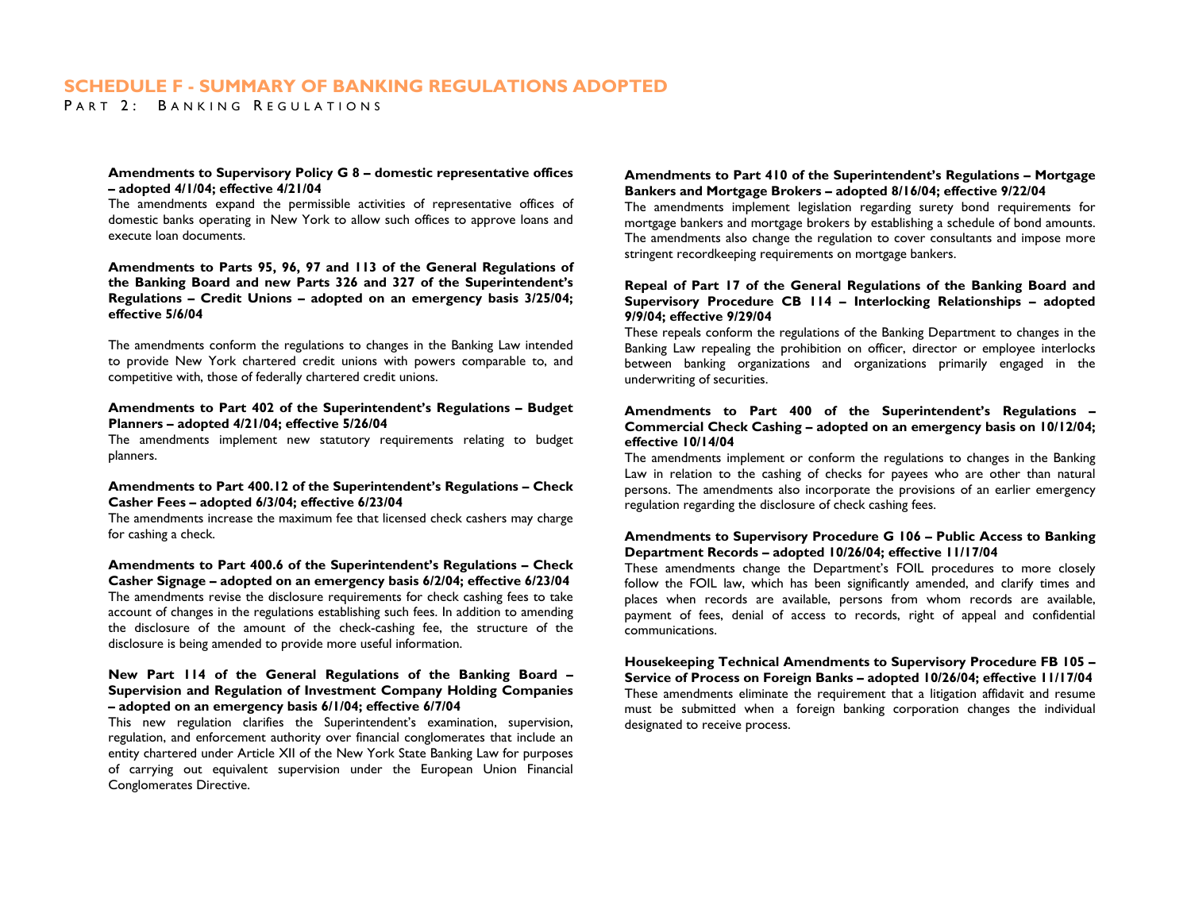# SCHEDULE F - SUMMARY OF BANKING REGULATIONS ADOPTED

## PART 2: BANKING REGULATIONS

**Amendments to Supervisory Policy G 8 – domestic representative offices – adopted 4/1/04; effective 4/21/04**

The amendments expand the permissible activities of representative offices of domestic banks operating in New York to allow such offices to approve loans and execute loan documents.

**Amendments to Parts 95, 96, 97 and 113 of the General Regulations of the Banking Board and new Parts 326 and 327 of the Superintendent's Regulations – Credit Unions – adopted on an emergency basis 3/25/04; effective 5/6/04**

The amendments conform the regulations to changes in the Banking Law intended to provide New York chartered credit unions with powers comparable to, and competitive with, those of federally chartered credit unions.

**Amendments to Part 402 of the Superintendent's Regulations – Budget Planners – adopted 4/21/04; effective 5/26/04**

The amendments implement new statutory requirements relating to budget planners.

**Amendments to Part 400.12 of the Superintendent's Regulations – Check Casher Fees – adopted 6/3/04; effective 6/23/04**

The amendments increase the maximum fee that licensed check cashers may charge for cashing a check.

**Amendments to Part 400.6 of the Superintendent's Regulations – Check Casher Signage – adopted on an emergency basis 6/2/04; effective 6/23/04**

The amendments revise the disclosure requirements for check cashing fees to take account of changes in the regulations establishing such fees. In addition to amending the disclosure of the amount of the check-cashing fee, the structure of the disclosure is being amended to provide more useful information.

**New Part 114 of the General Regulations of the Banking Board – Supervision and Regulation of Investment Company Holding Companies – adopted on an emergency basis 6/1/04; effective 6/7/04**

This new regulation clarifies the Superintendent's examination, supervision, regulation, and enforcement authority over financial conglomerates that include an entity chartered under Article XII of the New York State Banking Law for purposes of carrying out equivalent supervision under the European Union Financial Conglomerates Directive.

**Amendments to Part 410 of the Superintendent's Regulations – Mortgage Bankers and Mortgage Brokers – adopted 8/16/04; effective 9/22/04**

The amendments implement legislation regarding surety bond requirements for mortgage bankers and mortgage brokers by establishing a schedule of bond amounts. The amendments also change the regulation to cover consultants and impose more stringent recordkeeping requirements on mortgage bankers.

**Repeal of Part 17 of the General Regulations of the Banking Board and Supervisory Procedure CB 114 – Interlocking Relationships – adopted 9/9/04; effective 9/29/04**

These repeals conform the regulations of the Banking Department to changes in the Banking Law repealing the prohibition on officer, director or employee interlocks between banking organizations and organizations primarily engaged in the underwriting of securities.

**Amendments to Part 400 of the Superintendent's Regulations – Commercial Check Cashing – adopted on an emergency basis on 10/12/04; effective 10/14/04**

The amendments implement or conform the regulations to changes in the Banking Law in relation to the cashing of checks for payees who are other than natural persons. The amendments also incorporate the provisions of an earlier emergency regulation regarding the disclosure of check cashing fees.

**Amendments to Supervisory Procedure G 106 – Public Access to Banking Department Records – adopted 10/26/04; effective 11/17/04**

These amendments change the Department's FOIL procedures to more closely follow the FOIL law, which has been significantly amended, and clarify times and places when records are available, persons from whom records are available, payment of fees, denial of access to records, right of appeal and confidential communications.

**Housekeeping Technical Amendments to Supervisory Procedure FB 105 – Service of Process on Foreign Banks – adopted 10/26/04; effective 11/17/04**

These amendments eliminate the requirement that a litigation affidavit and resume must be submitted when a foreign banking corporation changes the individual designated to receive process.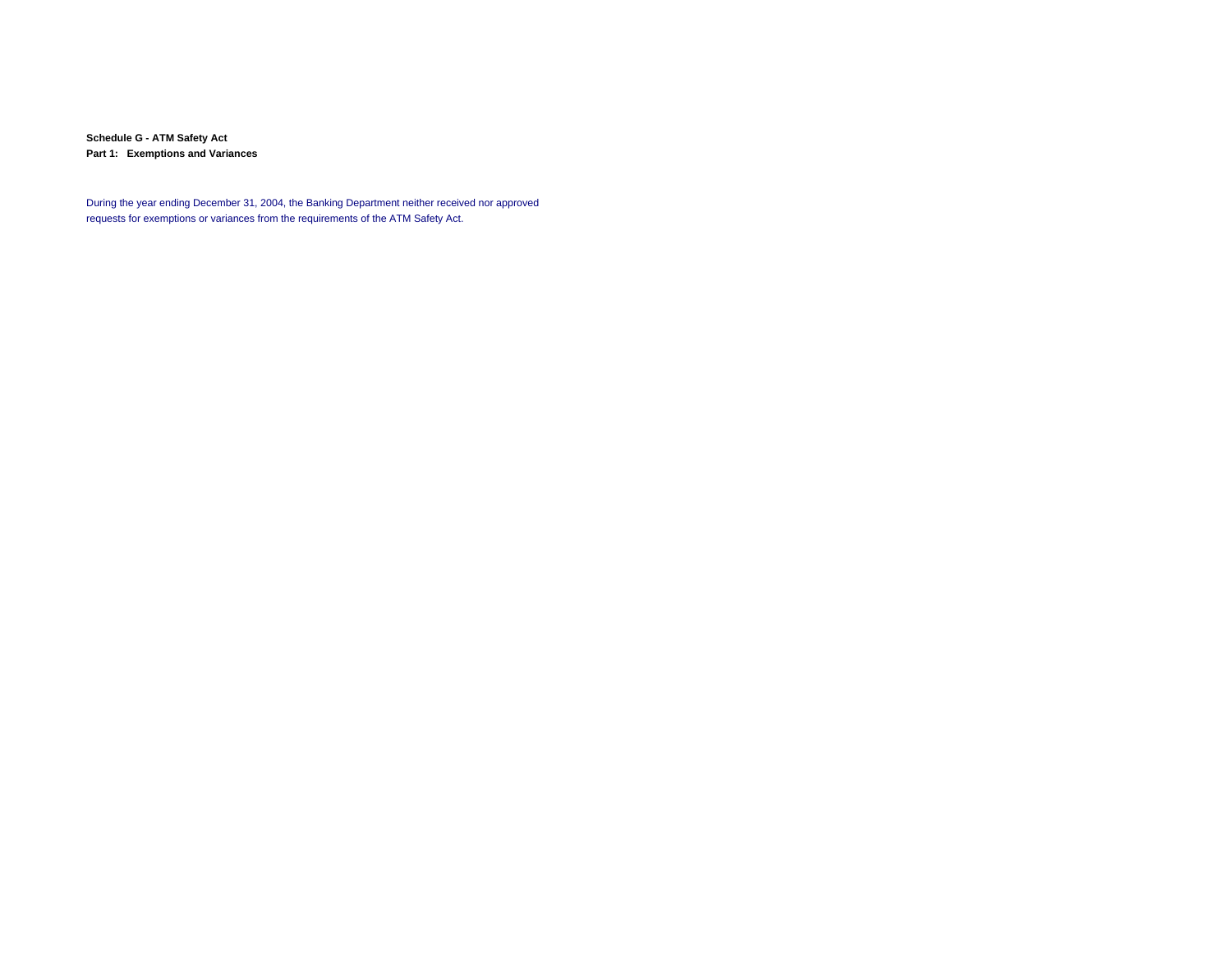**Schedule G - ATM Safety Act**

**Part 1: Exemptions and Variances**

During the year ending December 31, 2004, the Banking Department neither received nor approved requests for exemptions or variances from the requirements of the ATM Safety Act.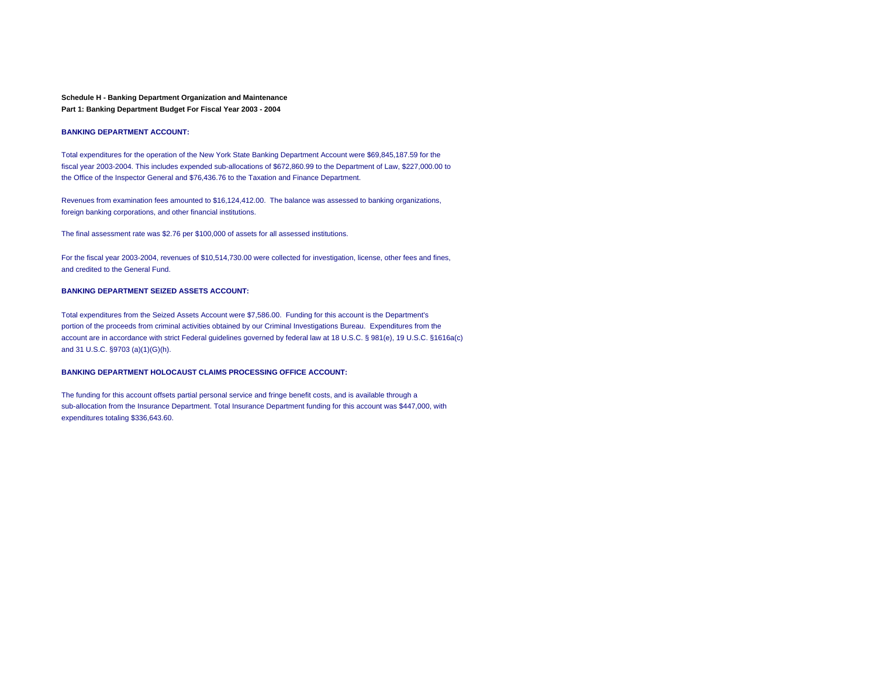**Schedule H - Banking Department Organization and Maintenance**

**Part 1: Banking Department Budget For Fiscal Year 2003 - 2004**

**BANKING DEPARTMENT ACCOUNT:**

Total expenditures for the operation of the New York State Banking Department Account were $69,845,187.59 for the fiscal year 2003-2004. This includes expended sub-allocations of $672,860.99 to the Department of Law, $227,000.00 to the Office of the Inspector General and $76,436.76 to the Taxation and Finance Department.

Revenues from examination fees amounted to $16,124,412.00. The balance was assessed to banking organizations, foreign banking corporations, and other financial institutions.

The final assessment rate was $2.76 per $100,000 of assets for all assessed institutions.

For the fiscal year 2003-2004, revenues of $10,514,730.00 were collected for investigation, license, other fees and fines, and credited to the General Fund.

**BANKING DEPARTMENT SEIZED ASSETS ACCOUNT:**

Total expenditures from the Seized Assets Account were $7,586.00. Funding for this account is the Department's portion of the proceeds from criminal activities obtained by our Criminal Investigations Bureau. Expenditures from the account are in accordance with strict Federal guidelines governed by federal law at 18 U.S.C. § 981(e), 19 U.S.C. §1616a(c) and 31 U.S.C. §9703 (a)(1)(G)(h).

**BANKING DEPARTMENT HOLOCAUST CLAIMS PROCESSING OFFICE ACCOUNT:**

The funding for this account offsets partial personal service and fringe benefit costs, and is available through a sub-allocation from the Insurance Department. Total Insurance Department funding for this account was $447,000, with expenditures totaling $336,643.60.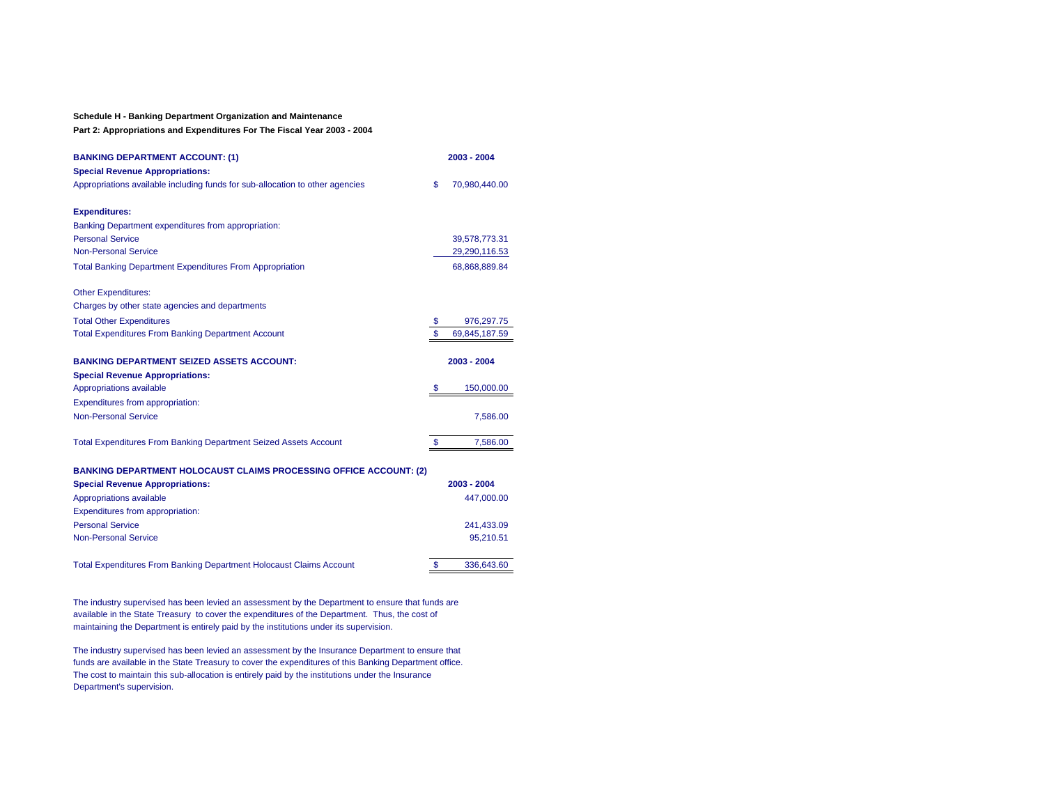**Schedule H - Banking Department Organization and Maintenance**

**Part 2: Appropriations and Expenditures For The Fiscal Year 2003 - 2004**

| **BANKING DEPARTMENT ACCOUNT: (1)** | **2003 - 2004** |
|---|---|
| **Special Revenue Appropriations:** | |
| Appropriations available including funds for sub-allocation to other agencies | $ 70,980,440.00 |
| | |
| **Expenditures:** | |
| Banking Department expenditures from appropriation: | |
| Personal Service | 39,578,773.31 |
| Non-Personal Service | 29,290,116.53 |
| Total Banking Department Expenditures From Appropriation | 68,868,889.84 |
| | |
| Other Expenditures: | |
| Charges by other state agencies and departments | |
| Total Other Expenditures | $ 976,297.75 |
| Total Expenditures From Banking Department Account | $ 69,845,187.59 |

| **BANKING DEPARTMENT SEIZED ASSETS ACCOUNT:** | **2003 - 2004** |
|---|---|
| **Special Revenue Appropriations:** | |
| Appropriations available | $ 150,000.00 |
| Expenditures from appropriation: | |
| Non-Personal Service | 7,586.00 |
| | |
| Total Expenditures From Banking Department Seized Assets Account | $ 7,586.00 |

| **BANKING DEPARTMENT HOLOCAUST CLAIMS PROCESSING OFFICE ACCOUNT: (2)** | |
|---|---|
| **Special Revenue Appropriations:** | **2003 - 2004** |
| Appropriations available | 447,000.00 |
| Expenditures from appropriation: | |
| Personal Service | 241,433.09 |
| Non-Personal Service | 95,210.51 |
| | |
| Total Expenditures From Banking Department Holocaust Claims Account | $ 336,643.60 |

The industry supervised has been levied an assessment by the Department to ensure that funds are available in the State Treasury to cover the expenditures of the Department. Thus, the cost of maintaining the Department is entirely paid by the institutions under its supervision.

The industry supervised has been levied an assessment by the Insurance Department to ensure that funds are available in the State Treasury to cover the expenditures of this Banking Department office. The cost to maintain this sub-allocation is entirely paid by the institutions under the Insurance Department's supervision.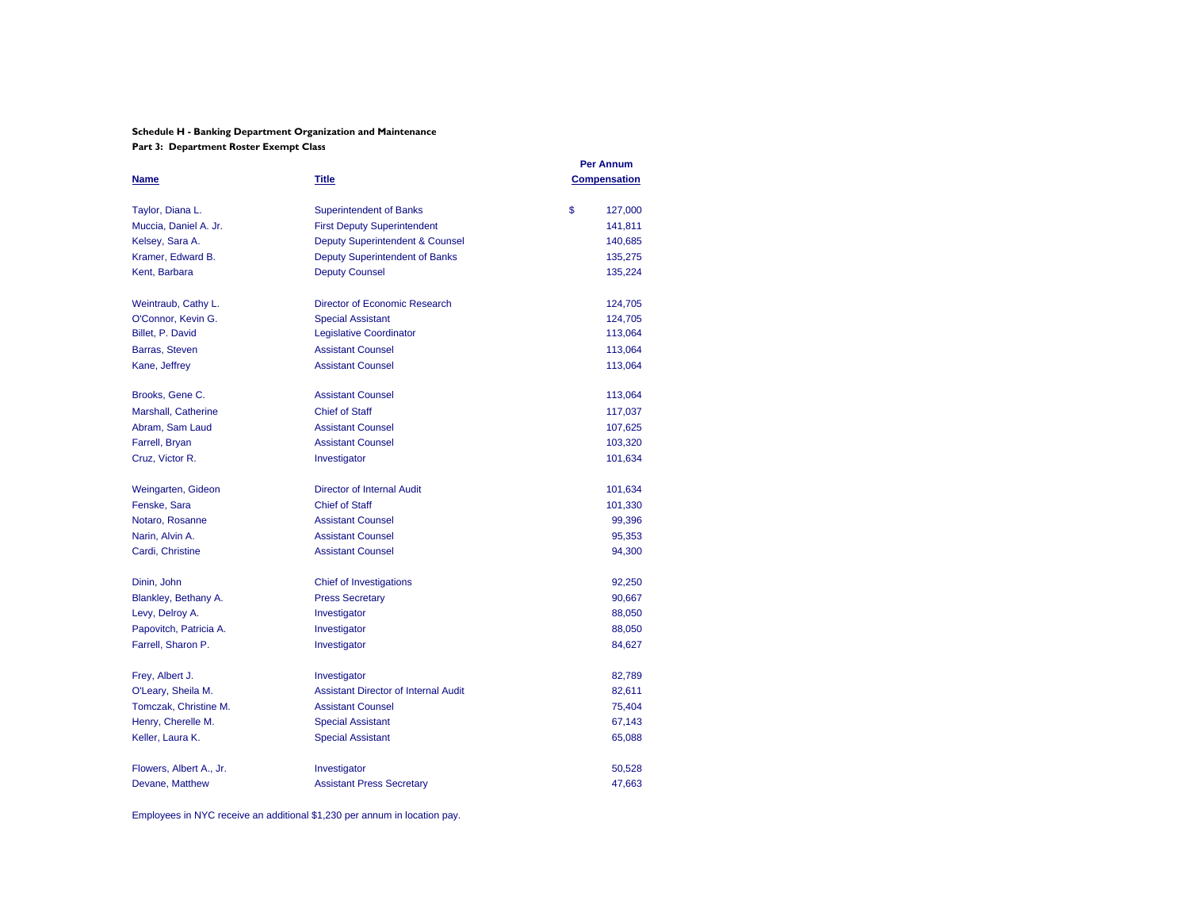**Schedule H - Banking Department Organization and Maintenance**

**Part 3: Department Roster Exempt Class**

| Name | Title | Per Annum Compensation |
|---|---|---|
| Taylor, Diana L. | Superintendent of Banks | $ 127,000 |
| Muccia, Daniel A. Jr. | First Deputy Superintendent | 141,811 |
| Kelsey, Sara A. | Deputy Superintendent & Counsel | 140,685 |
| Kramer, Edward B. | Deputy Superintendent of Banks | 135,275 |
| Kent, Barbara | Deputy Counsel | 135,224 |
| Weintraub, Cathy L. | Director of Economic Research | 124,705 |
| O'Connor, Kevin G. | Special Assistant | 124,705 |
| Billet, P. David | Legislative Coordinator | 113,064 |
| Barras, Steven | Assistant Counsel | 113,064 |
| Kane, Jeffrey | Assistant Counsel | 113,064 |
| Brooks, Gene C. | Assistant Counsel | 113,064 |
| Marshall, Catherine | Chief of Staff | 117,037 |
| Abram, Sam Laud | Assistant Counsel | 107,625 |
| Farrell, Bryan | Assistant Counsel | 103,320 |
| Cruz, Victor R. | Investigator | 101,634 |
| Weingarten, Gideon | Director of Internal Audit | 101,634 |
| Fenske, Sara | Chief of Staff | 101,330 |
| Notaro, Rosanne | Assistant Counsel | 99,396 |
| Narin, Alvin A. | Assistant Counsel | 95,353 |
| Cardi, Christine | Assistant Counsel | 94,300 |
| Dinin, John | Chief of Investigations | 92,250 |
| Blankley, Bethany A. | Press Secretary | 90,667 |
| Levy, Delroy A. | Investigator | 88,050 |
| Papovitch, Patricia A. | Investigator | 88,050 |
| Farrell, Sharon P. | Investigator | 84,627 |
| Frey, Albert J. | Investigator | 82,789 |
| O'Leary, Sheila M. | Assistant Director of Internal Audit | 82,611 |
| Tomczak, Christine M. | Assistant Counsel | 75,404 |
| Henry, Cherelle M. | Special Assistant | 67,143 |
| Keller, Laura K. | Special Assistant | 65,088 |
| Flowers, Albert A., Jr. | Investigator | 50,528 |
| Devane, Matthew | Assistant Press Secretary | 47,663 |

Employees in NYC receive an additional $1,230 per annum in location pay.